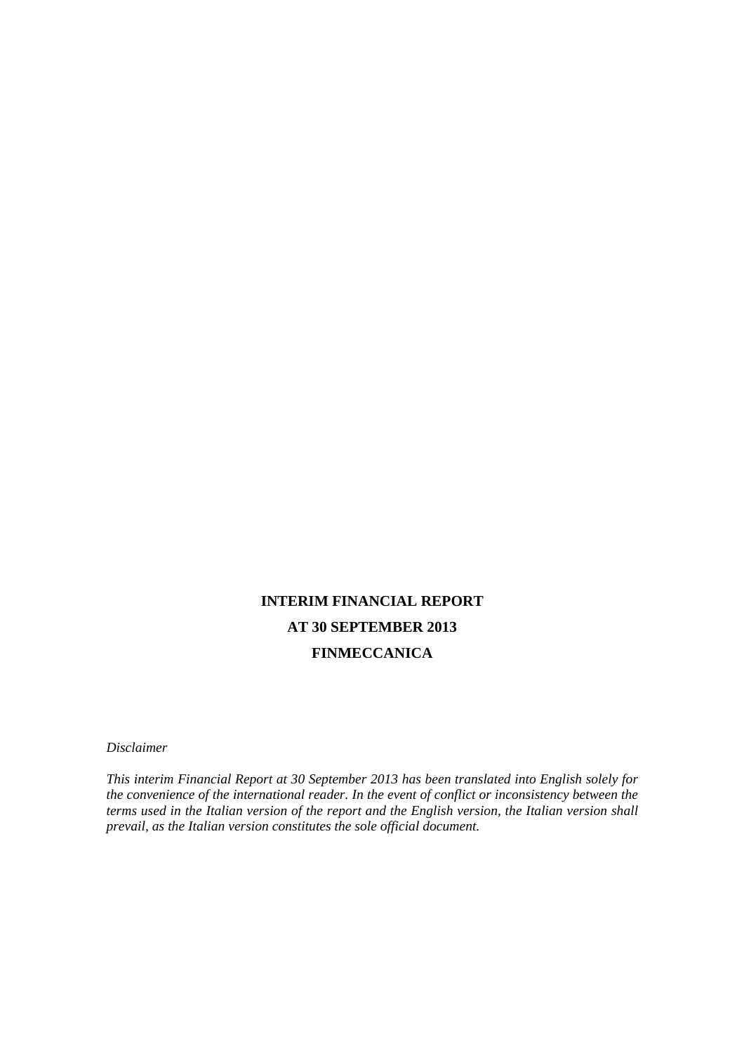# INTERIM FINANCIAL REPORT

# AT 30 SEPTEMBER 2013

# FINMECCANICA

*Disclaimer*

*This interim Financial Report at 30 September 2013 has been translated into English solely for the convenience of the international reader. In the event of conflict or inconsistency between the terms used in the Italian version of the report and the English version, the Italian version shall prevail, as the Italian version constitutes the sole official document.*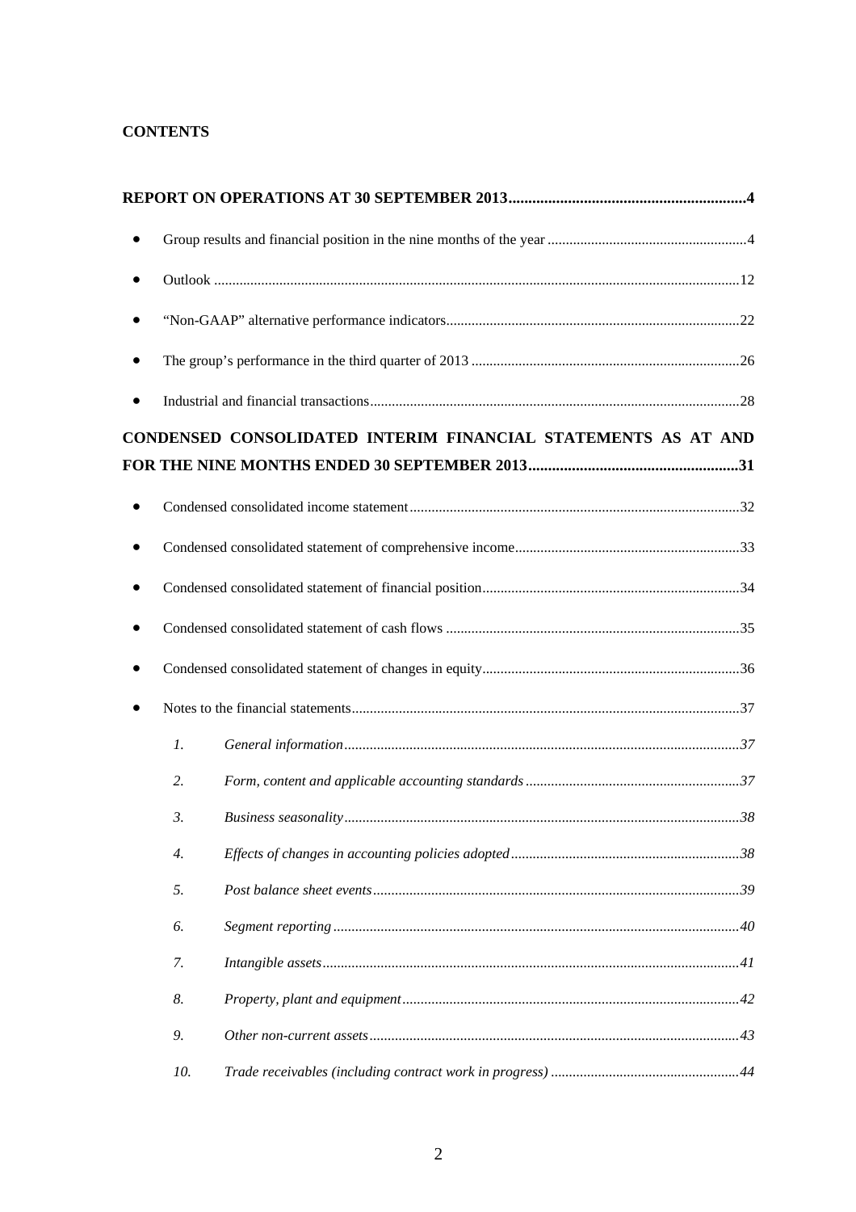**CONTENTS**

**REPORT ON OPERATIONS AT 30 SEPTEMBER 2013............................................................4**

- Group results and financial position in the nine months of the year .......................................................4
- Outlook ...............................................................................................................................................12
- "Non-GAAP" alternative performance indicators................................................................................22
- The group's performance in the third quarter of 2013 .........................................................................26
- Industrial and financial transactions.....................................................................................................28

**CONDENSED CONSOLIDATED INTERIM FINANCIAL STATEMENTS AS AT AND FOR THE NINE MONTHS ENDED 30 SEPTEMBER 2013.....................................................31**

- Condensed consolidated income statement..........................................................................................32
- Condensed consolidated statement of comprehensive income.............................................................33
- Condensed consolidated statement of financial position......................................................................34
- Condensed consolidated statement of cash flows ................................................................................35
- Condensed consolidated statement of changes in equity......................................................................36
- Notes to the financial statements..........................................................................................................37
  1. *General information............................................................................................................37*
  2. *Form, content and applicable accounting standards...........................................................37*
  3. *Business seasonality............................................................................................................38*
  4. *Effects of changes in accounting policies adopted...............................................................38*
  5. *Post balance sheet events.....................................................................................................39*
  6. *Segment reporting...............................................................................................................40*
  7. *Intangible assets..................................................................................................................41*
  8. *Property, plant and equipment............................................................................................42*
  9. *Other non-current assets.....................................................................................................43*
  10. *Trade receivables (including contract work in progress) ....................................................44*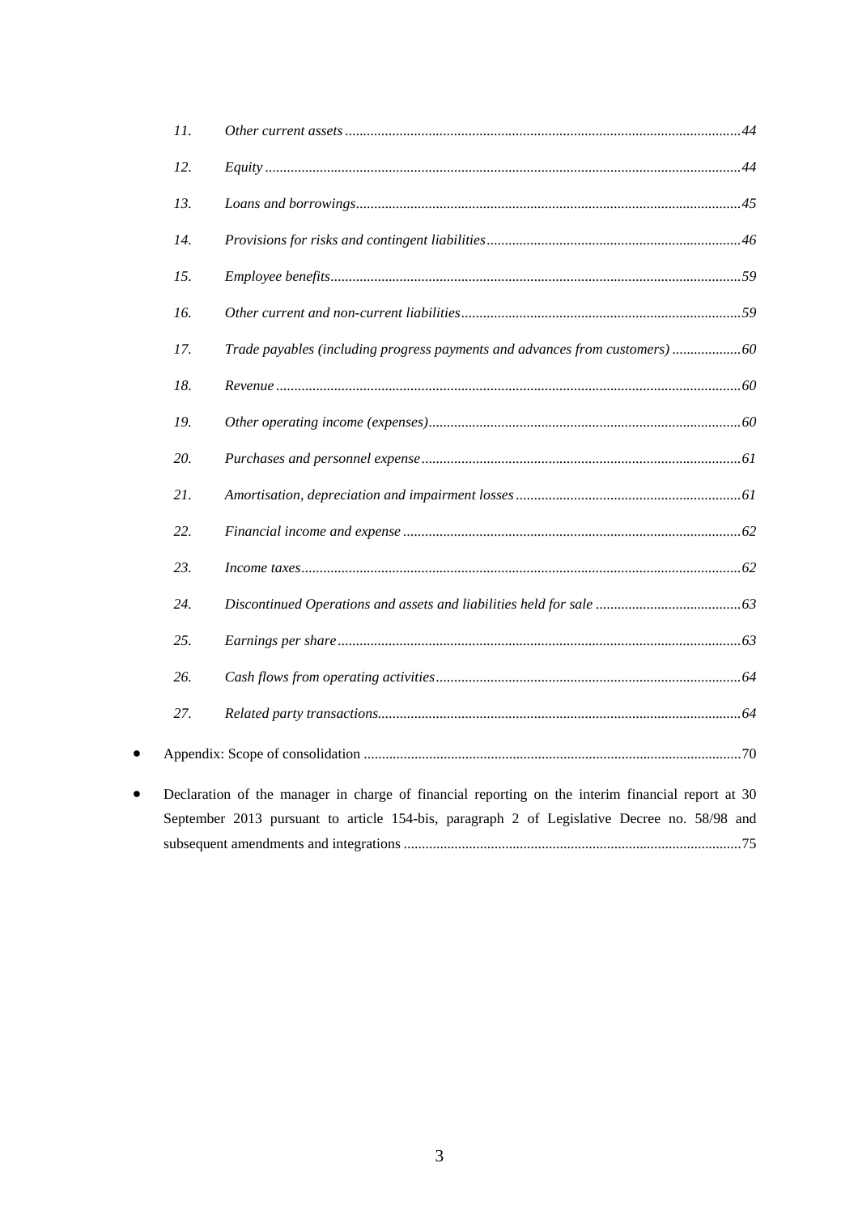11. *Other current assets* ............................................................................................................ *44*

12. *Equity* ................................................................................................................................. *44*

13. *Loans and borrowings*......................................................................................................... *45*

14. *Provisions for risks and contingent liabilities*..................................................................... *46*

15. *Employee benefits*................................................................................................................ *59*

16. *Other current and non-current liabilities*............................................................................ *59*

17. *Trade payables (including progress payments and advances from customers)* .................. *60*

18. *Revenue* .............................................................................................................................. *60*

19. *Other operating income (expenses)*..................................................................................... *60*

20. *Purchases and personnel expense*....................................................................................... *61*

21. *Amortisation, depreciation and impairment losses* ............................................................. *61*

22. *Financial income and expense* ............................................................................................ *62*

23. *Income taxes*....................................................................................................................... *62*

24. *Discontinued Operations and assets and liabilities held for sale* ........................................ *63*

25. *Earnings per share* .............................................................................................................. *63*

26. *Cash flows from operating activities*................................................................................... *64*

27. *Related party transactions*................................................................................................... *64*

- Appendix: Scope of consolidation ....................................................................................... 70
- Declaration of the manager in charge of financial reporting on the interim financial report at 30 September 2013 pursuant to article 154-bis, paragraph 2 of Legislative Decree no. 58/98 and subsequent amendments and integrations ............................................................................................ 75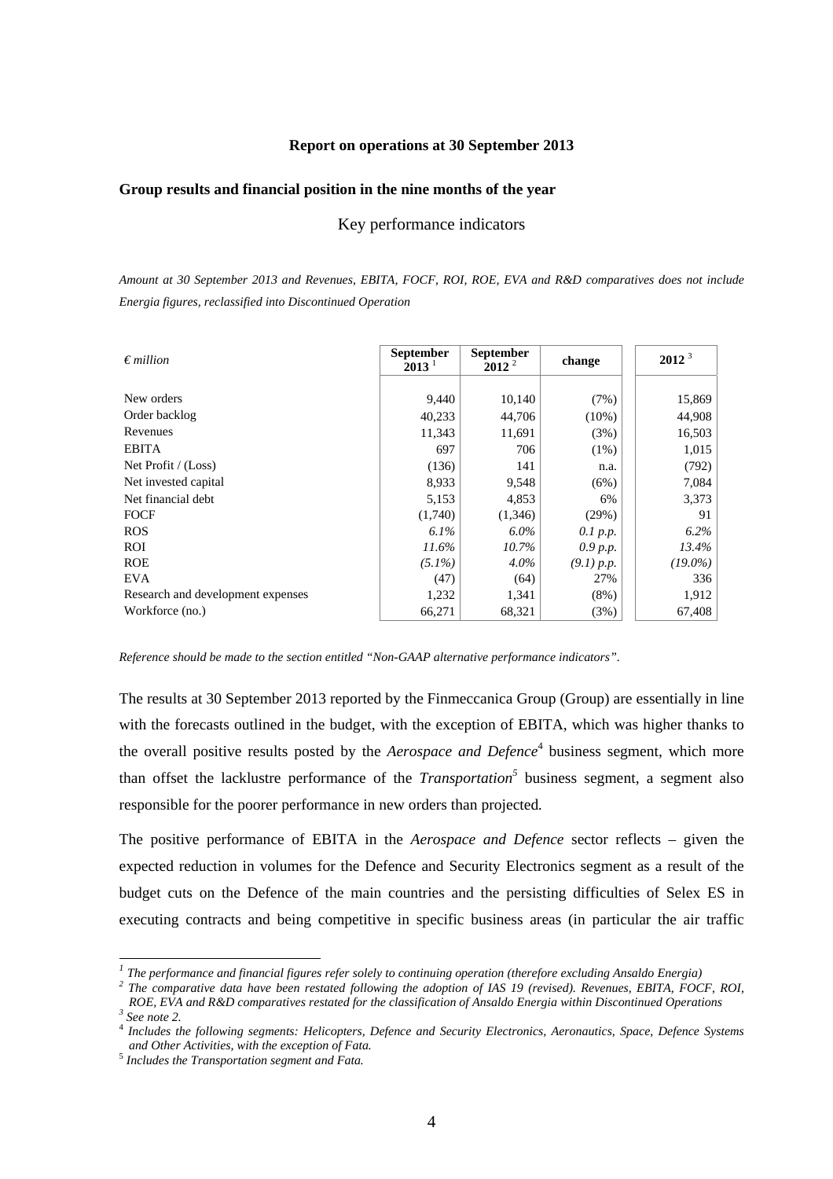**Report on operations at 30 September 2013**

**Group results and financial position in the nine months of the year**

Key performance indicators

*Amount at 30 September 2013 and Revenues, EBITA, FOCF, ROI, ROE, EVA and R&D comparatives does not include Energia figures, reclassified into Discontinued Operation*

| *€ million* | **September 2013** [1] | **September 2012** [2] | **change** | **2012** [3] |
|---|---|---|---|---|
| New orders | 9,440 | 10,140 | (7%) | 15,869 |
| Order backlog | 40,233 | 44,706 | (10%) | 44,908 |
| Revenues | 11,343 | 11,691 | (3%) | 16,503 |
| EBITA | 697 | 706 | (1%) | 1,015 |
| Net Profit / (Loss) | (136) | 141 | n.a. | (792) |
| Net invested capital | 8,933 | 9,548 | (6%) | 7,084 |
| Net financial debt | 5,153 | 4,853 | 6% | 3,373 |
| FOCF | (1,740) | (1,346) | (29%) | 91 |
| ROS | *6.1%* | *6.0%* | *0.1 p.p.* | *6.2%* |
| ROI | *11.6%* | *10.7%* | *0.9 p.p.* | *13.4%* |
| ROE | *(5.1%)* | *4.0%* | *(9.1) p.p.* | *(19.0%)* |
| EVA | (47) | (64) | 27% | 336 |
| Research and development expenses | 1,232 | 1,341 | (8%) | 1,912 |
| Workforce (no.) | 66,271 | 68,321 | (3%) | 67,408 |

*Reference should be made to the section entitled "Non-GAAP alternative performance indicators".*

The results at 30 September 2013 reported by the Finmeccanica Group (Group) are essentially in line with the forecasts outlined in the budget, with the exception of EBITA, which was higher thanks to the overall positive results posted by the *Aerospace and Defence*[4] business segment, which more than offset the lacklustre performance of the *Transportation*[5] business segment, a segment also responsible for the poorer performance in new orders than projected.

The positive performance of EBITA in the *Aerospace and Defence* sector reflects – given the expected reduction in volumes for the Defence and Security Electronics segment as a result of the budget cuts on the Defence of the main countries and the persisting difficulties of Selex ES in executing contracts and being competitive in specific business areas (in particular the air traffic

[1] *The performance and financial figures refer solely to continuing operation (therefore excluding Ansaldo Energia)*

[2] *The comparative data have been restated following the adoption of IAS 19 (revised). Revenues, EBITA, FOCF, ROI, ROE, EVA and R&D comparatives restated for the classification of Ansaldo Energia within Discontinued Operations*

[3] *See note 2.*

[4] *Includes the following segments: Helicopters, Defence and Security Electronics, Aeronautics, Space, Defence Systems and Other Activities, with the exception of Fata.*

[5] *Includes the Transportation segment and Fata.*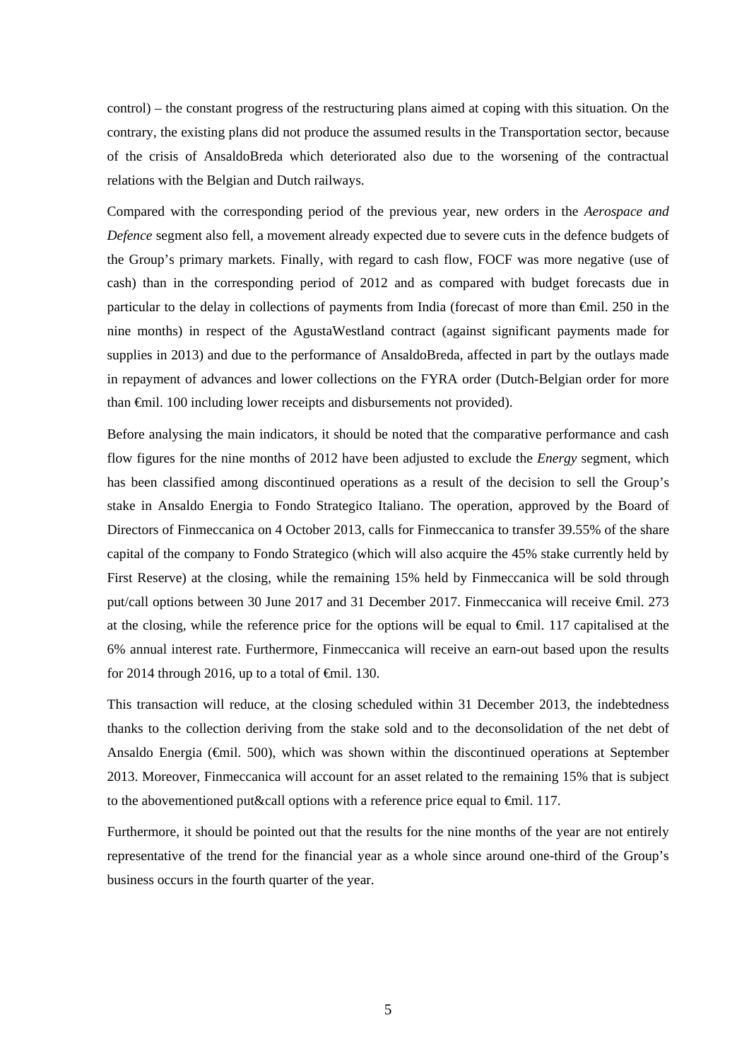control) – the constant progress of the restructuring plans aimed at coping with this situation. On the contrary, the existing plans did not produce the assumed results in the Transportation sector, because of the crisis of AnsaldoBreda which deteriorated also due to the worsening of the contractual relations with the Belgian and Dutch railways.

Compared with the corresponding period of the previous year, new orders in the *Aerospace and Defence* segment also fell, a movement already expected due to severe cuts in the defence budgets of the Group's primary markets. Finally, with regard to cash flow, FOCF was more negative (use of cash) than in the corresponding period of 2012 and as compared with budget forecasts due in particular to the delay in collections of payments from India (forecast of more than €mil. 250 in the nine months) in respect of the AgustaWestland contract (against significant payments made for supplies in 2013) and due to the performance of AnsaldoBreda, affected in part by the outlays made in repayment of advances and lower collections on the FYRA order (Dutch-Belgian order for more than €mil. 100 including lower receipts and disbursements not provided).

Before analysing the main indicators, it should be noted that the comparative performance and cash flow figures for the nine months of 2012 have been adjusted to exclude the *Energy* segment, which has been classified among discontinued operations as a result of the decision to sell the Group's stake in Ansaldo Energia to Fondo Strategico Italiano. The operation, approved by the Board of Directors of Finmeccanica on 4 October 2013, calls for Finmeccanica to transfer 39.55% of the share capital of the company to Fondo Strategico (which will also acquire the 45% stake currently held by First Reserve) at the closing, while the remaining 15% held by Finmeccanica will be sold through put/call options between 30 June 2017 and 31 December 2017. Finmeccanica will receive €mil. 273 at the closing, while the reference price for the options will be equal to €mil. 117 capitalised at the 6% annual interest rate. Furthermore, Finmeccanica will receive an earn-out based upon the results for 2014 through 2016, up to a total of €mil. 130.

This transaction will reduce, at the closing scheduled within 31 December 2013, the indebtedness thanks to the collection deriving from the stake sold and to the deconsolidation of the net debt of Ansaldo Energia (€mil. 500), which was shown within the discontinued operations at September 2013. Moreover, Finmeccanica will account for an asset related to the remaining 15% that is subject to the abovementioned put&call options with a reference price equal to €mil. 117.

Furthermore, it should be pointed out that the results for the nine months of the year are not entirely representative of the trend for the financial year as a whole since around one-third of the Group's business occurs in the fourth quarter of the year.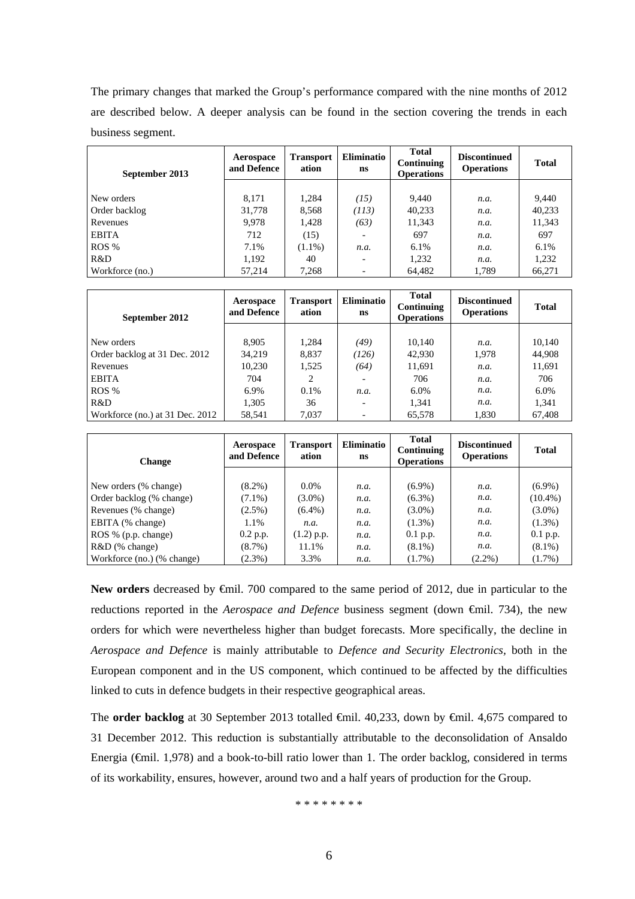The primary changes that marked the Group's performance compared with the nine months of 2012 are described below. A deeper analysis can be found in the section covering the trends in each business segment.

| September 2013 | Aerospace and Defence | Transportation | Eliminations | Total Continuing Operations | Discontinued Operations | Total |
|---|---|---|---|---|---|---|
| New orders | 8,171 | 1,284 | *(15)* | 9,440 | *n.a.* | 9,440 |
| Order backlog | 31,778 | 8,568 | *(113)* | 40,233 | *n.a.* | 40,233 |
| Revenues | 9,978 | 1,428 | *(63)* | 11,343 | *n.a.* | 11,343 |
| EBITA | 712 | (15) | - | 697 | *n.a.* | 697 |
| ROS % | 7.1% | (1.1%) | *n.a.* | 6.1% | *n.a.* | 6.1% |
| R&D | 1,192 | 40 | - | 1,232 | *n.a.* | 1,232 |
| Workforce (no.) | 57,214 | 7,268 | - | 64,482 | 1,789 | 66,271 |

| September 2012 | Aerospace and Defence | Transportation | Eliminations | Total Continuing Operations | Discontinued Operations | Total |
|---|---|---|---|---|---|---|
| New orders | 8,905 | 1,284 | *(49)* | 10,140 | *n.a.* | 10,140 |
| Order backlog at 31 Dec. 2012 | 34,219 | 8,837 | *(126)* | 42,930 | 1,978 | 44,908 |
| Revenues | 10,230 | 1,525 | *(64)* | 11,691 | *n.a.* | 11,691 |
| EBITA | 704 | 2 | - | 706 | *n.a.* | 706 |
| ROS % | 6.9% | 0.1% | *n.a.* | 6.0% | *n.a.* | 6.0% |
| R&D | 1,305 | 36 | - | 1,341 | *n.a.* | 1,341 |
| Workforce (no.) at 31 Dec. 2012 | 58,541 | 7,037 | - | 65,578 | 1,830 | 67,408 |

| Change | Aerospace and Defence | Transportation | Eliminations | Total Continuing Operations | Discontinued Operations | Total |
|---|---|---|---|---|---|---|
| New orders (% change) | (8.2%) | 0.0% | *n.a.* | (6.9%) | *n.a.* | (6.9%) |
| Order backlog (% change) | (7.1%) | (3.0%) | *n.a.* | (6.3%) | *n.a.* | (10.4%) |
| Revenues (% change) | (2.5%) | (6.4%) | *n.a.* | (3.0%) | *n.a.* | (3.0%) |
| EBITA (% change) | 1.1% | *n.a.* | *n.a.* | (1.3%) | *n.a.* | (1.3%) |
| ROS % (p.p. change) | 0.2 p.p. | (1.2) p.p. | *n.a.* | 0.1 p.p. | *n.a.* | 0.1 p.p. |
| R&D (% change) | (8.7%) | 11.1% | *n.a.* | (8.1%) | *n.a.* | (8.1%) |
| Workforce (no.) (% change) | (2.3%) | 3.3% | *n.a.* | (1.7%) | (2.2%) | (1.7%) |

**New orders** decreased by €mil. 700 compared to the same period of 2012, due in particular to the reductions reported in the *Aerospace and Defence* business segment (down €mil. 734), the new orders for which were nevertheless higher than budget forecasts. More specifically, the decline in *Aerospace and Defence* is mainly attributable to *Defence and Security Electronics*, both in the European component and in the US component, which continued to be affected by the difficulties linked to cuts in defence budgets in their respective geographical areas.

The **order backlog** at 30 September 2013 totalled €mil. 40,233, down by €mil. 4,675 compared to 31 December 2012. This reduction is substantially attributable to the deconsolidation of Ansaldo Energia (€mil. 1,978) and a book-to-bill ratio lower than 1. The order backlog, considered in terms of its workability, ensures, however, around two and a half years of production for the Group.

\* \* \* \* \* \* \* \*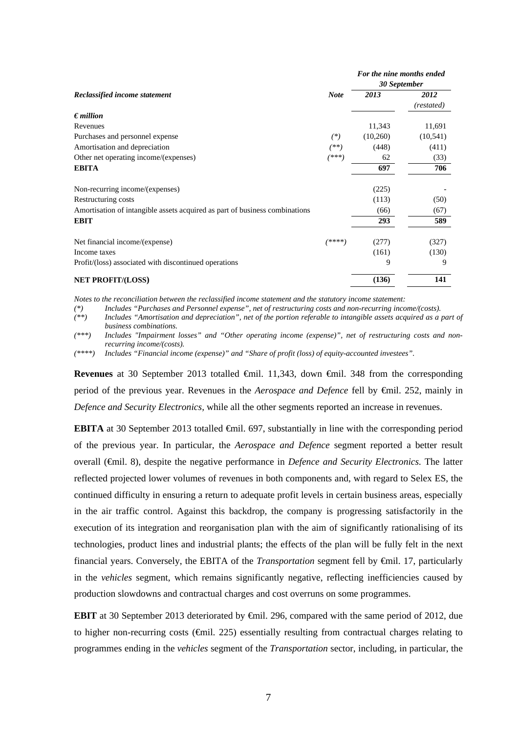| *Reclassified income statement* | *Note* | *For the nine months ended 30 September* 2013 | 2012 (restated) |
|---|---|---|---|
| *€ million* | | | |
| Revenues | | 11,343 | 11,691 |
| Purchases and personnel expense | (*) | (10,260) | (10,541) |
| Amortisation and depreciation | (**) | (448) | (411) |
| Other net operating income/(expenses) | (***) | 62 | (33) |
| **EBITA** | | **697** | **706** |
| Non-recurring income/(expenses) | | (225) | - |
| Restructuring costs | | (113) | (50) |
| Amortisation of intangible assets acquired as part of business combinations | | (66) | (67) |
| **EBIT** | | **293** | **589** |
| Net financial income/(expense) | (****) | (277) | (327) |
| Income taxes | | (161) | (130) |
| Profit/(loss) associated with discontinued operations | | 9 | 9 |
| **NET PROFIT/(LOSS)** | | **(136)** | **141** |

*Notes to the reconciliation between the reclassified income statement and the statutory income statement:*

*(\*) Includes "Purchases and Personnel expense", net of restructuring costs and non-recurring income/(costs).*

*(\*\*) Includes "Amortisation and depreciation", net of the portion referable to intangible assets acquired as a part of business combinations.*

*(\*\*\*) Includes "Impairment losses" and "Other operating income (expense)", net of restructuring costs and non-recurring income/(costs).*

*(\*\*\*\*) Includes "Financial income (expense)" and "Share of profit (loss) of equity-accounted investees".*

**Revenues** at 30 September 2013 totalled €mil. 11,343, down €mil. 348 from the corresponding period of the previous year. Revenues in the *Aerospace and Defence* fell by €mil. 252, mainly in *Defence and Security Electronics*, while all the other segments reported an increase in revenues.

**EBITA** at 30 September 2013 totalled €mil. 697, substantially in line with the corresponding period of the previous year. In particular, the *Aerospace and Defence* segment reported a better result overall (€mil. 8), despite the negative performance in *Defence and Security Electronics.* The latter reflected projected lower volumes of revenues in both components and, with regard to Selex ES, the continued difficulty in ensuring a return to adequate profit levels in certain business areas, especially in the air traffic control. Against this backdrop, the company is progressing satisfactorily in the execution of its integration and reorganisation plan with the aim of significantly rationalising of its technologies, product lines and industrial plants; the effects of the plan will be fully felt in the next financial years. Conversely, the EBITA of the *Transportation* segment fell by €mil. 17, particularly in the *vehicles* segment, which remains significantly negative, reflecting inefficiencies caused by production slowdowns and contractual charges and cost overruns on some programmes.

**EBIT** at 30 September 2013 deteriorated by €mil. 296, compared with the same period of 2012, due to higher non-recurring costs (€mil. 225) essentially resulting from contractual charges relating to programmes ending in the *vehicles* segment of the *Transportation* sector, including, in particular, the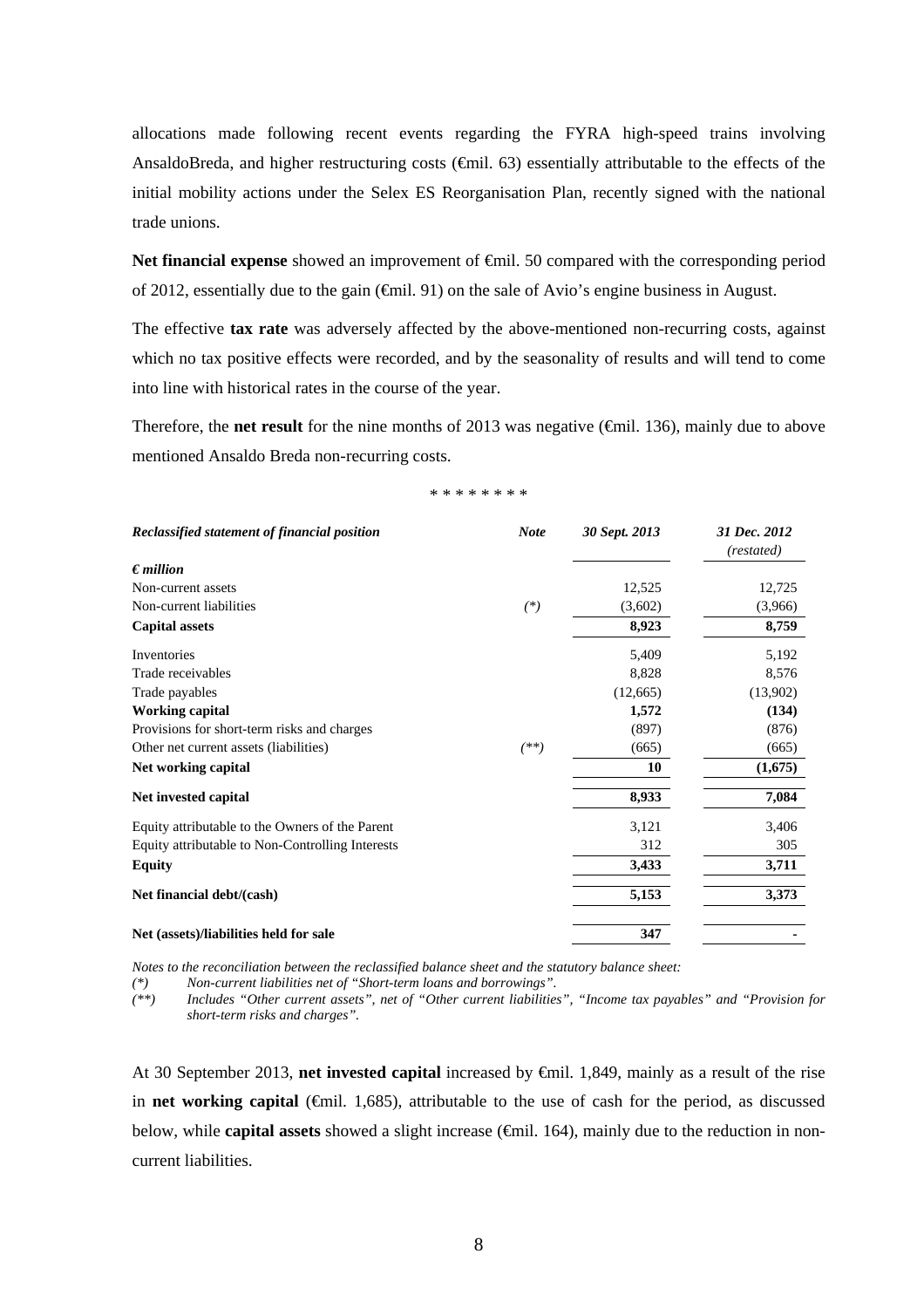allocations made following recent events regarding the FYRA high-speed trains involving AnsaldoBreda, and higher restructuring costs (€mil. 63) essentially attributable to the effects of the initial mobility actions under the Selex ES Reorganisation Plan, recently signed with the national trade unions.

**Net financial expense** showed an improvement of €mil. 50 compared with the corresponding period of 2012, essentially due to the gain (€mil. 91) on the sale of Avio's engine business in August.

The effective **tax rate** was adversely affected by the above-mentioned non-recurring costs, against which no tax positive effects were recorded, and by the seasonality of results and will tend to come into line with historical rates in the course of the year.

Therefore, the **net result** for the nine months of 2013 was negative (€mil. 136), mainly due to above mentioned Ansaldo Breda non-recurring costs.

\* \* \* \* \* \* \* \*

| ***Reclassified statement of financial position*** | ***Note*** | ***30 Sept. 2013*** | ***31 Dec. 2012*** *(restated)* |
|---|---|---|---|
| ***€ million*** | | | |
| Non-current assets | | 12,525 | 12,725 |
| Non-current liabilities | *(\*)* | (3,602) | (3,966) |
| **Capital assets** | | **8,923** | **8,759** |
| Inventories | | 5,409 | 5,192 |
| Trade receivables | | 8,828 | 8,576 |
| Trade payables | | (12,665) | (13,902) |
| **Working capital** | | **1,572** | **(134)** |
| Provisions for short-term risks and charges | | (897) | (876) |
| Other net current assets (liabilities) | *(\*\*)* | (665) | (665) |
| **Net working capital** | | **10** | **(1,675)** |
| **Net invested capital** | | **8,933** | **7,084** |
| Equity attributable to the Owners of the Parent | | 3,121 | 3,406 |
| Equity attributable to Non-Controlling Interests | | 312 | 305 |
| **Equity** | | **3,433** | **3,711** |
| **Net financial debt/(cash)** | | **5,153** | **3,373** |
| **Net (assets)/liabilities held for sale** | | **347** | **-** |

*Notes to the reconciliation between the reclassified balance sheet and the statutory balance sheet:*

*(\*) Non-current liabilities net of "Short-term loans and borrowings".*

*(\*\*) Includes "Other current assets", net of "Other current liabilities", "Income tax payables" and "Provision for short-term risks and charges".*

At 30 September 2013, **net invested capital** increased by €mil. 1,849, mainly as a result of the rise in **net working capital** (€mil. 1,685), attributable to the use of cash for the period, as discussed below, while **capital assets** showed a slight increase (€mil. 164), mainly due to the reduction in non-current liabilities.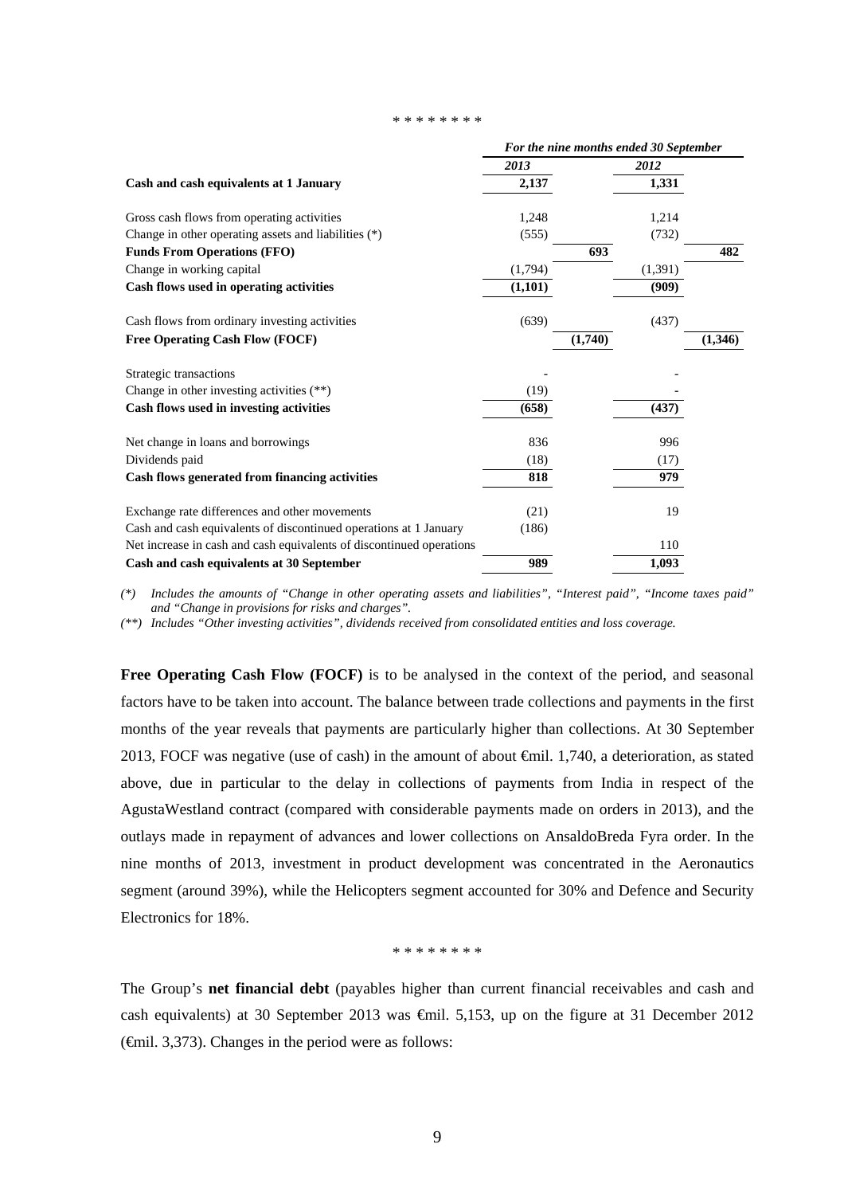\* \* \* \* \* \* \* \*

| | *For the nine months ended 30 September* | | | |
|---|---|---|---|---|
| | *2013* | | *2012* | |
| **Cash and cash equivalents at 1 January** | **2,137** | | **1,331** | |
| Gross cash flows from operating activities | 1,248 | | 1,214 | |
| Change in other operating assets and liabilities (*) | (555) | | (732) | |
| **Funds From Operations (FFO)** | | **693** | | **482** |
| Change in working capital | (1,794) | | (1,391) | |
| **Cash flows used in operating activities** | **(1,101)** | | **(909)** | |
| Cash flows from ordinary investing activities | (639) | | (437) | |
| **Free Operating Cash Flow (FOCF)** | | **(1,740)** | | **(1,346)** |
| Strategic transactions | - | | - | |
| Change in other investing activities (**) | (19) | | - | |
| **Cash flows used in investing activities** | **(658)** | | **(437)** | |
| Net change in loans and borrowings | 836 | | 996 | |
| Dividends paid | (18) | | (17) | |
| **Cash flows generated from financing activities** | **818** | | **979** | |
| Exchange rate differences and other movements | (21) | | 19 | |
| Cash and cash equivalents of discontinued operations at 1 January | (186) | | | |
| Net increase in cash and cash equivalents of discontinued operations | | | 110 | |
| **Cash and cash equivalents at 30 September** | **989** | | **1,093** | |

*(\*) Includes the amounts of "Change in other operating assets and liabilities", "Interest paid", "Income taxes paid" and "Change in provisions for risks and charges".*

*(\*\*) Includes "Other investing activities", dividends received from consolidated entities and loss coverage.*

**Free Operating Cash Flow (FOCF)** is to be analysed in the context of the period, and seasonal factors have to be taken into account. The balance between trade collections and payments in the first months of the year reveals that payments are particularly higher than collections. At 30 September 2013, FOCF was negative (use of cash) in the amount of about €mil. 1,740, a deterioration, as stated above, due in particular to the delay in collections of payments from India in respect of the AgustaWestland contract (compared with considerable payments made on orders in 2013), and the outlays made in repayment of advances and lower collections on AnsaldoBreda Fyra order. In the nine months of 2013, investment in product development was concentrated in the Aeronautics segment (around 39%), while the Helicopters segment accounted for 30% and Defence and Security Electronics for 18%.

\* \* \* \* \* \* \* \*

The Group's **net financial debt** (payables higher than current financial receivables and cash and cash equivalents) at 30 September 2013 was €mil. 5,153, up on the figure at 31 December 2012 (€mil. 3,373). Changes in the period were as follows: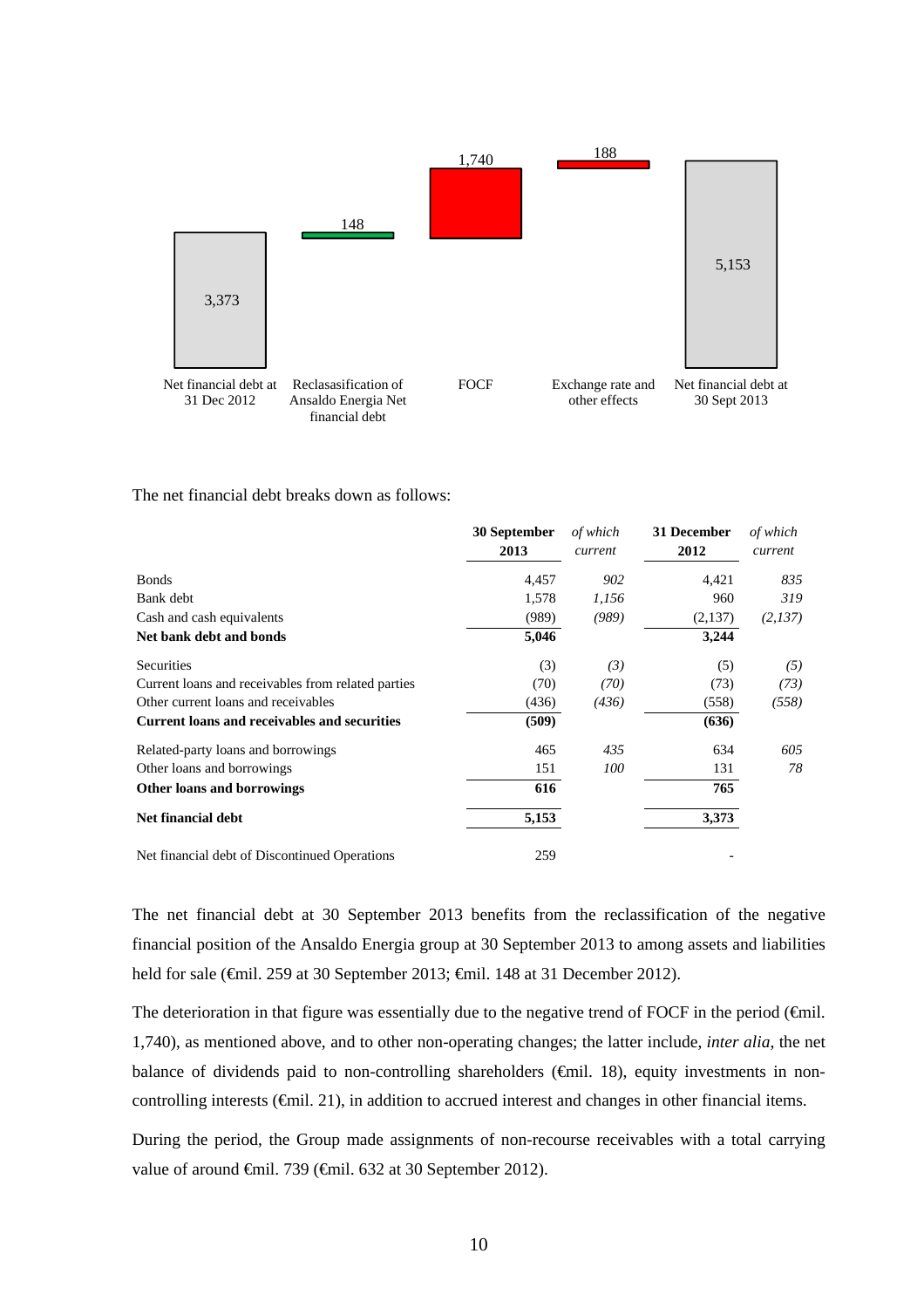| Net financial debt at 31 Dec 2012 | Reclasasification of Ansaldo Energia Net financial debt | FOCF | Exchange rate and other effects | Net financial debt at 30 Sept 2013 |
|---|---|---|---|---|
| 3,373 | 148 | 1,740 | 188 | 5,153 |

The net financial debt breaks down as follows:

| | 30 September 2013 | *of which current* | 31 December 2012 | *of which current* |
|---|---|---|---|---|
| Bonds | 4,457 | *902* | 4,421 | *835* |
| Bank debt | 1,578 | *1,156* | 960 | *319* |
| Cash and cash equivalents | (989) | *(989)* | (2,137) | *(2,137)* |
| **Net bank debt and bonds** | **5,046** | | **3,244** | |
| Securities | (3) | *(3)* | (5) | *(5)* |
| Current loans and receivables from related parties | (70) | *(70)* | (73) | *(73)* |
| Other current loans and receivables | (436) | *(436)* | (558) | *(558)* |
| **Current loans and receivables and securities** | **(509)** | | **(636)** | |
| Related-party loans and borrowings | 465 | *435* | 634 | *605* |
| Other loans and borrowings | 151 | *100* | 131 | *78* |
| **Other loans and borrowings** | **616** | | **765** | |
| **Net financial debt** | **5,153** | | **3,373** | |
| Net financial debt of Discontinued Operations | 259 | | - | |

The net financial debt at 30 September 2013 benefits from the reclassification of the negative financial position of the Ansaldo Energia group at 30 September 2013 to among assets and liabilities held for sale (€mil. 259 at 30 September 2013; €mil. 148 at 31 December 2012).

The deterioration in that figure was essentially due to the negative trend of FOCF in the period (€mil. 1,740), as mentioned above, and to other non-operating changes; the latter include, *inter alia*, the net balance of dividends paid to non-controlling shareholders (€mil. 18), equity investments in non-controlling interests (€mil. 21), in addition to accrued interest and changes in other financial items.

During the period, the Group made assignments of non-recourse receivables with a total carrying value of around €mil. 739 (€mil. 632 at 30 September 2012).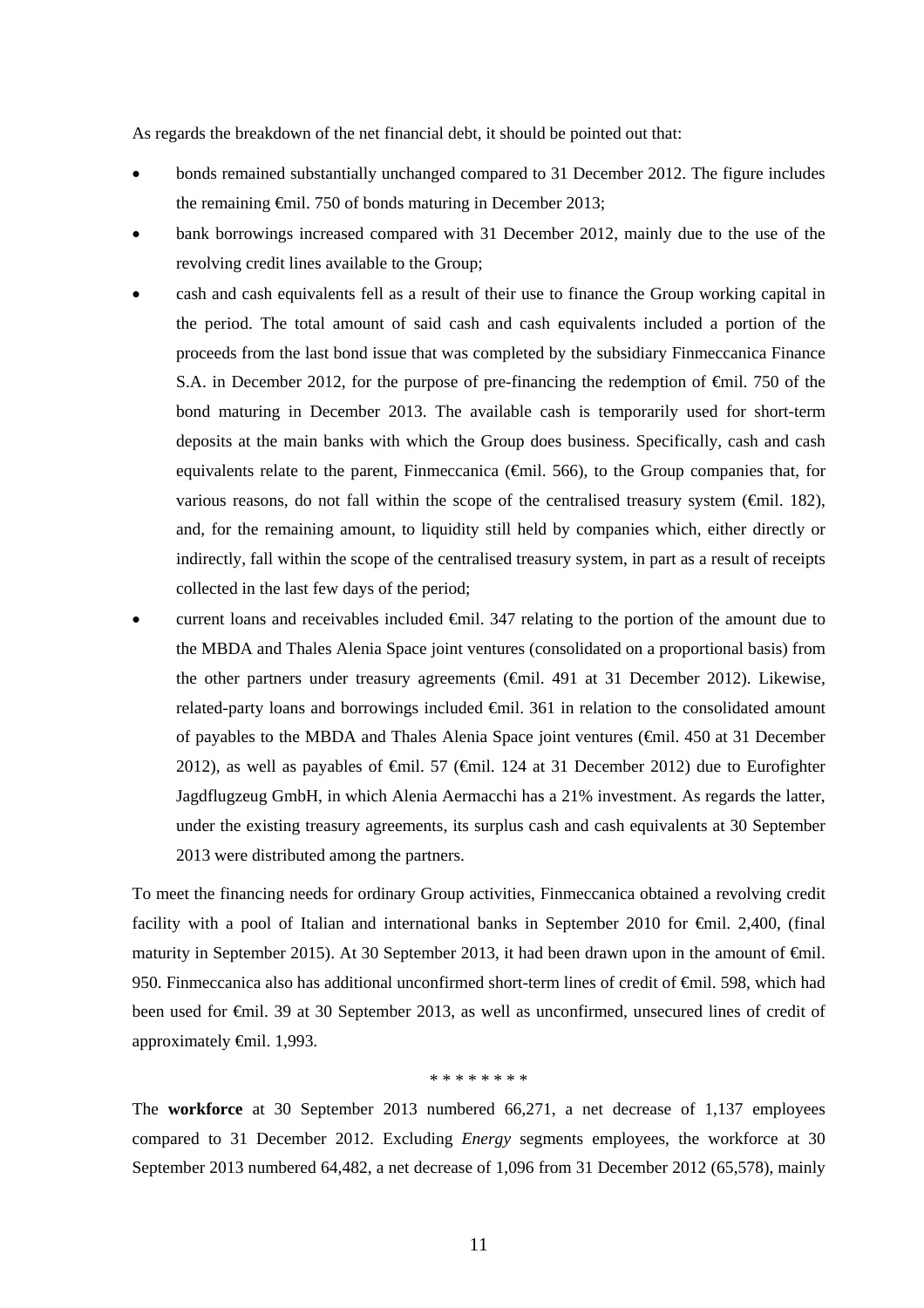As regards the breakdown of the net financial debt, it should be pointed out that:

- bonds remained substantially unchanged compared to 31 December 2012. The figure includes the remaining €mil. 750 of bonds maturing in December 2013;
- bank borrowings increased compared with 31 December 2012, mainly due to the use of the revolving credit lines available to the Group;
- cash and cash equivalents fell as a result of their use to finance the Group working capital in the period. The total amount of said cash and cash equivalents included a portion of the proceeds from the last bond issue that was completed by the subsidiary Finmeccanica Finance S.A. in December 2012, for the purpose of pre-financing the redemption of €mil. 750 of the bond maturing in December 2013. The available cash is temporarily used for short-term deposits at the main banks with which the Group does business. Specifically, cash and cash equivalents relate to the parent, Finmeccanica (€mil. 566), to the Group companies that, for various reasons, do not fall within the scope of the centralised treasury system (€mil. 182), and, for the remaining amount, to liquidity still held by companies which, either directly or indirectly, fall within the scope of the centralised treasury system, in part as a result of receipts collected in the last few days of the period;
- current loans and receivables included €mil. 347 relating to the portion of the amount due to the MBDA and Thales Alenia Space joint ventures (consolidated on a proportional basis) from the other partners under treasury agreements (€mil. 491 at 31 December 2012). Likewise, related-party loans and borrowings included €mil. 361 in relation to the consolidated amount of payables to the MBDA and Thales Alenia Space joint ventures (€mil. 450 at 31 December 2012), as well as payables of €mil. 57 (€mil. 124 at 31 December 2012) due to Eurofighter Jagdflugzeug GmbH, in which Alenia Aermacchi has a 21% investment. As regards the latter, under the existing treasury agreements, its surplus cash and cash equivalents at 30 September 2013 were distributed among the partners.

To meet the financing needs for ordinary Group activities, Finmeccanica obtained a revolving credit facility with a pool of Italian and international banks in September 2010 for €mil. 2,400, (final maturity in September 2015). At 30 September 2013, it had been drawn upon in the amount of €mil. 950. Finmeccanica also has additional unconfirmed short-term lines of credit of €mil. 598, which had been used for €mil. 39 at 30 September 2013, as well as unconfirmed, unsecured lines of credit of approximately €mil. 1,993.

\* \* \* \* \* \* \* \*

The **workforce** at 30 September 2013 numbered 66,271, a net decrease of 1,137 employees compared to 31 December 2012. Excluding *Energy* segments employees, the workforce at 30 September 2013 numbered 64,482, a net decrease of 1,096 from 31 December 2012 (65,578), mainly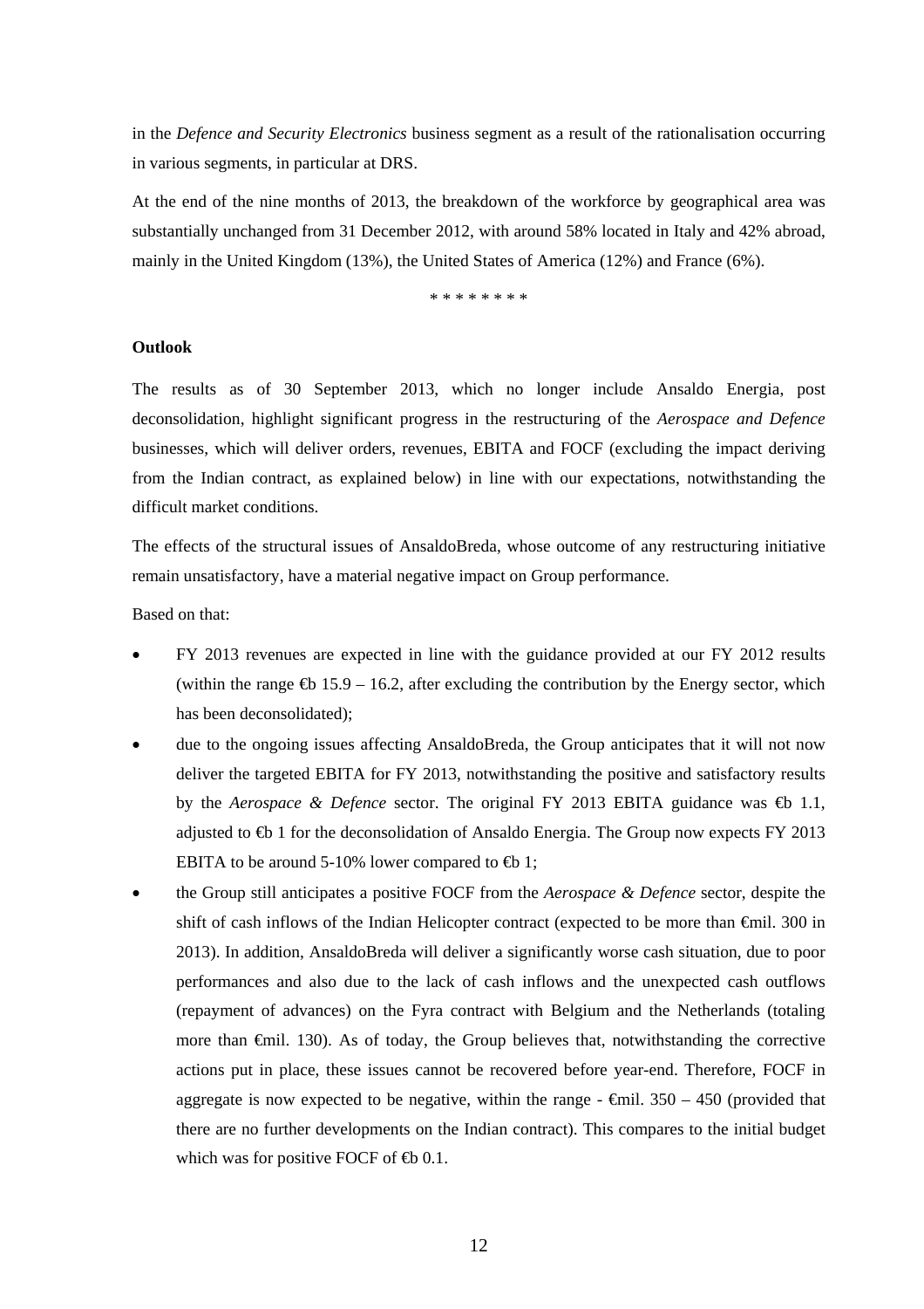in the *Defence and Security Electronics* business segment as a result of the rationalisation occurring in various segments, in particular at DRS.

At the end of the nine months of 2013, the breakdown of the workforce by geographical area was substantially unchanged from 31 December 2012, with around 58% located in Italy and 42% abroad, mainly in the United Kingdom (13%), the United States of America (12%) and France (6%).

\* \* \* \* \* \* \* \*

**Outlook**

The results as of 30 September 2013, which no longer include Ansaldo Energia, post deconsolidation, highlight significant progress in the restructuring of the *Aerospace and Defence* businesses, which will deliver orders, revenues, EBITA and FOCF (excluding the impact deriving from the Indian contract, as explained below) in line with our expectations, notwithstanding the difficult market conditions.

The effects of the structural issues of AnsaldoBreda, whose outcome of any restructuring initiative remain unsatisfactory, have a material negative impact on Group performance.

Based on that:

- FY 2013 revenues are expected in line with the guidance provided at our FY 2012 results (within the range €b 15.9 – 16.2, after excluding the contribution by the Energy sector, which has been deconsolidated);
- due to the ongoing issues affecting AnsaldoBreda, the Group anticipates that it will not now deliver the targeted EBITA for FY 2013, notwithstanding the positive and satisfactory results by the *Aerospace & Defence* sector. The original FY 2013 EBITA guidance was €b 1.1, adjusted to €b 1 for the deconsolidation of Ansaldo Energia. The Group now expects FY 2013 EBITA to be around 5-10% lower compared to €b 1;
- the Group still anticipates a positive FOCF from the *Aerospace & Defence* sector, despite the shift of cash inflows of the Indian Helicopter contract (expected to be more than €mil. 300 in 2013). In addition, AnsaldoBreda will deliver a significantly worse cash situation, due to poor performances and also due to the lack of cash inflows and the unexpected cash outflows (repayment of advances) on the Fyra contract with Belgium and the Netherlands (totaling more than €mil. 130). As of today, the Group believes that, notwithstanding the corrective actions put in place, these issues cannot be recovered before year-end. Therefore, FOCF in aggregate is now expected to be negative, within the range - €mil. 350 – 450 (provided that there are no further developments on the Indian contract). This compares to the initial budget which was for positive FOCF of €b 0.1.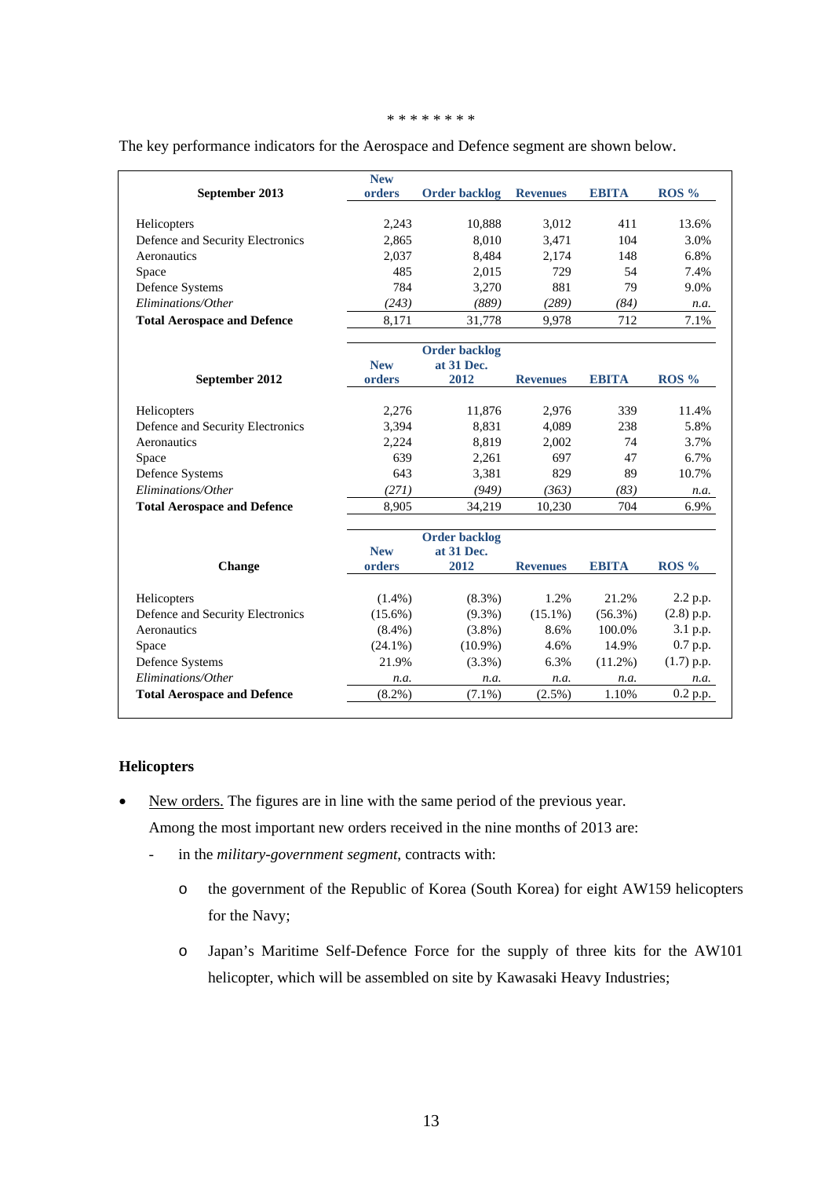\* \* \* \* \* \* \* \*

The key performance indicators for the Aerospace and Defence segment are shown below.

| September 2013 | New orders | Order backlog | Revenues | EBITA | ROS % |
|---|---|---|---|---|---|
| Helicopters | 2,243 | 10,888 | 3,012 | 411 | 13.6% |
| Defence and Security Electronics | 2,865 | 8,010 | 3,471 | 104 | 3.0% |
| Aeronautics | 2,037 | 8,484 | 2,174 | 148 | 6.8% |
| Space | 485 | 2,015 | 729 | 54 | 7.4% |
| Defence Systems | 784 | 3,270 | 881 | 79 | 9.0% |
| *Eliminations/Other* | *(243)* | *(889)* | *(289)* | *(84)* | *n.a.* |
| **Total Aerospace and Defence** | 8,171 | 31,778 | 9,978 | 712 | 7.1% |

| September 2012 | New orders | Order backlog at 31 Dec. 2012 | Revenues | EBITA | ROS % |
|---|---|---|---|---|---|
| Helicopters | 2,276 | 11,876 | 2,976 | 339 | 11.4% |
| Defence and Security Electronics | 3,394 | 8,831 | 4,089 | 238 | 5.8% |
| Aeronautics | 2,224 | 8,819 | 2,002 | 74 | 3.7% |
| Space | 639 | 2,261 | 697 | 47 | 6.7% |
| Defence Systems | 643 | 3,381 | 829 | 89 | 10.7% |
| *Eliminations/Other* | *(271)* | *(949)* | *(363)* | *(83)* | *n.a.* |
| **Total Aerospace and Defence** | 8,905 | 34,219 | 10,230 | 704 | 6.9% |

| Change | New orders | Order backlog at 31 Dec. 2012 | Revenues | EBITA | ROS % |
|---|---|---|---|---|---|
| Helicopters | (1.4%) | (8.3%) | 1.2% | 21.2% | 2.2 p.p. |
| Defence and Security Electronics | (15.6%) | (9.3%) | (15.1%) | (56.3%) | (2.8) p.p. |
| Aeronautics | (8.4%) | (3.8%) | 8.6% | 100.0% | 3.1 p.p. |
| Space | (24.1%) | (10.9%) | 4.6% | 14.9% | 0.7 p.p. |
| Defence Systems | 21.9% | (3.3%) | 6.3% | (11.2%) | (1.7) p.p. |
| *Eliminations/Other* | *n.a.* | *n.a.* | *n.a.* | *n.a.* | *n.a.* |
| **Total Aerospace and Defence** | (8.2%) | (7.1%) | (2.5%) | 1.10% | 0.2 p.p. |

**Helicopters**

- New orders. The figures are in line with the same period of the previous year.

  Among the most important new orders received in the nine months of 2013 are:

  - in the *military-government segment*, contracts with:

    - the government of the Republic of Korea (South Korea) for eight AW159 helicopters for the Navy;

    - Japan's Maritime Self-Defence Force for the supply of three kits for the AW101 helicopter, which will be assembled on site by Kawasaki Heavy Industries;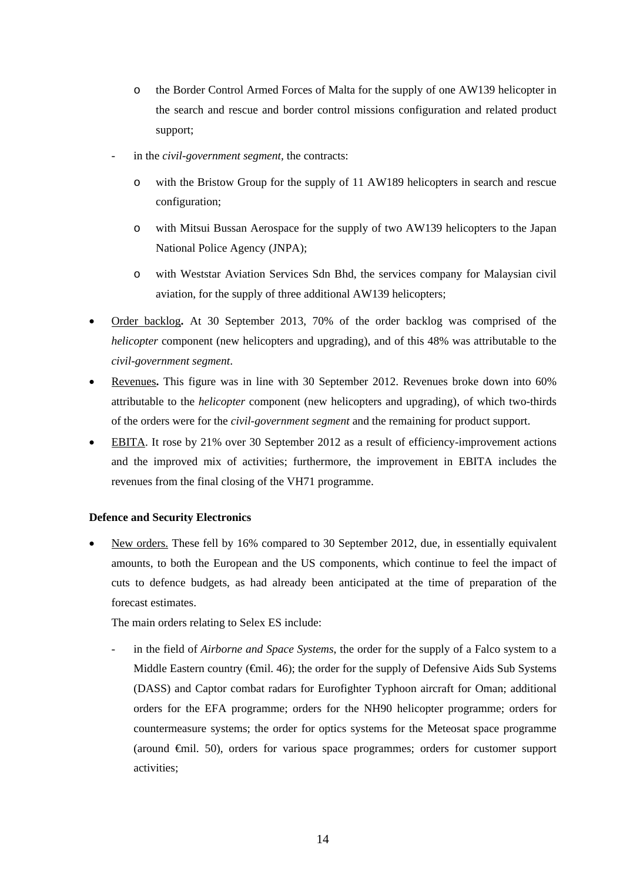- the Border Control Armed Forces of Malta for the supply of one AW139 helicopter in the search and rescue and border control missions configuration and related product support;
    - in the *civil-government segment,* the contracts:
        - with the Bristow Group for the supply of 11 AW189 helicopters in search and rescue configuration;
        - with Mitsui Bussan Aerospace for the supply of two AW139 helicopters to the Japan National Police Agency (JNPA);
        - with Weststar Aviation Services Sdn Bhd, the services company for Malaysian civil aviation, for the supply of three additional AW139 helicopters;
- Order backlog**.** At 30 September 2013, 70% of the order backlog was comprised of the *helicopter* component (new helicopters and upgrading), and of this 48% was attributable to the *civil-government segment*.
- Revenues**.** This figure was in line with 30 September 2012. Revenues broke down into 60% attributable to the *helicopter* component (new helicopters and upgrading), of which two-thirds of the orders were for the *civil-government segment* and the remaining for product support.
- EBITA. It rose by 21% over 30 September 2012 as a result of efficiency-improvement actions and the improved mix of activities; furthermore, the improvement in EBITA includes the revenues from the final closing of the VH71 programme.

**Defence and Security Electronics**

- New orders. These fell by 16% compared to 30 September 2012, due, in essentially equivalent amounts, to both the European and the US components, which continue to feel the impact of cuts to defence budgets, as had already been anticipated at the time of preparation of the forecast estimates.

  The main orders relating to Selex ES include:

    - in the field of *Airborne and Space Systems*, the order for the supply of a Falco system to a Middle Eastern country (€mil. 46); the order for the supply of Defensive Aids Sub Systems (DASS) and Captor combat radars for Eurofighter Typhoon aircraft for Oman; additional orders for the EFA programme; orders for the NH90 helicopter programme; orders for countermeasure systems; the order for optics systems for the Meteosat space programme (around €mil. 50), orders for various space programmes; orders for customer support activities;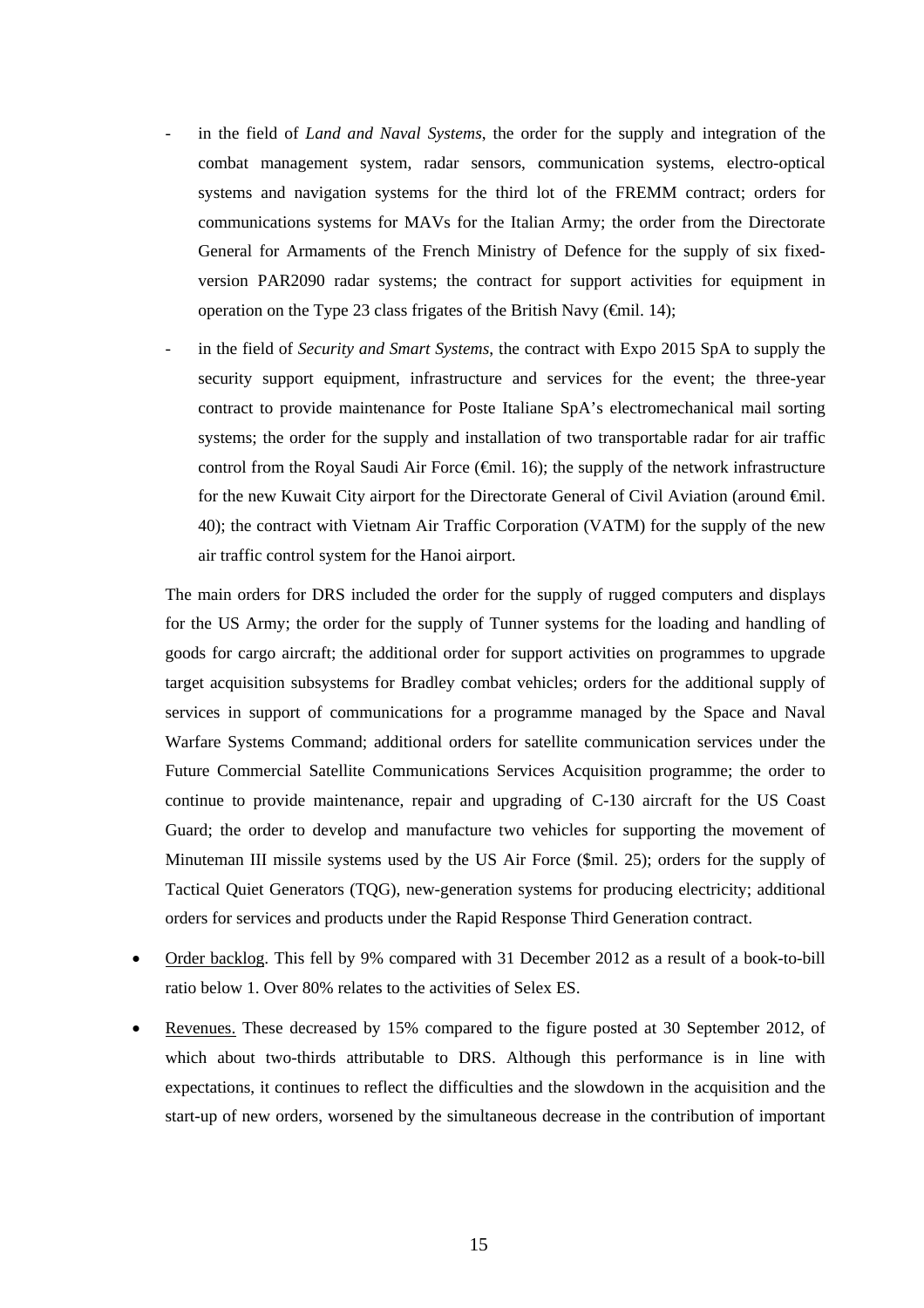- in the field of *Land and Naval Systems*, the order for the supply and integration of the combat management system, radar sensors, communication systems, electro-optical systems and navigation systems for the third lot of the FREMM contract; orders for communications systems for MAVs for the Italian Army; the order from the Directorate General for Armaments of the French Ministry of Defence for the supply of six fixed-version PAR2090 radar systems; the contract for support activities for equipment in operation on the Type 23 class frigates of the British Navy (€mil. 14);
- in the field of *Security and Smart Systems*, the contract with Expo 2015 SpA to supply the security support equipment, infrastructure and services for the event; the three-year contract to provide maintenance for Poste Italiane SpA's electromechanical mail sorting systems; the order for the supply and installation of two transportable radar for air traffic control from the Royal Saudi Air Force (€mil. 16); the supply of the network infrastructure for the new Kuwait City airport for the Directorate General of Civil Aviation (around €mil. 40); the contract with Vietnam Air Traffic Corporation (VATM) for the supply of the new air traffic control system for the Hanoi airport.

The main orders for DRS included the order for the supply of rugged computers and displays for the US Army; the order for the supply of Tunner systems for the loading and handling of goods for cargo aircraft; the additional order for support activities on programmes to upgrade target acquisition subsystems for Bradley combat vehicles; orders for the additional supply of services in support of communications for a programme managed by the Space and Naval Warfare Systems Command; additional orders for satellite communication services under the Future Commercial Satellite Communications Services Acquisition programme; the order to continue to provide maintenance, repair and upgrading of C-130 aircraft for the US Coast Guard; the order to develop and manufacture two vehicles for supporting the movement of Minuteman III missile systems used by the US Air Force ($mil. 25); orders for the supply of Tactical Quiet Generators (TQG), new-generation systems for producing electricity; additional orders for services and products under the Rapid Response Third Generation contract.

- Order backlog. This fell by 9% compared with 31 December 2012 as a result of a book-to-bill ratio below 1. Over 80% relates to the activities of Selex ES.
- Revenues. These decreased by 15% compared to the figure posted at 30 September 2012, of which about two-thirds attributable to DRS. Although this performance is in line with expectations, it continues to reflect the difficulties and the slowdown in the acquisition and the start-up of new orders, worsened by the simultaneous decrease in the contribution of important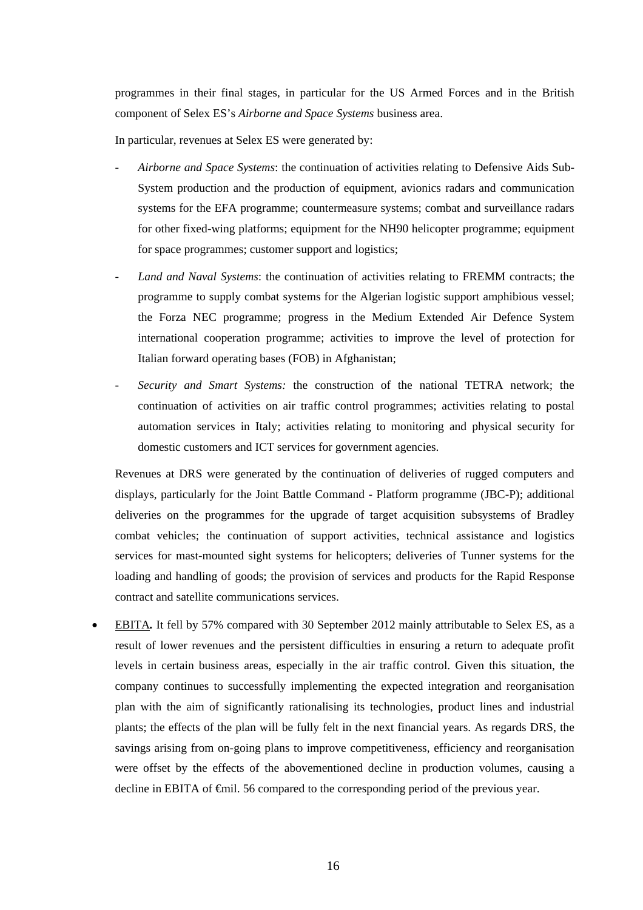programmes in their final stages, in particular for the US Armed Forces and in the British component of Selex ES's *Airborne and Space Systems* business area.

In particular, revenues at Selex ES were generated by:

- *Airborne and Space Systems*: the continuation of activities relating to Defensive Aids Sub-System production and the production of equipment, avionics radars and communication systems for the EFA programme; countermeasure systems; combat and surveillance radars for other fixed-wing platforms; equipment for the NH90 helicopter programme; equipment for space programmes; customer support and logistics;
- *Land and Naval Systems*: the continuation of activities relating to FREMM contracts; the programme to supply combat systems for the Algerian logistic support amphibious vessel; the Forza NEC programme; progress in the Medium Extended Air Defence System international cooperation programme; activities to improve the level of protection for Italian forward operating bases (FOB) in Afghanistan;
- *Security and Smart Systems:* the construction of the national TETRA network; the continuation of activities on air traffic control programmes; activities relating to postal automation services in Italy; activities relating to monitoring and physical security for domestic customers and ICT services for government agencies.

Revenues at DRS were generated by the continuation of deliveries of rugged computers and displays, particularly for the Joint Battle Command - Platform programme (JBC-P); additional deliveries on the programmes for the upgrade of target acquisition subsystems of Bradley combat vehicles; the continuation of support activities, technical assistance and logistics services for mast-mounted sight systems for helicopters; deliveries of Tunner systems for the loading and handling of goods; the provision of services and products for the Rapid Response contract and satellite communications services.

- EBITA**.** It fell by 57% compared with 30 September 2012 mainly attributable to Selex ES, as a result of lower revenues and the persistent difficulties in ensuring a return to adequate profit levels in certain business areas, especially in the air traffic control. Given this situation, the company continues to successfully implementing the expected integration and reorganisation plan with the aim of significantly rationalising its technologies, product lines and industrial plants; the effects of the plan will be fully felt in the next financial years. As regards DRS, the savings arising from on-going plans to improve competitiveness, efficiency and reorganisation were offset by the effects of the abovementioned decline in production volumes, causing a decline in EBITA of €mil. 56 compared to the corresponding period of the previous year.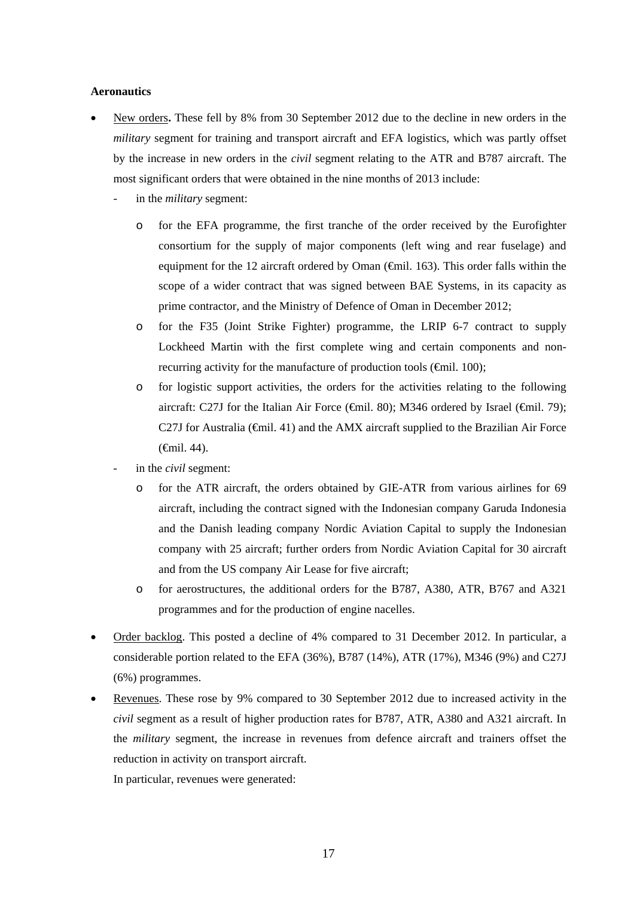**Aeronautics**

- New orders**.** These fell by 8% from 30 September 2012 due to the decline in new orders in the *military* segment for training and transport aircraft and EFA logistics, which was partly offset by the increase in new orders in the *civil* segment relating to the ATR and B787 aircraft. The most significant orders that were obtained in the nine months of 2013 include:
  - in the *military* segment:
    - for the EFA programme, the first tranche of the order received by the Eurofighter consortium for the supply of major components (left wing and rear fuselage) and equipment for the 12 aircraft ordered by Oman (€mil. 163). This order falls within the scope of a wider contract that was signed between BAE Systems, in its capacity as prime contractor, and the Ministry of Defence of Oman in December 2012;
    - for the F35 (Joint Strike Fighter) programme, the LRIP 6-7 contract to supply Lockheed Martin with the first complete wing and certain components and non-recurring activity for the manufacture of production tools (€mil. 100);
    - for logistic support activities, the orders for the activities relating to the following aircraft: C27J for the Italian Air Force (€mil. 80); M346 ordered by Israel (€mil. 79); C27J for Australia (€mil. 41) and the AMX aircraft supplied to the Brazilian Air Force (€mil. 44).
  - in the *civil* segment:
    - for the ATR aircraft, the orders obtained by GIE-ATR from various airlines for 69 aircraft, including the contract signed with the Indonesian company Garuda Indonesia and the Danish leading company Nordic Aviation Capital to supply the Indonesian company with 25 aircraft; further orders from Nordic Aviation Capital for 30 aircraft and from the US company Air Lease for five aircraft;
    - for aerostructures, the additional orders for the B787, A380, ATR, B767 and A321 programmes and for the production of engine nacelles.
- Order backlog. This posted a decline of 4% compared to 31 December 2012. In particular, a considerable portion related to the EFA (36%), B787 (14%), ATR (17%), M346 (9%) and C27J (6%) programmes.
- Revenues. These rose by 9% compared to 30 September 2012 due to increased activity in the *civil* segment as a result of higher production rates for B787, ATR, A380 and A321 aircraft. In the *military* segment, the increase in revenues from defence aircraft and trainers offset the reduction in activity on transport aircraft.

  In particular, revenues were generated: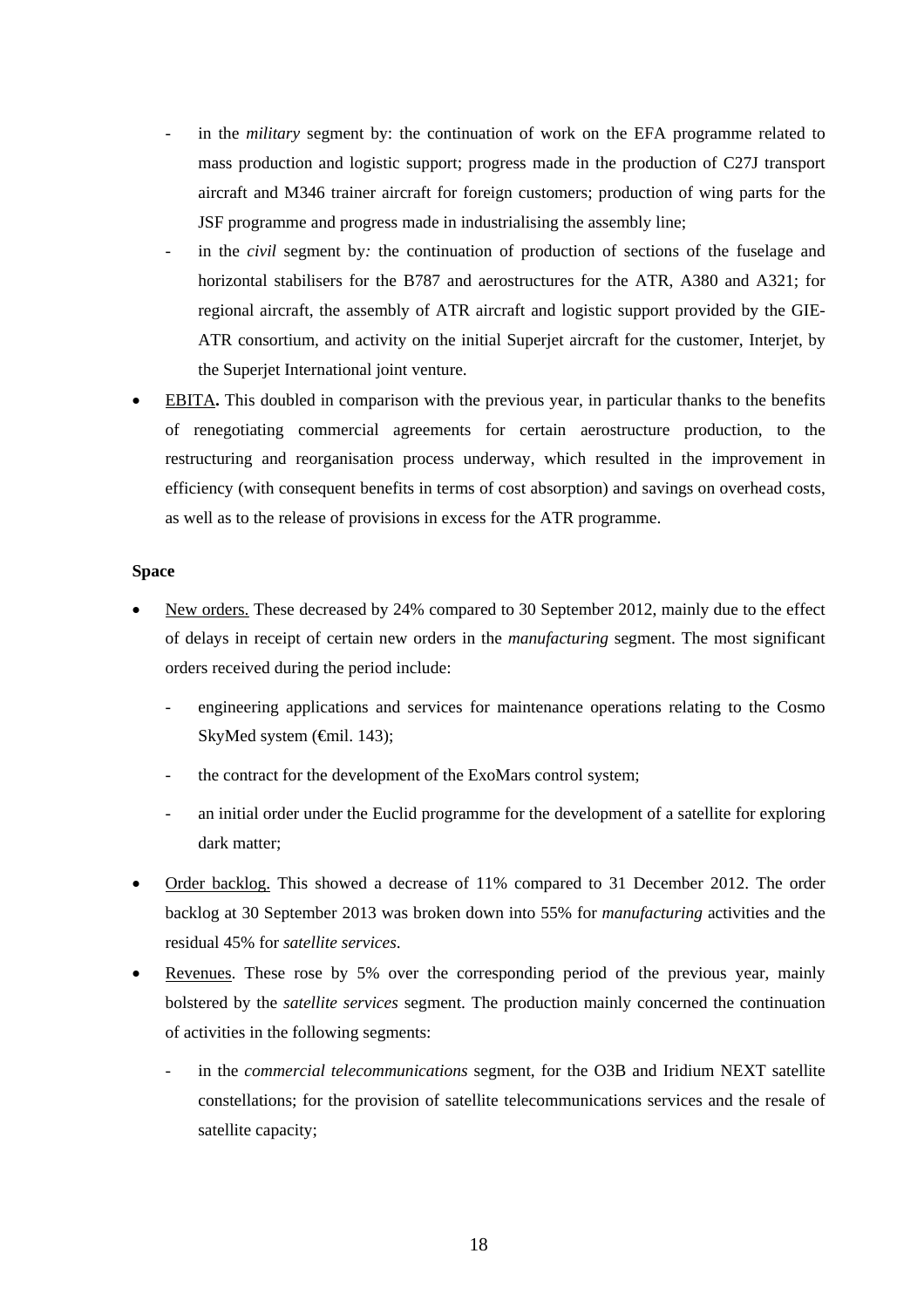- in the *military* segment by: the continuation of work on the EFA programme related to mass production and logistic support; progress made in the production of C27J transport aircraft and M346 trainer aircraft for foreign customers; production of wing parts for the JSF programme and progress made in industrialising the assembly line;
   - in the *civil* segment by*:* the continuation of production of sections of the fuselage and horizontal stabilisers for the B787 and aerostructures for the ATR, A380 and A321; for regional aircraft, the assembly of ATR aircraft and logistic support provided by the GIE-ATR consortium, and activity on the initial Superjet aircraft for the customer, Interjet, by the Superjet International joint venture.
- EBITA**.** This doubled in comparison with the previous year, in particular thanks to the benefits of renegotiating commercial agreements for certain aerostructure production, to the restructuring and reorganisation process underway, which resulted in the improvement in efficiency (with consequent benefits in terms of cost absorption) and savings on overhead costs, as well as to the release of provisions in excess for the ATR programme.

**Space**

- New orders. These decreased by 24% compared to 30 September 2012, mainly due to the effect of delays in receipt of certain new orders in the *manufacturing* segment. The most significant orders received during the period include:
   - engineering applications and services for maintenance operations relating to the Cosmo SkyMed system (€mil. 143);
   - the contract for the development of the ExoMars control system;
   - an initial order under the Euclid programme for the development of a satellite for exploring dark matter;
- Order backlog. This showed a decrease of 11% compared to 31 December 2012. The order backlog at 30 September 2013 was broken down into 55% for *manufacturing* activities and the residual 45% for *satellite services*.
- Revenues. These rose by 5% over the corresponding period of the previous year, mainly bolstered by the *satellite services* segment. The production mainly concerned the continuation of activities in the following segments:
   - in the *commercial telecommunications* segment, for the O3B and Iridium NEXT satellite constellations; for the provision of satellite telecommunications services and the resale of satellite capacity;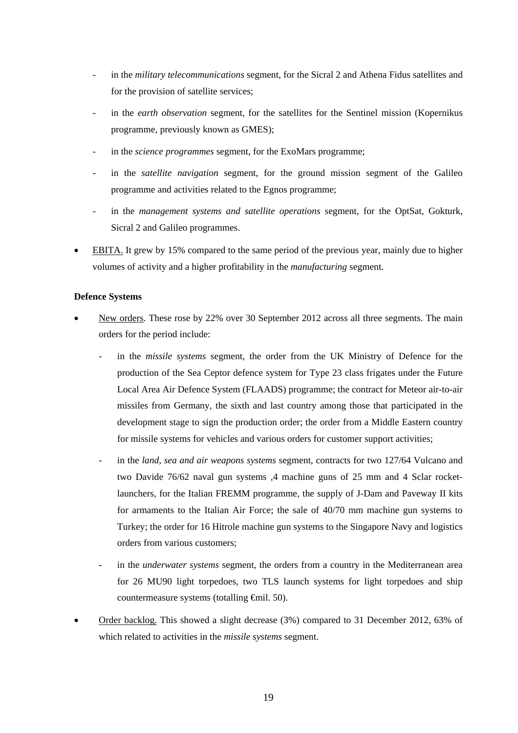- in the *military telecommunications* segment, for the Sicral 2 and Athena Fidus satellites and for the provision of satellite services;
- in the *earth observation* segment, for the satellites for the Sentinel mission (Kopernikus programme, previously known as GMES);
- in the *science programmes* segment, for the ExoMars programme;
- in the *satellite navigation* segment, for the ground mission segment of the Galileo programme and activities related to the Egnos programme;
- in the *management systems and satellite operations* segment, for the OptSat, Gokturk, Sicral 2 and Galileo programmes.

- EBITA. It grew by 15% compared to the same period of the previous year, mainly due to higher volumes of activity and a higher profitability in the *manufacturing* segment.

**Defence Systems**

- New orders. These rose by 22% over 30 September 2012 across all three segments. The main orders for the period include:
  - in the *missile systems* segment, the order from the UK Ministry of Defence for the production of the Sea Ceptor defence system for Type 23 class frigates under the Future Local Area Air Defence System (FLAADS) programme; the contract for Meteor air-to-air missiles from Germany, the sixth and last country among those that participated in the development stage to sign the production order; the order from a Middle Eastern country for missile systems for vehicles and various orders for customer support activities;
  - in the *land, sea and air weapons systems* segment, contracts for two 127/64 Vulcano and two Davide 76/62 naval gun systems ,4 machine guns of 25 mm and 4 Sclar rocket-launchers, for the Italian FREMM programme, the supply of J-Dam and Paveway II kits for armaments to the Italian Air Force; the sale of 40/70 mm machine gun systems to Turkey; the order for 16 Hitrole machine gun systems to the Singapore Navy and logistics orders from various customers;
  - in the *underwater systems* segment, the orders from a country in the Mediterranean area for 26 MU90 light torpedoes, two TLS launch systems for light torpedoes and ship countermeasure systems (totalling €mil. 50).
- Order backlog. This showed a slight decrease (3%) compared to 31 December 2012, 63% of which related to activities in the *missile systems* segment.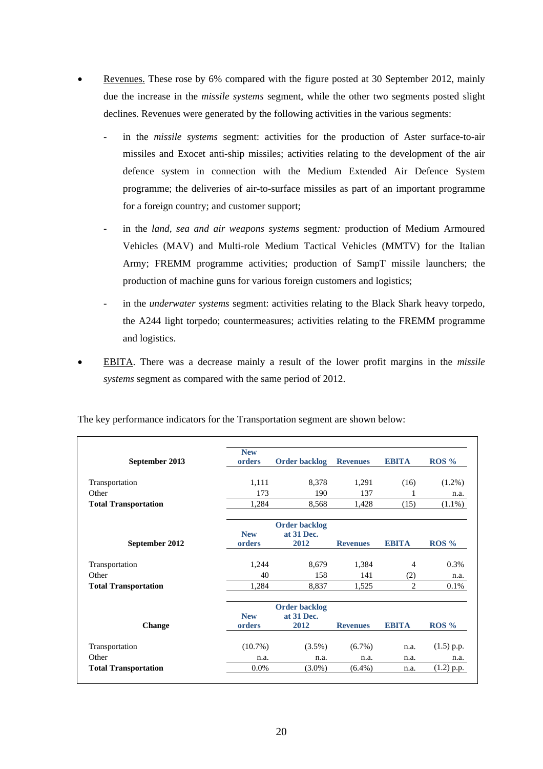- Revenues. These rose by 6% compared with the figure posted at 30 September 2012, mainly due the increase in the *missile systems* segment, while the other two segments posted slight declines. Revenues were generated by the following activities in the various segments:
  - in the *missile systems* segment: activities for the production of Aster surface-to-air missiles and Exocet anti-ship missiles; activities relating to the development of the air defence system in connection with the Medium Extended Air Defence System programme; the deliveries of air-to-surface missiles as part of an important programme for a foreign country; and customer support;
  - in the *land, sea and air weapons systems* segment*:* production of Medium Armoured Vehicles (MAV) and Multi-role Medium Tactical Vehicles (MMTV) for the Italian Army; FREMM programme activities; production of SampT missile launchers; the production of machine guns for various foreign customers and logistics;
  - in the *underwater systems* segment: activities relating to the Black Shark heavy torpedo, the A244 light torpedo; countermeasures; activities relating to the FREMM programme and logistics.
- EBITA. There was a decrease mainly a result of the lower profit margins in the *missile systems* segment as compared with the same period of 2012.

The key performance indicators for the Transportation segment are shown below:

| September 2013 | New orders | Order backlog | Revenues | EBITA | ROS % |
|---|---|---|---|---|---|
| Transportation | 1,111 | 8,378 | 1,291 | (16) | (1.2%) |
| Other | 173 | 190 | 137 | 1 | n.a. |
| **Total Transportation** | 1,284 | 8,568 | 1,428 | (15) | (1.1%) |

| September 2012 | New orders | Order backlog at 31 Dec. 2012 | Revenues | EBITA | ROS % |
|---|---|---|---|---|---|
| Transportation | 1,244 | 8,679 | 1,384 | 4 | 0.3% |
| Other | 40 | 158 | 141 | (2) | n.a. |
| **Total Transportation** | 1,284 | 8,837 | 1,525 | 2 | 0.1% |

| Change | New orders | Order backlog at 31 Dec. 2012 | Revenues | EBITA | ROS % |
|---|---|---|---|---|---|
| Transportation | (10.7%) | (3.5%) | (6.7%) | n.a. | (1.5) p.p. |
| Other | n.a. | n.a. | n.a. | n.a. | n.a. |
| **Total Transportation** | 0.0% | (3.0%) | (6.4%) | n.a. | (1.2) p.p. |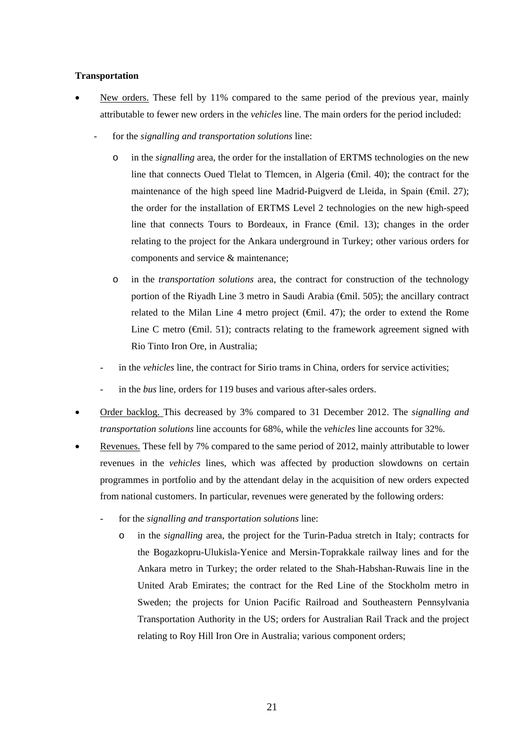**Transportation**

- <u>New orders.</u> These fell by 11% compared to the same period of the previous year, mainly attributable to fewer new orders in the *vehicles* line. The main orders for the period included:
  - for the *signalling and transportation solutions* line:
    - in the *signalling* area, the order for the installation of ERTMS technologies on the new line that connects Oued Tlelat to Tlemcen, in Algeria (€mil. 40); the contract for the maintenance of the high speed line Madrid-Puigverd de Lleida, in Spain (€mil. 27); the order for the installation of ERTMS Level 2 technologies on the new high-speed line that connects Tours to Bordeaux, in France (€mil. 13); changes in the order relating to the project for the Ankara underground in Turkey; other various orders for components and service & maintenance;
    - in the *transportation solutions* area, the contract for construction of the technology portion of the Riyadh Line 3 metro in Saudi Arabia (€mil. 505); the ancillary contract related to the Milan Line 4 metro project (€mil. 47); the order to extend the Rome Line C metro (€mil. 51); contracts relating to the framework agreement signed with Rio Tinto Iron Ore, in Australia;
  - in the *vehicles* line, the contract for Sirio trams in China, orders for service activities;
  - in the *bus* line, orders for 119 buses and various after-sales orders.
- <u>Order backlog.</u> This decreased by 3% compared to 31 December 2012. The *signalling and transportation solutions* line accounts for 68%, while the *vehicles* line accounts for 32%.
- <u>Revenues.</u> These fell by 7% compared to the same period of 2012, mainly attributable to lower revenues in the *vehicles* lines, which was affected by production slowdowns on certain programmes in portfolio and by the attendant delay in the acquisition of new orders expected from national customers. In particular, revenues were generated by the following orders:
  - for the *signalling and transportation solutions* line:
    - in the *signalling* area, the project for the Turin-Padua stretch in Italy; contracts for the Bogazkopru-Ulukisla-Yenice and Mersin-Toprakkale railway lines and for the Ankara metro in Turkey; the order related to the Shah-Habshan-Ruwais line in the United Arab Emirates; the contract for the Red Line of the Stockholm metro in Sweden; the projects for Union Pacific Railroad and Southeastern Pennsylvania Transportation Authority in the US; orders for Australian Rail Track and the project relating to Roy Hill Iron Ore in Australia; various component orders;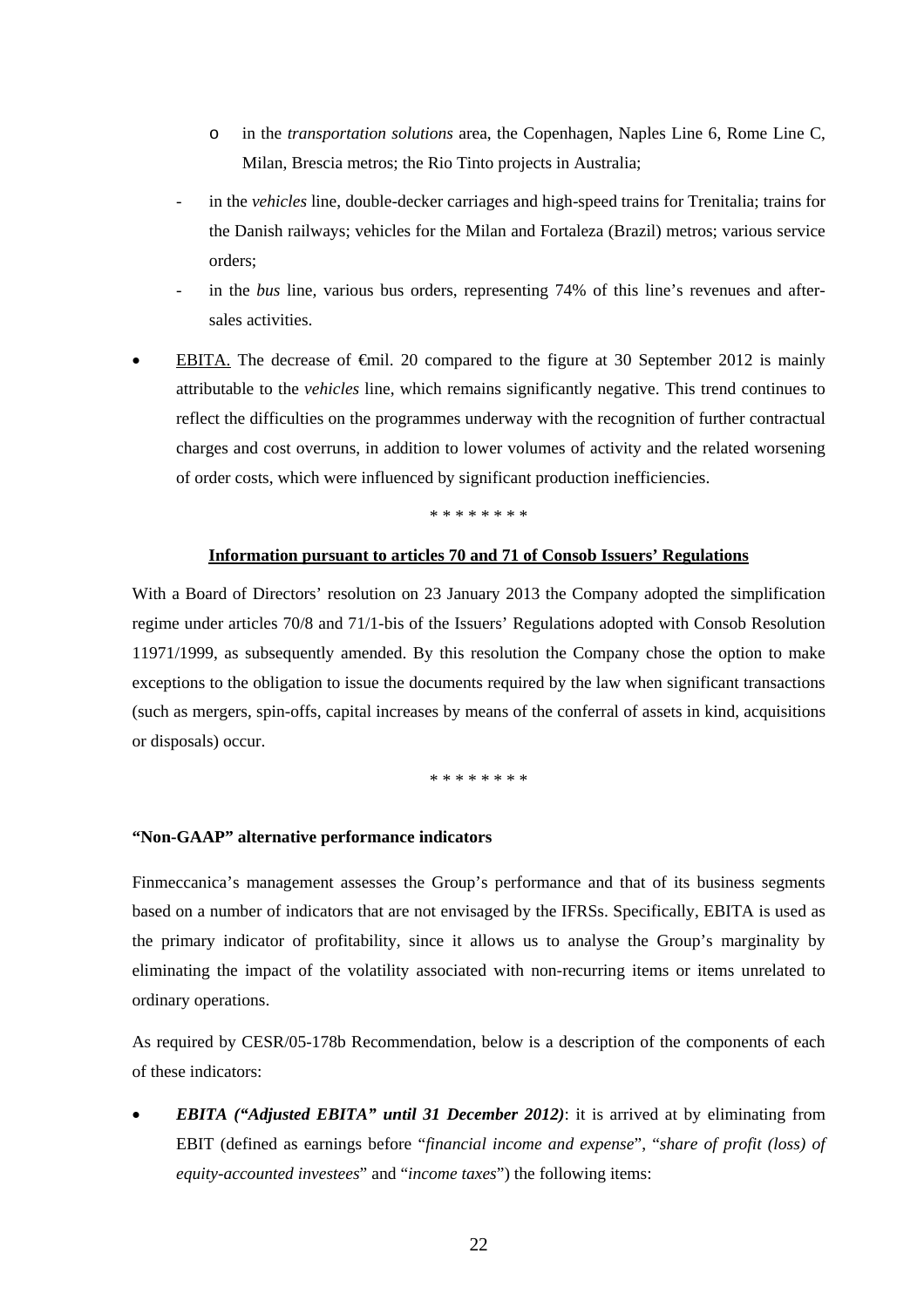- o in the *transportation solutions* area, the Copenhagen, Naples Line 6, Rome Line C, Milan, Brescia metros; the Rio Tinto projects in Australia;
- in the *vehicles* line, double-decker carriages and high-speed trains for Trenitalia; trains for the Danish railways; vehicles for the Milan and Fortaleza (Brazil) metros; various service orders;
- in the *bus* line, various bus orders, representing 74% of this line's revenues and after-sales activities.

- <u>EBITA.</u> The decrease of €mil. 20 compared to the figure at 30 September 2012 is mainly attributable to the *vehicles* line, which remains significantly negative. This trend continues to reflect the difficulties on the programmes underway with the recognition of further contractual charges and cost overruns, in addition to lower volumes of activity and the related worsening of order costs, which were influenced by significant production inefficiencies.

\* \* \* \* \* \* \* \*

**<u>Information pursuant to articles 70 and 71 of Consob Issuers' Regulations</u>**

With a Board of Directors' resolution on 23 January 2013 the Company adopted the simplification regime under articles 70/8 and 71/1-bis of the Issuers' Regulations adopted with Consob Resolution 11971/1999, as subsequently amended. By this resolution the Company chose the option to make exceptions to the obligation to issue the documents required by the law when significant transactions (such as mergers, spin-offs, capital increases by means of the conferral of assets in kind, acquisitions or disposals) occur.

\* \* \* \* \* \* \* \*

**"Non-GAAP" alternative performance indicators**

Finmeccanica's management assesses the Group's performance and that of its business segments based on a number of indicators that are not envisaged by the IFRSs. Specifically, EBITA is used as the primary indicator of profitability, since it allows us to analyse the Group's marginality by eliminating the impact of the volatility associated with non-recurring items or items unrelated to ordinary operations.

As required by CESR/05-178b Recommendation, below is a description of the components of each of these indicators:

- ***EBITA ("Adjusted EBITA" until 31 December 2012)***: it is arrived at by eliminating from EBIT (defined as earnings before "*financial income and expense*", "*share of profit (loss) of equity-accounted investees*" and "*income taxes*") the following items: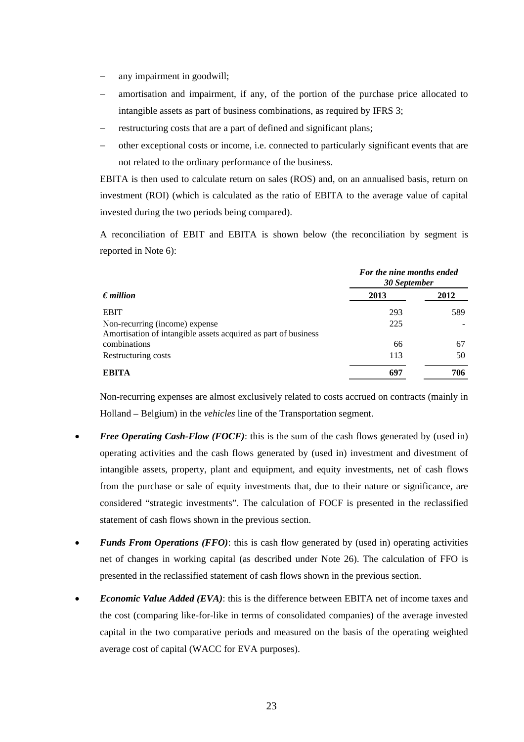- any impairment in goodwill;
- amortisation and impairment, if any, of the portion of the purchase price allocated to intangible assets as part of business combinations, as required by IFRS 3;
- restructuring costs that are a part of defined and significant plans;
- other exceptional costs or income, i.e. connected to particularly significant events that are not related to the ordinary performance of the business.

EBITA is then used to calculate return on sales (ROS) and, on an annualised basis, return on investment (ROI) (which is calculated as the ratio of EBITA to the average value of capital invested during the two periods being compared).

A reconciliation of EBIT and EBITA is shown below (the reconciliation by segment is reported in Note 6):

| *€ million* | ***For the nine months ended 30 September*** 2013 | 2012 |
|---|---|---|
| EBIT | 293 | 589 |
| Non-recurring (income) expense | 225 | - |
| Amortisation of intangible assets acquired as part of business combinations | 66 | 67 |
| Restructuring costs | 113 | 50 |
| **EBITA** | **697** | **706** |

Non-recurring expenses are almost exclusively related to costs accrued on contracts (mainly in Holland – Belgium) in the *vehicles* line of the Transportation segment.

- ***Free Operating Cash-Flow (FOCF)***: this is the sum of the cash flows generated by (used in) operating activities and the cash flows generated by (used in) investment and divestment of intangible assets, property, plant and equipment, and equity investments, net of cash flows from the purchase or sale of equity investments that, due to their nature or significance, are considered "strategic investments". The calculation of FOCF is presented in the reclassified statement of cash flows shown in the previous section.
- ***Funds From Operations (FFO)***: this is cash flow generated by (used in) operating activities net of changes in working capital (as described under Note 26). The calculation of FFO is presented in the reclassified statement of cash flows shown in the previous section.
- ***Economic Value Added (EVA)***: this is the difference between EBITA net of income taxes and the cost (comparing like-for-like in terms of consolidated companies) of the average invested capital in the two comparative periods and measured on the basis of the operating weighted average cost of capital (WACC for EVA purposes).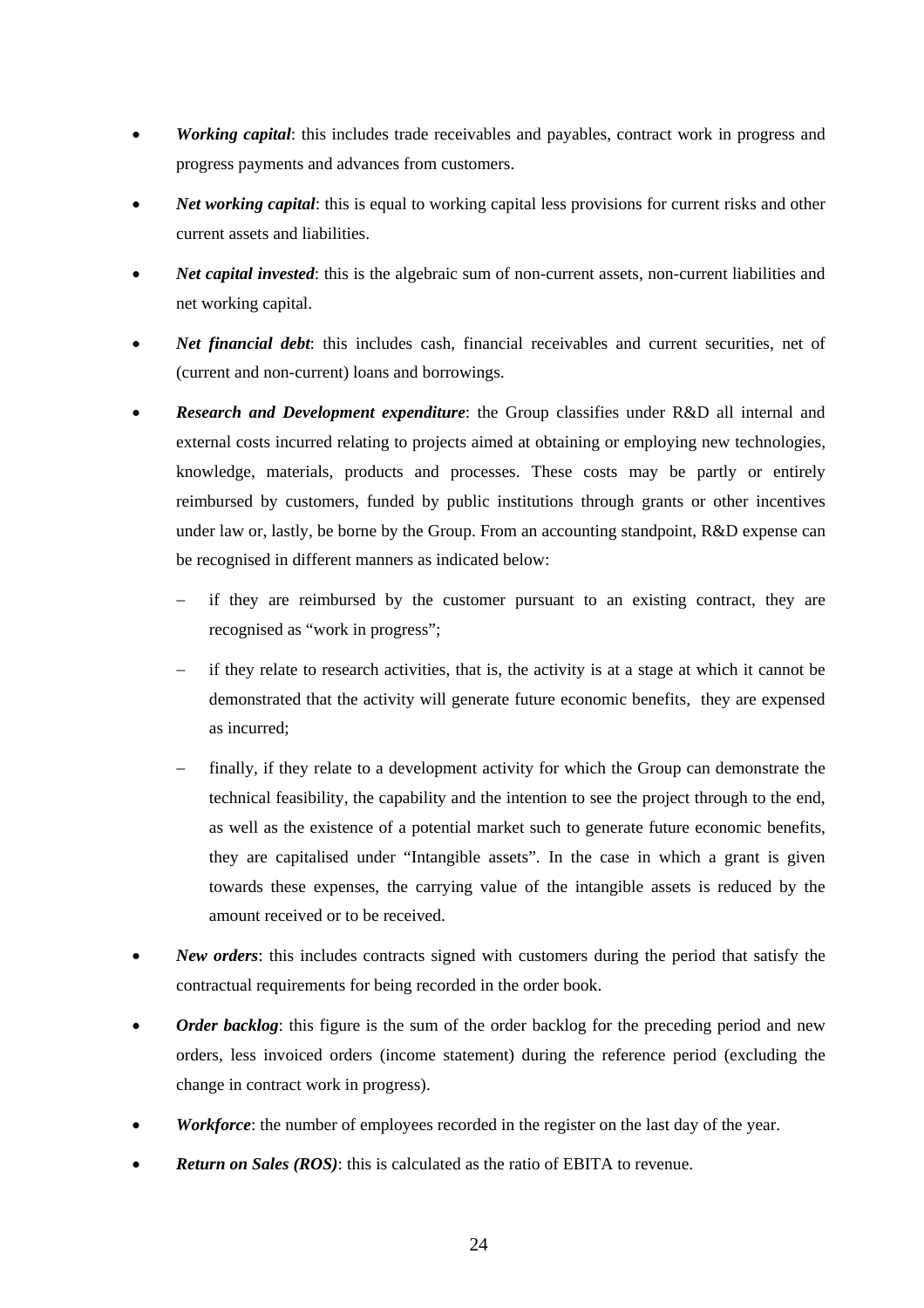- ***Working capital***: this includes trade receivables and payables, contract work in progress and progress payments and advances from customers.
- ***Net working capital***: this is equal to working capital less provisions for current risks and other current assets and liabilities.
- ***Net capital invested***: this is the algebraic sum of non-current assets, non-current liabilities and net working capital.
- ***Net financial debt***: this includes cash, financial receivables and current securities, net of (current and non-current) loans and borrowings.
- ***Research and Development expenditure***: the Group classifies under R&D all internal and external costs incurred relating to projects aimed at obtaining or employing new technologies, knowledge, materials, products and processes. These costs may be partly or entirely reimbursed by customers, funded by public institutions through grants or other incentives under law or, lastly, be borne by the Group. From an accounting standpoint, R&D expense can be recognised in different manners as indicated below:
  - if they are reimbursed by the customer pursuant to an existing contract, they are recognised as "work in progress";
  - if they relate to research activities, that is, the activity is at a stage at which it cannot be demonstrated that the activity will generate future economic benefits, they are expensed as incurred;
  - finally, if they relate to a development activity for which the Group can demonstrate the technical feasibility, the capability and the intention to see the project through to the end, as well as the existence of a potential market such to generate future economic benefits, they are capitalised under "Intangible assets". In the case in which a grant is given towards these expenses, the carrying value of the intangible assets is reduced by the amount received or to be received.
- ***New orders***: this includes contracts signed with customers during the period that satisfy the contractual requirements for being recorded in the order book.
- ***Order backlog***: this figure is the sum of the order backlog for the preceding period and new orders, less invoiced orders (income statement) during the reference period (excluding the change in contract work in progress).
- ***Workforce***: the number of employees recorded in the register on the last day of the year.
- ***Return on Sales (ROS)***: this is calculated as the ratio of EBITA to revenue.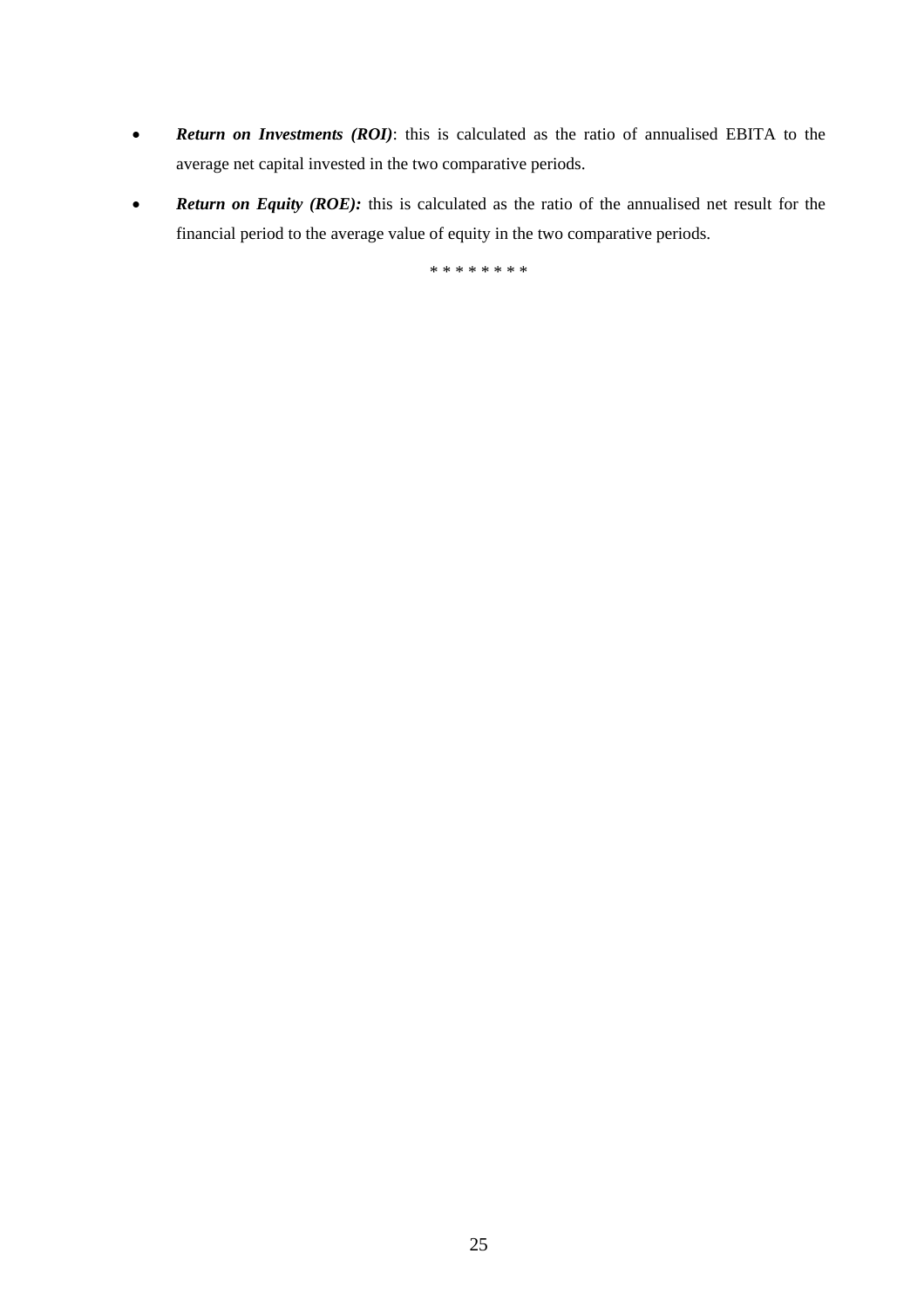- ***Return on Investments (ROI)***: this is calculated as the ratio of annualised EBITA to the average net capital invested in the two comparative periods.
- ***Return on Equity (ROE):*** this is calculated as the ratio of the annualised net result for the financial period to the average value of equity in the two comparative periods.

\* \* \* \* \* \* \* \*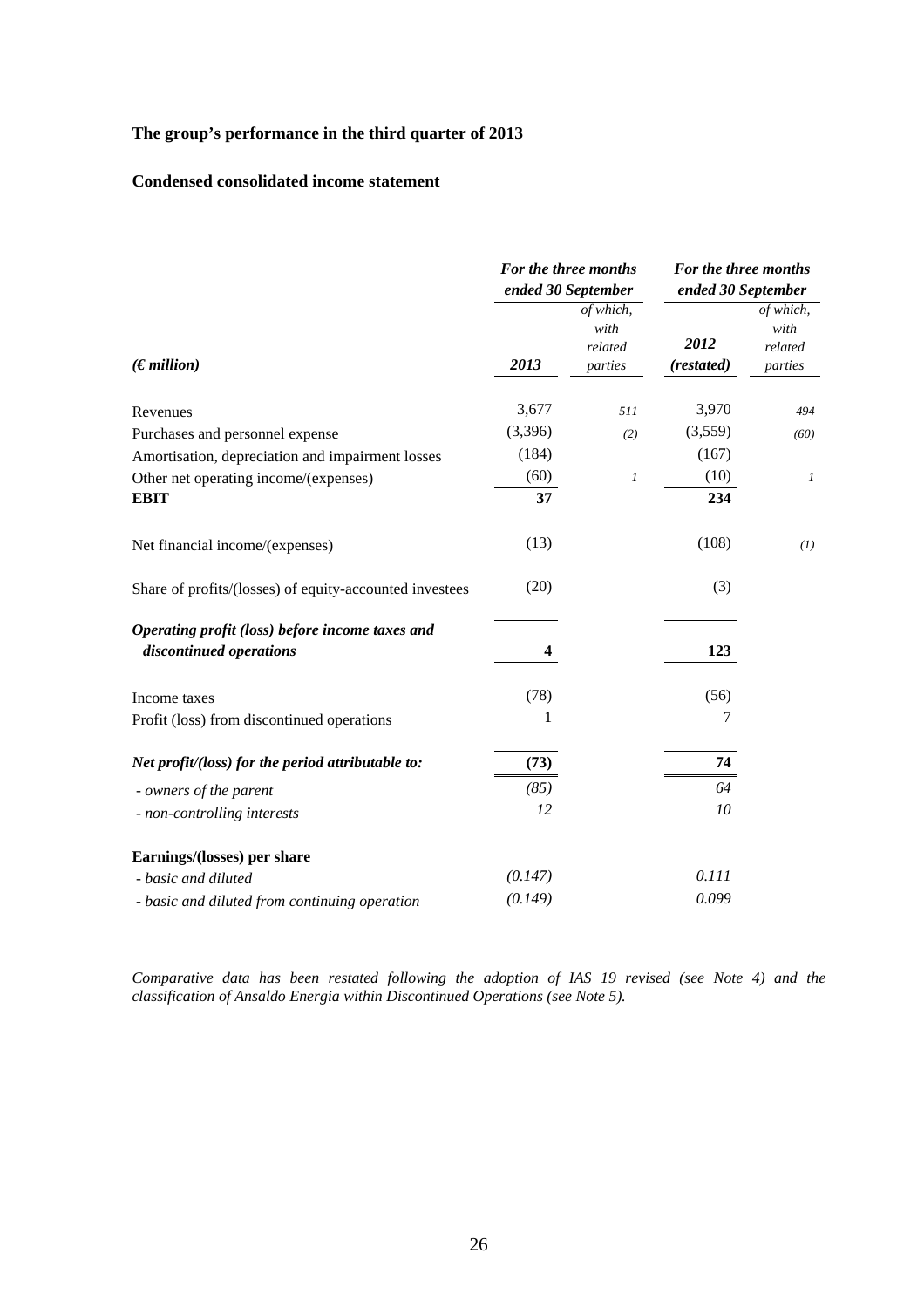## The group's performance in the third quarter of 2013

### Condensed consolidated income statement

| *(€ million)* | *For the three months ended 30 September* 2013 | *of which, with related parties* | *For the three months ended 30 September* 2012 *(restated)* | *of which, with related parties* |
|---|---|---|---|---|
| Revenues | 3,677 | *511* | 3,970 | *494* |
| Purchases and personnel expense | (3,396) | *(2)* | (3,559) | *(60)* |
| Amortisation, depreciation and impairment losses | (184) | | (167) | |
| Other net operating income/(expenses) | (60) | *1* | (10) | *1* |
| **EBIT** | **37** | | **234** | |
| Net financial income/(expenses) | (13) | | (108) | *(1)* |
| Share of profits/(losses) of equity-accounted investees | (20) | | (3) | |
| ***Operating profit (loss) before income taxes and discontinued operations*** | **4** | | **123** | |
| Income taxes | (78) | | (56) | |
| Profit (loss) from discontinued operations | 1 | | 7 | |
| ***Net profit/(loss) for the period attributable to:*** | **(73)** | | **74** | |
| *- owners of the parent* | *(85)* | | *64* | |
| *- non-controlling interests* | *12* | | *10* | |
| **Earnings/(losses) per share** | | | | |
| *- basic and diluted* | *(0.147)* | | *0.111* | |
| *- basic and diluted from continuing operation* | *(0.149)* | | *0.099* | |

*Comparative data has been restated following the adoption of IAS 19 revised (see Note 4) and the classification of Ansaldo Energia within Discontinued Operations (see Note 5).*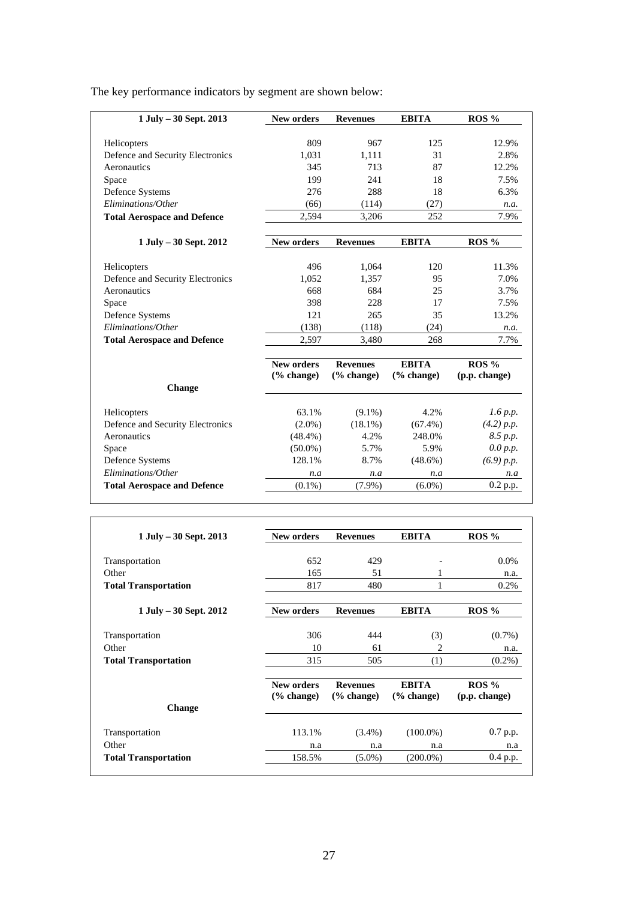The key performance indicators by segment are shown below:

| 1 July – 30 Sept. 2013 | New orders | Revenues | EBITA | ROS % |
|---|---|---|---|---|
| Helicopters | 809 | 967 | 125 | 12.9% |
| Defence and Security Electronics | 1,031 | 1,111 | 31 | 2.8% |
| Aeronautics | 345 | 713 | 87 | 12.2% |
| Space | 199 | 241 | 18 | 7.5% |
| Defence Systems | 276 | 288 | 18 | 6.3% |
| *Eliminations/Other* | (66) | (114) | (27) | *n.a.* |
| **Total Aerospace and Defence** | 2,594 | 3,206 | 252 | 7.9% |

| 1 July – 30 Sept. 2012 | New orders | Revenues | EBITA | ROS % |
|---|---|---|---|---|
| Helicopters | 496 | 1,064 | 120 | 11.3% |
| Defence and Security Electronics | 1,052 | 1,357 | 95 | 7.0% |
| Aeronautics | 668 | 684 | 25 | 3.7% |
| Space | 398 | 228 | 17 | 7.5% |
| Defence Systems | 121 | 265 | 35 | 13.2% |
| *Eliminations/Other* | (138) | (118) | (24) | *n.a.* |
| **Total Aerospace and Defence** | 2,597 | 3,480 | 268 | 7.7% |

| Change | New orders (% change) | Revenues (% change) | EBITA (% change) | ROS % (p.p. change) |
|---|---|---|---|---|
| Helicopters | 63.1% | (9.1%) | 4.2% | *1.6 p.p.* |
| Defence and Security Electronics | (2.0%) | (18.1%) | (67.4%) | *(4.2) p.p.* |
| Aeronautics | (48.4%) | 4.2% | 248.0% | *8.5 p.p.* |
| Space | (50.0%) | 5.7% | 5.9% | *0.0 p.p.* |
| Defence Systems | 128.1% | 8.7% | (48.6%) | *(6.9) p.p.* |
| *Eliminations/Other* | *n.a* | *n.a* | *n.a* | *n.a* |
| **Total Aerospace and Defence** | (0.1%) | (7.9%) | (6.0%) | 0.2 p.p. |

| 1 July – 30 Sept. 2013 | New orders | Revenues | EBITA | ROS % |
|---|---|---|---|---|
| Transportation | 652 | 429 | - | 0.0% |
| Other | 165 | 51 | 1 | n.a. |
| **Total Transportation** | 817 | 480 | 1 | 0.2% |

| 1 July – 30 Sept. 2012 | New orders | Revenues | EBITA | ROS % |
|---|---|---|---|---|
| Transportation | 306 | 444 | (3) | (0.7%) |
| Other | 10 | 61 | 2 | n.a. |
| **Total Transportation** | 315 | 505 | (1) | (0.2%) |

| Change | New orders (% change) | Revenues (% change) | EBITA (% change) | ROS % (p.p. change) |
|---|---|---|---|---|
| Transportation | 113.1% | (3.4%) | (100.0%) | 0.7 p.p. |
| Other | n.a | n.a | n.a | n.a |
| **Total Transportation** | 158.5% | (5.0%) | (200.0%) | 0.4 p.p. |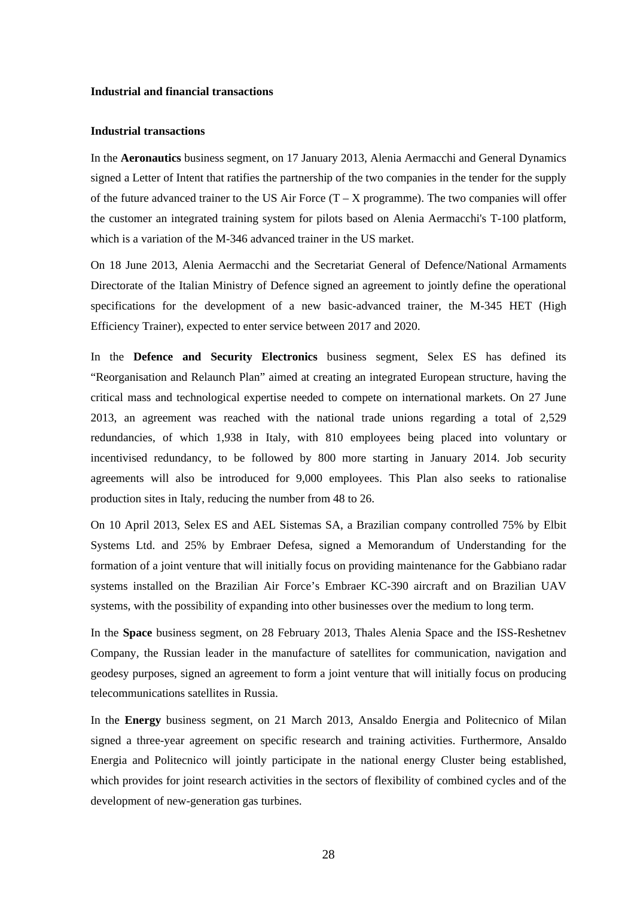## Industrial and financial transactions

### Industrial transactions

In the **Aeronautics** business segment, on 17 January 2013, Alenia Aermacchi and General Dynamics signed a Letter of Intent that ratifies the partnership of the two companies in the tender for the supply of the future advanced trainer to the US Air Force (T – X programme). The two companies will offer the customer an integrated training system for pilots based on Alenia Aermacchi's T-100 platform, which is a variation of the M-346 advanced trainer in the US market.

On 18 June 2013, Alenia Aermacchi and the Secretariat General of Defence/National Armaments Directorate of the Italian Ministry of Defence signed an agreement to jointly define the operational specifications for the development of a new basic-advanced trainer, the M-345 HET (High Efficiency Trainer), expected to enter service between 2017 and 2020.

In the **Defence and Security Electronics** business segment, Selex ES has defined its "Reorganisation and Relaunch Plan" aimed at creating an integrated European structure, having the critical mass and technological expertise needed to compete on international markets. On 27 June 2013, an agreement was reached with the national trade unions regarding a total of 2,529 redundancies, of which 1,938 in Italy, with 810 employees being placed into voluntary or incentivised redundancy, to be followed by 800 more starting in January 2014. Job security agreements will also be introduced for 9,000 employees. This Plan also seeks to rationalise production sites in Italy, reducing the number from 48 to 26.

On 10 April 2013, Selex ES and AEL Sistemas SA, a Brazilian company controlled 75% by Elbit Systems Ltd. and 25% by Embraer Defesa, signed a Memorandum of Understanding for the formation of a joint venture that will initially focus on providing maintenance for the Gabbiano radar systems installed on the Brazilian Air Force's Embraer KC-390 aircraft and on Brazilian UAV systems, with the possibility of expanding into other businesses over the medium to long term.

In the **Space** business segment, on 28 February 2013, Thales Alenia Space and the ISS-Reshetnev Company, the Russian leader in the manufacture of satellites for communication, navigation and geodesy purposes, signed an agreement to form a joint venture that will initially focus on producing telecommunications satellites in Russia.

In the **Energy** business segment, on 21 March 2013, Ansaldo Energia and Politecnico of Milan signed a three-year agreement on specific research and training activities. Furthermore, Ansaldo Energia and Politecnico will jointly participate in the national energy Cluster being established, which provides for joint research activities in the sectors of flexibility of combined cycles and of the development of new-generation gas turbines.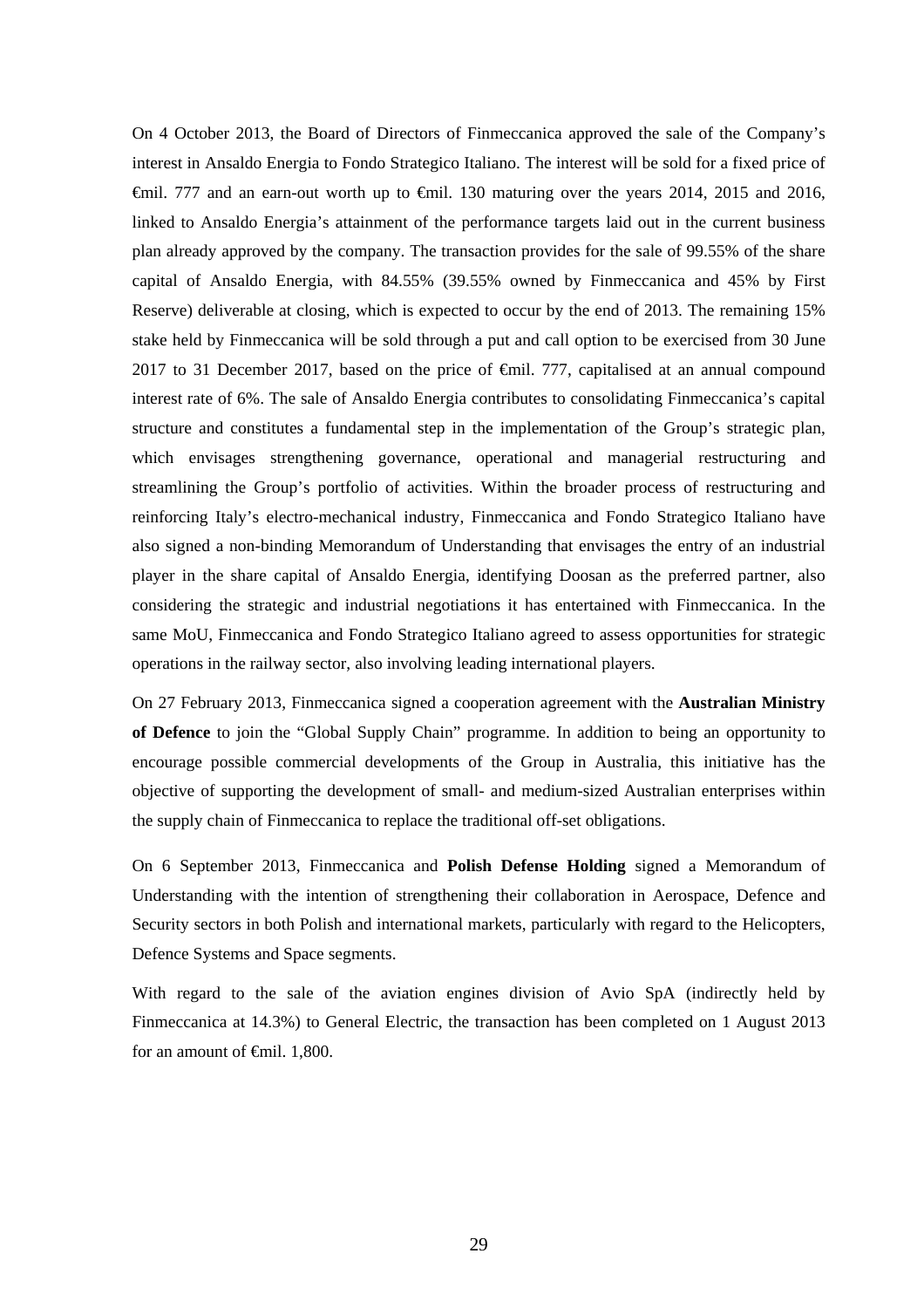On 4 October 2013, the Board of Directors of Finmeccanica approved the sale of the Company's interest in Ansaldo Energia to Fondo Strategico Italiano. The interest will be sold for a fixed price of €mil. 777 and an earn-out worth up to €mil. 130 maturing over the years 2014, 2015 and 2016, linked to Ansaldo Energia's attainment of the performance targets laid out in the current business plan already approved by the company. The transaction provides for the sale of 99.55% of the share capital of Ansaldo Energia, with 84.55% (39.55% owned by Finmeccanica and 45% by First Reserve) deliverable at closing, which is expected to occur by the end of 2013. The remaining 15% stake held by Finmeccanica will be sold through a put and call option to be exercised from 30 June 2017 to 31 December 2017, based on the price of €mil. 777, capitalised at an annual compound interest rate of 6%. The sale of Ansaldo Energia contributes to consolidating Finmeccanica's capital structure and constitutes a fundamental step in the implementation of the Group's strategic plan, which envisages strengthening governance, operational and managerial restructuring and streamlining the Group's portfolio of activities. Within the broader process of restructuring and reinforcing Italy's electro-mechanical industry, Finmeccanica and Fondo Strategico Italiano have also signed a non-binding Memorandum of Understanding that envisages the entry of an industrial player in the share capital of Ansaldo Energia, identifying Doosan as the preferred partner, also considering the strategic and industrial negotiations it has entertained with Finmeccanica. In the same MoU, Finmeccanica and Fondo Strategico Italiano agreed to assess opportunities for strategic operations in the railway sector, also involving leading international players.

On 27 February 2013, Finmeccanica signed a cooperation agreement with the **Australian Ministry of Defence** to join the "Global Supply Chain" programme. In addition to being an opportunity to encourage possible commercial developments of the Group in Australia, this initiative has the objective of supporting the development of small- and medium-sized Australian enterprises within the supply chain of Finmeccanica to replace the traditional off-set obligations.

On 6 September 2013, Finmeccanica and **Polish Defense Holding** signed a Memorandum of Understanding with the intention of strengthening their collaboration in Aerospace, Defence and Security sectors in both Polish and international markets, particularly with regard to the Helicopters, Defence Systems and Space segments.

With regard to the sale of the aviation engines division of Avio SpA (indirectly held by Finmeccanica at 14.3%) to General Electric, the transaction has been completed on 1 August 2013 for an amount of €mil. 1,800.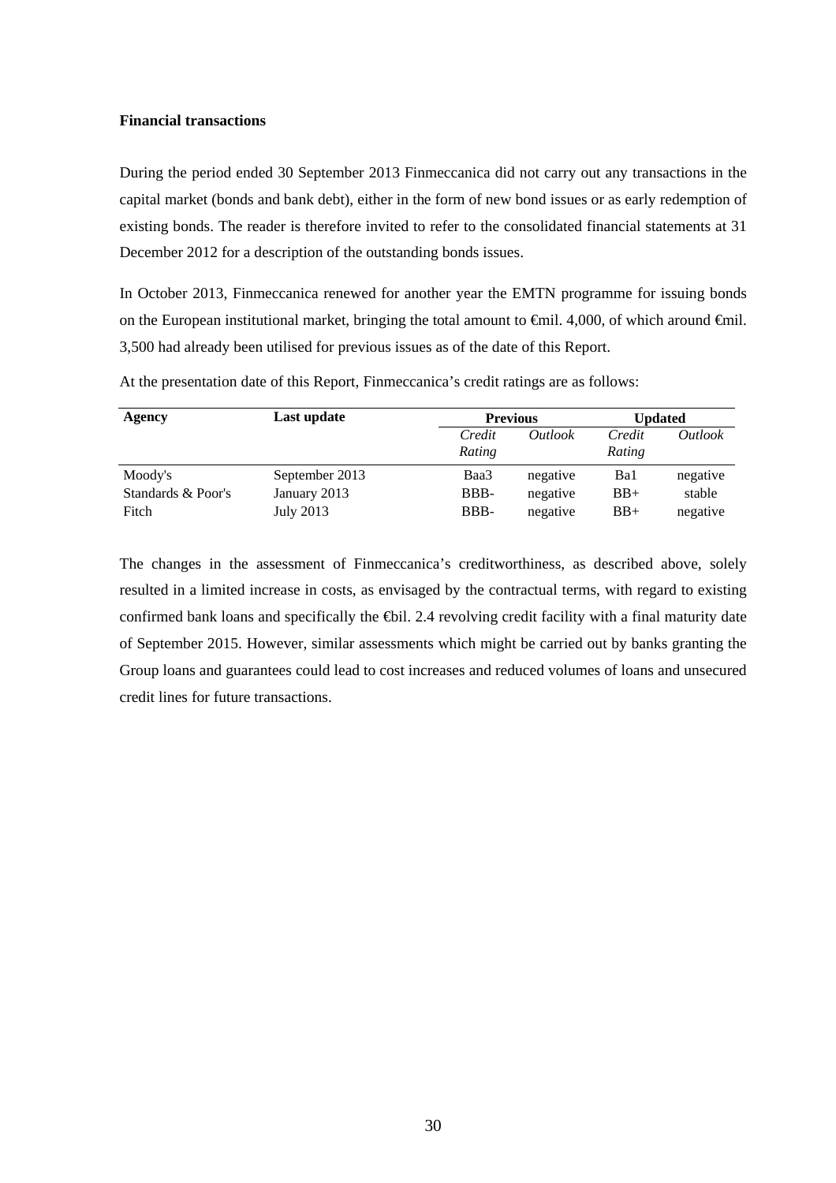**Financial transactions**

During the period ended 30 September 2013 Finmeccanica did not carry out any transactions in the capital market (bonds and bank debt), either in the form of new bond issues or as early redemption of existing bonds. The reader is therefore invited to refer to the consolidated financial statements at 31 December 2012 for a description of the outstanding bonds issues.

In October 2013, Finmeccanica renewed for another year the EMTN programme for issuing bonds on the European institutional market, bringing the total amount to €mil. 4,000, of which around €mil. 3,500 had already been utilised for previous issues as of the date of this Report.

At the presentation date of this Report, Finmeccanica's credit ratings are as follows:

| Agency | Last update | Previous | | Updated | |
|---|---|---|---|---|---|
| | | *Credit Rating* | *Outlook* | *Credit Rating* | *Outlook* |
| Moody's | September 2013 | Baa3 | negative | Ba1 | negative |
| Standards & Poor's | January 2013 | BBB- | negative | BB+ | stable |
| Fitch | July 2013 | BBB- | negative | BB+ | negative |

The changes in the assessment of Finmeccanica's creditworthiness, as described above, solely resulted in a limited increase in costs, as envisaged by the contractual terms, with regard to existing confirmed bank loans and specifically the €bil. 2.4 revolving credit facility with a final maturity date of September 2015. However, similar assessments which might be carried out by banks granting the Group loans and guarantees could lead to cost increases and reduced volumes of loans and unsecured credit lines for future transactions.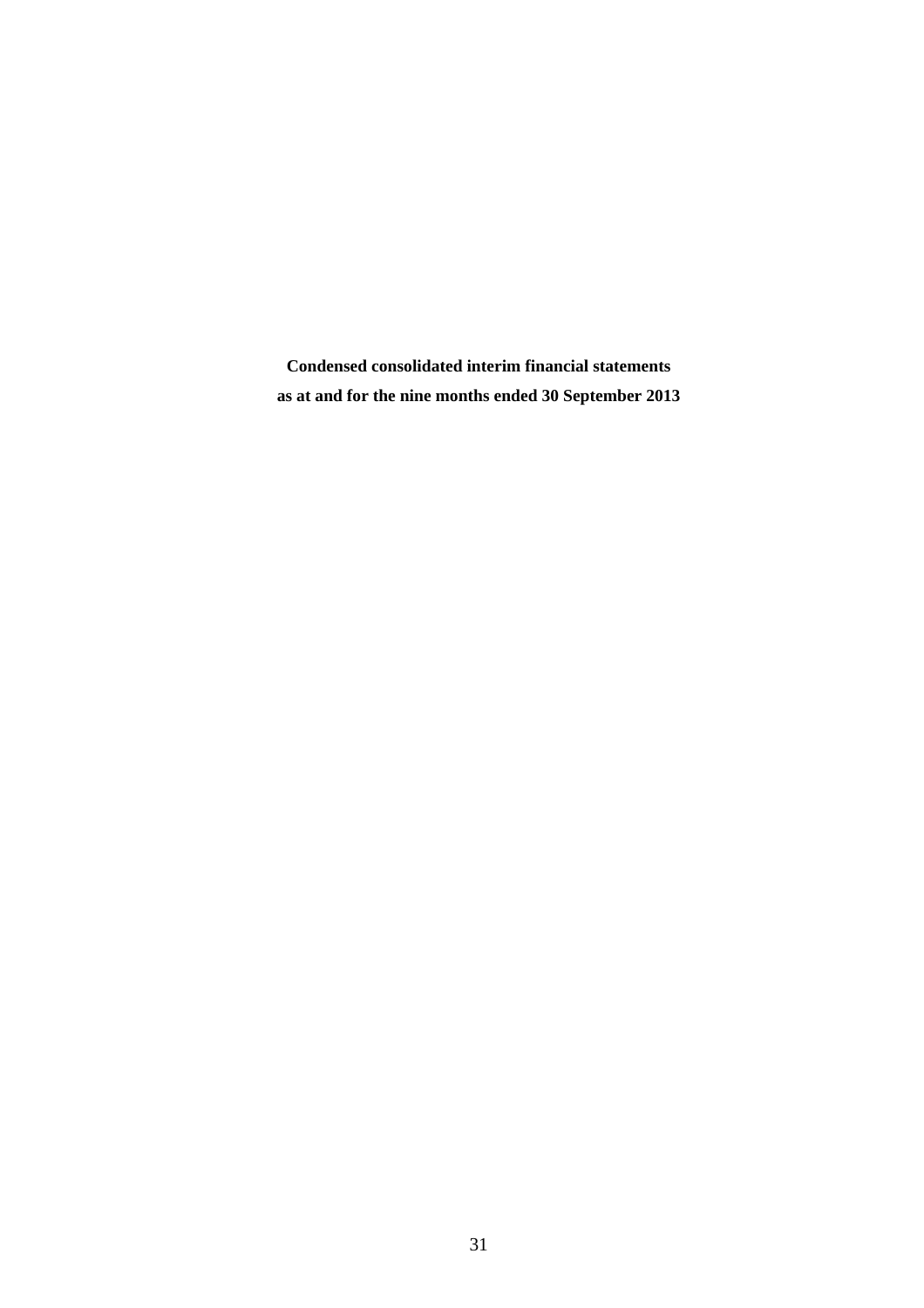**Condensed consolidated interim financial statements**

**as at and for the nine months ended 30 September 2013**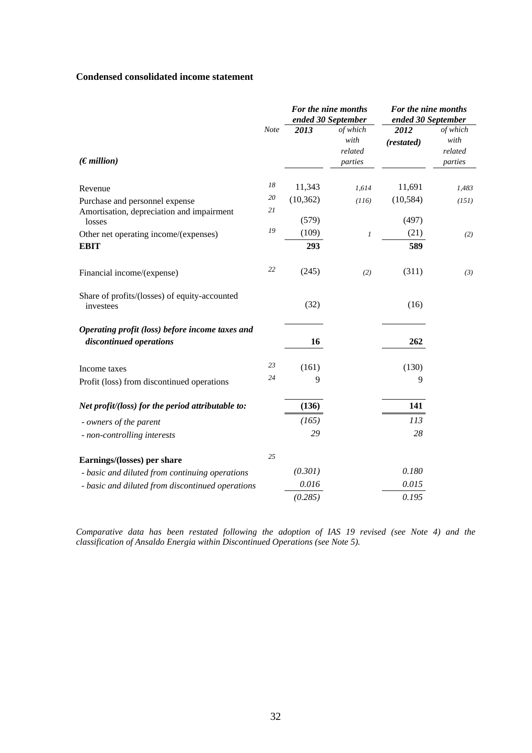**Condensed consolidated income statement**

| *(€ million)* | *Note* | ***For the nine months ended 30 September 2013*** | *of which with related parties* | ***For the nine months ended 30 September 2012 (restated)*** | *of which with related parties* |
|---|---|---|---|---|---|
| Revenue | *18* | 11,343 | *1,614* | 11,691 | *1,483* |
| Purchase and personnel expense | *20* | (10,362) | *(116)* | (10,584) | *(151)* |
| Amortisation, depreciation and impairment losses | *21* | (579) | | (497) | |
| Other net operating income/(expenses) | *19* | (109) | *1* | (21) | *(2)* |
| **EBIT** | | **293** | | **589** | |
| Financial income/(expense) | *22* | (245) | *(2)* | (311) | *(3)* |
| Share of profits/(losses) of equity-accounted investees | | (32) | | (16) | |
| ***Operating profit (loss) before income taxes and discontinued operations*** | | **16** | | **262** | |
| Income taxes | *23* | (161) | | (130) | |
| Profit (loss) from discontinued operations | *24* | 9 | | 9 | |
| ***Net profit/(loss) for the period attributable to:*** | | **(136)** | | **141** | |
| *- owners of the parent* | | *(165)* | | *113* | |
| *- non-controlling interests* | | *29* | | *28* | |
| **Earnings/(losses) per share** | *25* | | | | |
| *- basic and diluted from continuing operations* | | *(0.301)* | | *0.180* | |
| *- basic and diluted from discontinued operations* | | *0.016* | | *0.015* | |
| | | *(0.285)* | | *0.195* | |

*Comparative data has been restated following the adoption of IAS 19 revised (see Note 4) and the classification of Ansaldo Energia within Discontinued Operations (see Note 5).*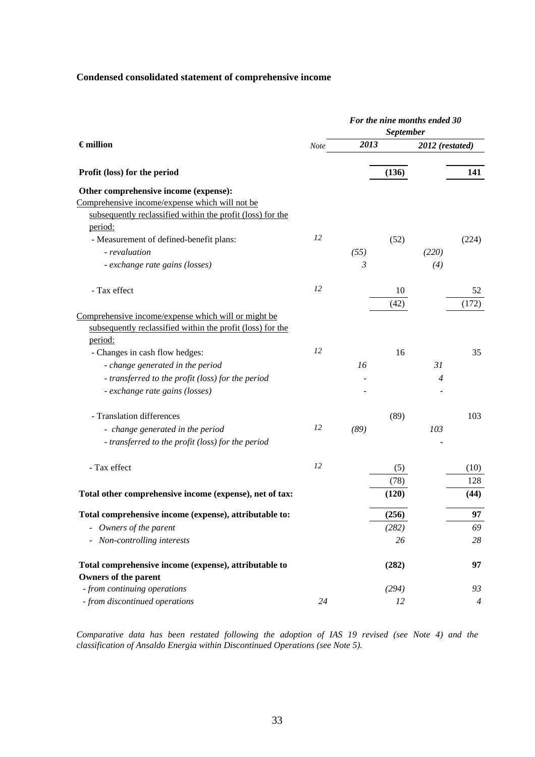**Condensed consolidated statement of comprehensive income**

| € million | Note | For the nine months ended 30 September | | | |
|---|---|---|---|---|---|
| | | 2013 | | 2012 (restated) | |
| **Profit (loss) for the period** | | | **(136)** | | **141** |
| **Other comprehensive income (expense):** | | | | | |
| Comprehensive income/expense which will not be subsequently reclassified within the profit (loss) for the period: | | | | | |
| - Measurement of defined-benefit plans: | 12 | | (52) | | (224) |
| *- revaluation* | | *(55)* | | *(220)* | |
| *- exchange rate gains (losses)* | | *3* | | *(4)* | |
| - Tax effect | 12 | | 10 | | 52 |
| | | | (42) | | (172) |
| Comprehensive income/expense which will or might be subsequently reclassified within the profit (loss) for the period: | | | | | |
| - Changes in cash flow hedges: | 12 | | 16 | | 35 |
| *- change generated in the period* | | *16* | | *31* | |
| *- transferred to the profit (loss) for the period* | | *-* | | *4* | |
| *- exchange rate gains (losses)* | | *-* | | *-* | |
| - Translation differences | | | (89) | | 103 |
| *- change generated in the period* | 12 | *(89)* | | *103* | |
| *- transferred to the profit (loss) for the period* | | | | *-* | |
| - Tax effect | 12 | | (5) | | (10) |
| | | | (78) | | 128 |
| **Total other comprehensive income (expense), net of tax:** | | | **(120)** | | **(44)** |
| **Total comprehensive income (expense), attributable to:** | | | **(256)** | | **97** |
| *- Owners of the parent* | | | *(282)* | | *69* |
| *- Non-controlling interests* | | | *26* | | *28* |
| **Total comprehensive income (expense), attributable to Owners of the parent** | | | **(282)** | | **97** |
| *- from continuing operations* | | | *(294)* | | *93* |
| *- from discontinued operations* | 24 | | *12* | | *4* |

*Comparative data has been restated following the adoption of IAS 19 revised (see Note 4) and the classification of Ansaldo Energia within Discontinued Operations (see Note 5).*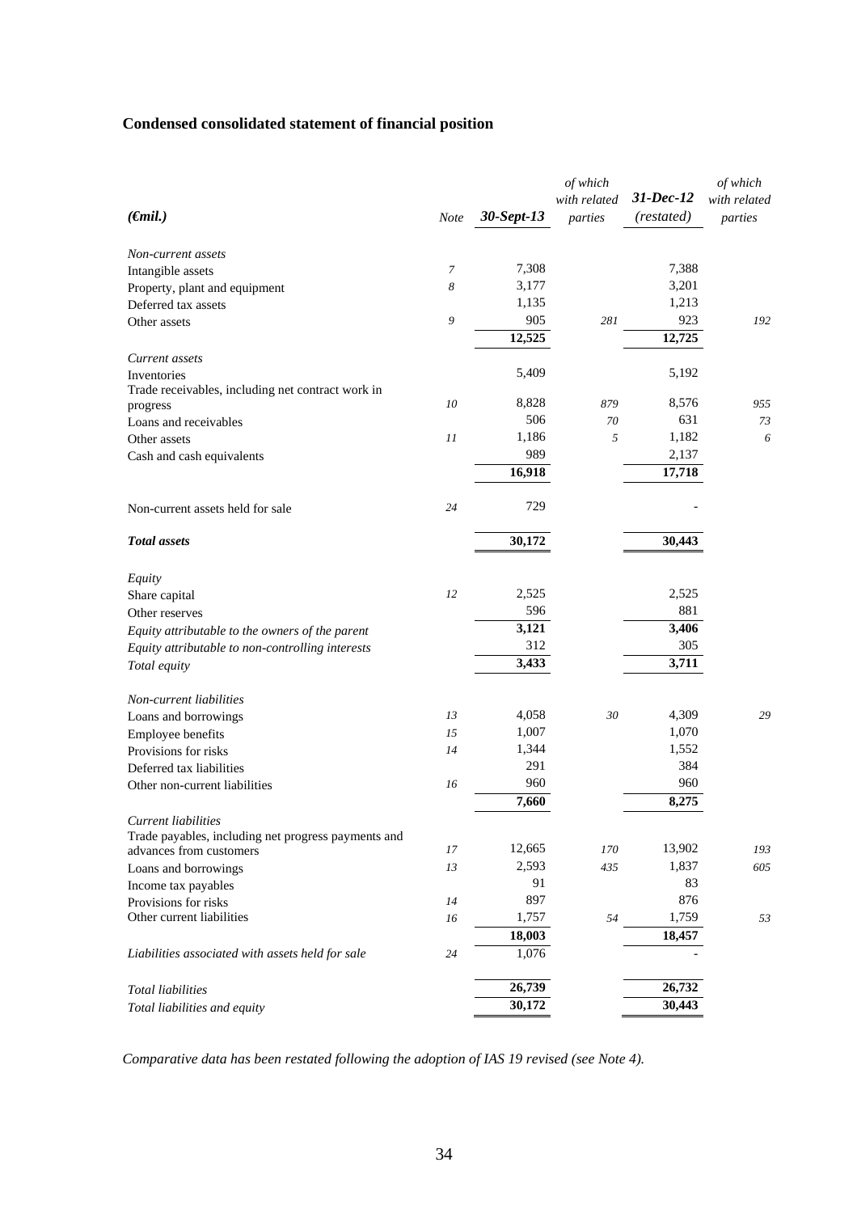## Condensed consolidated statement of financial position

| *(€mil.)* | *Note* | ***30-Sept-13*** | *of which with related parties* | ***31-Dec-12*** *(restated)* | *of which with related parties* |
|---|---|---|---|---|---|
| *Non-current assets* | | | | | |
| Intangible assets | *7* | 7,308 | | 7,388 | |
| Property, plant and equipment | *8* | 3,177 | | 3,201 | |
| Deferred tax assets | | 1,135 | | 1,213 | |
| Other assets | *9* | 905 | *281* | 923 | *192* |
| | | **12,525** | | **12,725** | |
| *Current assets* | | | | | |
| Inventories | | 5,409 | | 5,192 | |
| Trade receivables, including net contract work in progress | *10* | 8,828 | *879* | 8,576 | *955* |
| Loans and receivables | | 506 | *70* | 631 | *73* |
| Other assets | *11* | 1,186 | *5* | 1,182 | *6* |
| Cash and cash equivalents | | 989 | | 2,137 | |
| | | **16,918** | | **17,718** | |
| Non-current assets held for sale | *24* | 729 | | - | |
| ***Total assets*** | | **30,172** | | **30,443** | |
| *Equity* | | | | | |
| Share capital | *12* | 2,525 | | 2,525 | |
| Other reserves | | 596 | | 881 | |
| *Equity attributable to the owners of the parent* | | **3,121** | | **3,406** | |
| *Equity attributable to non-controlling interests* | | 312 | | 305 | |
| *Total equity* | | **3,433** | | **3,711** | |
| *Non-current liabilities* | | | | | |
| Loans and borrowings | *13* | 4,058 | *30* | 4,309 | *29* |
| Employee benefits | *15* | 1,007 | | 1,070 | |
| Provisions for risks | *14* | 1,344 | | 1,552 | |
| Deferred tax liabilities | | 291 | | 384 | |
| Other non-current liabilities | *16* | 960 | | 960 | |
| | | **7,660** | | **8,275** | |
| *Current liabilities* | | | | | |
| Trade payables, including net progress payments and advances from customers | *17* | 12,665 | *170* | 13,902 | *193* |
| Loans and borrowings | *13* | 2,593 | *435* | 1,837 | *605* |
| Income tax payables | | 91 | | 83 | |
| Provisions for risks | *14* | 897 | | 876 | |
| Other current liabilities | *16* | 1,757 | *54* | 1,759 | *53* |
| | | **18,003** | | **18,457** | |
| *Liabilities associated with assets held for sale* | *24* | 1,076 | | - | |
| *Total liabilities* | | **26,739** | | **26,732** | |
| *Total liabilities and equity* | | **30,172** | | **30,443** | |

*Comparative data has been restated following the adoption of IAS 19 revised (see Note 4).*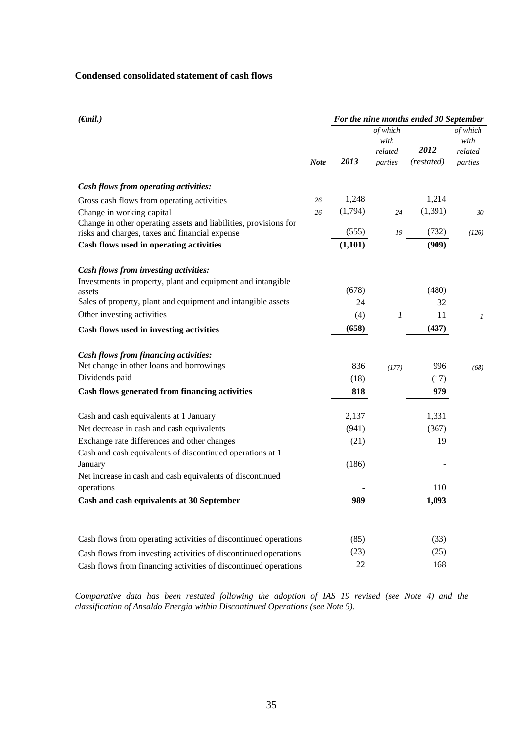**Condensed consolidated statement of cash flows**

| *(€mil.)* | | *For the nine months ended 30 September* | | | |
|---|---|---|---|---|---|
| | ***Note*** | ***2013*** | *of which with related parties* | ***2012*** *(restated)* | *of which with related parties* |
| ***Cash flows from operating activities:*** | | | | | |
| Gross cash flows from operating activities | *26* | 1,248 | | 1,214 | |
| Change in working capital | *26* | (1,794) | *24* | (1,391) | *30* |
| Change in other operating assets and liabilities, provisions for risks and charges, taxes and financial expense | | (555) | *19* | (732) | *(126)* |
| **Cash flows used in operating activities** | | **(1,101)** | | **(909)** | |
| ***Cash flows from investing activities:*** | | | | | |
| Investments in property, plant and equipment and intangible assets | | (678) | | (480) | |
| Sales of property, plant and equipment and intangible assets | | 24 | | 32 | |
| Other investing activities | | (4) | *1* | 11 | *1* |
| **Cash flows used in investing activities** | | **(658)** | | **(437)** | |
| ***Cash flows from financing activities:*** | | | | | |
| Net change in other loans and borrowings | | 836 | *(177)* | 996 | *(68)* |
| Dividends paid | | (18) | | (17) | |
| **Cash flows generated from financing activities** | | **818** | | **979** | |
| Cash and cash equivalents at 1 January | | 2,137 | | 1,331 | |
| Net decrease in cash and cash equivalents | | (941) | | (367) | |
| Exchange rate differences and other changes | | (21) | | 19 | |
| Cash and cash equivalents of discontinued operations at 1 January | | (186) | | - | |
| Net increase in cash and cash equivalents of discontinued operations | | - | | 110 | |
| **Cash and cash equivalents at 30 September** | | **989** | | **1,093** | |
| Cash flows from operating activities of discontinued operations | | (85) | | (33) | |
| Cash flows from investing activities of discontinued operations | | (23) | | (25) | |
| Cash flows from financing activities of discontinued operations | | 22 | | 168 | |

*Comparative data has been restated following the adoption of IAS 19 revised (see Note 4) and the classification of Ansaldo Energia within Discontinued Operations (see Note 5).*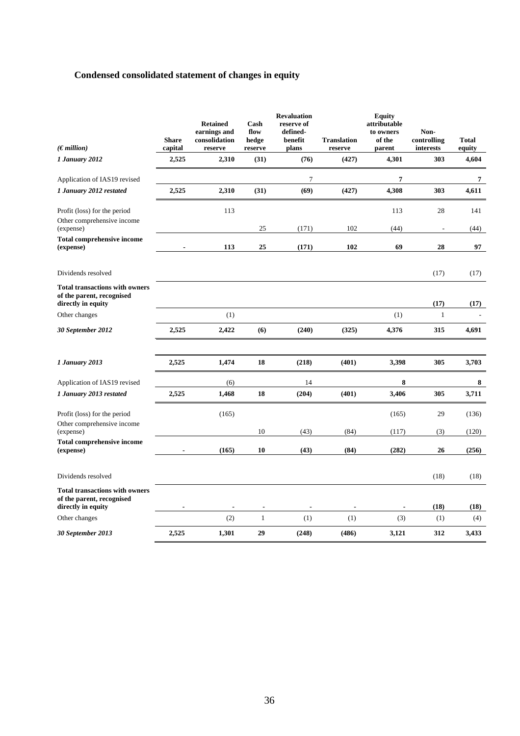## Condensed consolidated statement of changes in equity

| *(€ million)* | Share capital | Retained earnings and consolidation reserve | Cash flow hedge reserve | Revaluation reserve of defined-benefit plans | Translation reserve | Equity attributable to owners of the parent | Non-controlling interests | Total equity |
|---|---|---|---|---|---|---|---|---|
| ***1 January 2012*** | **2,525** | **2,310** | **(31)** | **(76)** | **(427)** | **4,301** | **303** | **4,604** |
| Application of IAS19 revised | | | | 7 | | **7** | | **7** |
| ***1 January 2012 restated*** | **2,525** | **2,310** | **(31)** | **(69)** | **(427)** | **4,308** | **303** | **4,611** |
| Profit (loss) for the period | | 113 | | | | 113 | 28 | 141 |
| Other comprehensive income (expense) | | | 25 | (171) | 102 | (44) | - | (44) |
| **Total comprehensive income (expense)** | **-** | **113** | **25** | **(171)** | **102** | **69** | **28** | **97** |
| Dividends resolved | | | | | | | (17) | (17) |
| **Total transactions with owners of the parent, recognised directly in equity** | | | | | | | **(17)** | **(17)** |
| Other changes | | (1) | | | | (1) | 1 | - |
| ***30 September 2012*** | **2,525** | **2,422** | **(6)** | **(240)** | **(325)** | **4,376** | **315** | **4,691** |
| ***1 January 2013*** | **2,525** | **1,474** | **18** | **(218)** | **(401)** | **3,398** | **305** | **3,703** |
| Application of IAS19 revised | | (6) | | 14 | | **8** | | **8** |
| ***1 January 2013 restated*** | **2,525** | **1,468** | **18** | **(204)** | **(401)** | **3,406** | **305** | **3,711** |
| Profit (loss) for the period | | (165) | | | | (165) | 29 | (136) |
| Other comprehensive income (expense) | | | 10 | (43) | (84) | (117) | (3) | (120) |
| **Total comprehensive income (expense)** | **-** | **(165)** | **10** | **(43)** | **(84)** | **(282)** | **26** | **(256)** |
| Dividends resolved | | | | | | | (18) | (18) |
| **Total transactions with owners of the parent, recognised directly in equity** | **-** | **-** | **-** | **-** | **-** | **-** | **(18)** | **(18)** |
| Other changes | | (2) | 1 | (1) | (1) | (3) | (1) | (4) |
| ***30 September 2013*** | **2,525** | **1,301** | **29** | **(248)** | **(486)** | **3,121** | **312** | **3,433** |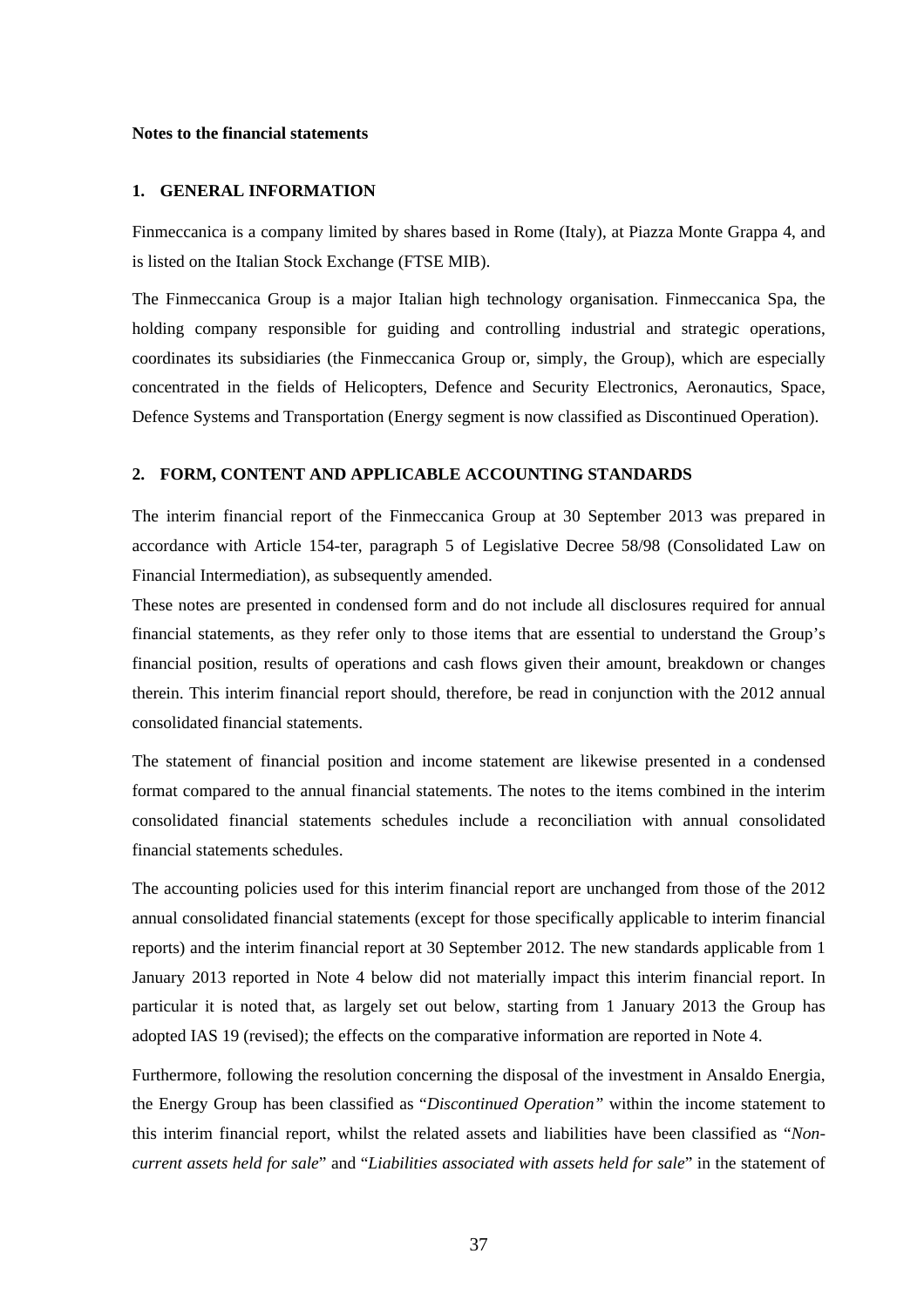**Notes to the financial statements**

## 1. GENERAL INFORMATION

Finmeccanica is a company limited by shares based in Rome (Italy), at Piazza Monte Grappa 4, and is listed on the Italian Stock Exchange (FTSE MIB).

The Finmeccanica Group is a major Italian high technology organisation. Finmeccanica Spa, the holding company responsible for guiding and controlling industrial and strategic operations, coordinates its subsidiaries (the Finmeccanica Group or, simply, the Group), which are especially concentrated in the fields of Helicopters, Defence and Security Electronics, Aeronautics, Space, Defence Systems and Transportation (Energy segment is now classified as Discontinued Operation).

## 2. FORM, CONTENT AND APPLICABLE ACCOUNTING STANDARDS

The interim financial report of the Finmeccanica Group at 30 September 2013 was prepared in accordance with Article 154-ter, paragraph 5 of Legislative Decree 58/98 (Consolidated Law on Financial Intermediation), as subsequently amended.

These notes are presented in condensed form and do not include all disclosures required for annual financial statements, as they refer only to those items that are essential to understand the Group's financial position, results of operations and cash flows given their amount, breakdown or changes therein. This interim financial report should, therefore, be read in conjunction with the 2012 annual consolidated financial statements.

The statement of financial position and income statement are likewise presented in a condensed format compared to the annual financial statements. The notes to the items combined in the interim consolidated financial statements schedules include a reconciliation with annual consolidated financial statements schedules.

The accounting policies used for this interim financial report are unchanged from those of the 2012 annual consolidated financial statements (except for those specifically applicable to interim financial reports) and the interim financial report at 30 September 2012. The new standards applicable from 1 January 2013 reported in Note 4 below did not materially impact this interim financial report. In particular it is noted that, as largely set out below, starting from 1 January 2013 the Group has adopted IAS 19 (revised); the effects on the comparative information are reported in Note 4.

Furthermore, following the resolution concerning the disposal of the investment in Ansaldo Energia, the Energy Group has been classified as "*Discontinued Operation*" within the income statement to this interim financial report, whilst the related assets and liabilities have been classified as "*Non-current assets held for sale*" and "*Liabilities associated with assets held for sale*" in the statement of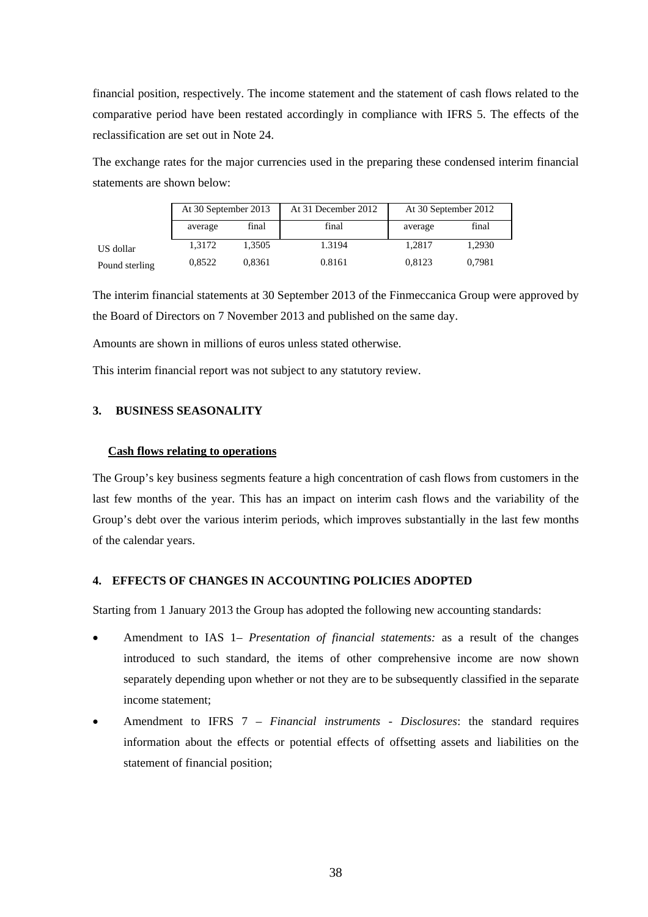financial position, respectively. The income statement and the statement of cash flows related to the comparative period have been restated accordingly in compliance with IFRS 5. The effects of the reclassification are set out in Note 24.

The exchange rates for the major currencies used in the preparing these condensed interim financial statements are shown below:

| | At 30 September 2013 | | At 31 December 2012 | At 30 September 2012 | |
|---|---|---|---|---|---|
| | average | final | final | average | final |
| US dollar | 1,3172 | 1,3505 | 1.3194 | 1,2817 | 1,2930 |
| Pound sterling | 0,8522 | 0,8361 | 0.8161 | 0,8123 | 0,7981 |

The interim financial statements at 30 September 2013 of the Finmeccanica Group were approved by the Board of Directors on 7 November 2013 and published on the same day.

Amounts are shown in millions of euros unless stated otherwise.

This interim financial report was not subject to any statutory review.

## 3. BUSINESS SEASONALITY

**Cash flows relating to operations**

The Group's key business segments feature a high concentration of cash flows from customers in the last few months of the year. This has an impact on interim cash flows and the variability of the Group's debt over the various interim periods, which improves substantially in the last few months of the calendar years.

## 4. EFFECTS OF CHANGES IN ACCOUNTING POLICIES ADOPTED

Starting from 1 January 2013 the Group has adopted the following new accounting standards:

- Amendment to IAS 1– *Presentation of financial statements:* as a result of the changes introduced to such standard, the items of other comprehensive income are now shown separately depending upon whether or not they are to be subsequently classified in the separate income statement;
- Amendment to IFRS 7 – *Financial instruments - Disclosures*: the standard requires information about the effects or potential effects of offsetting assets and liabilities on the statement of financial position;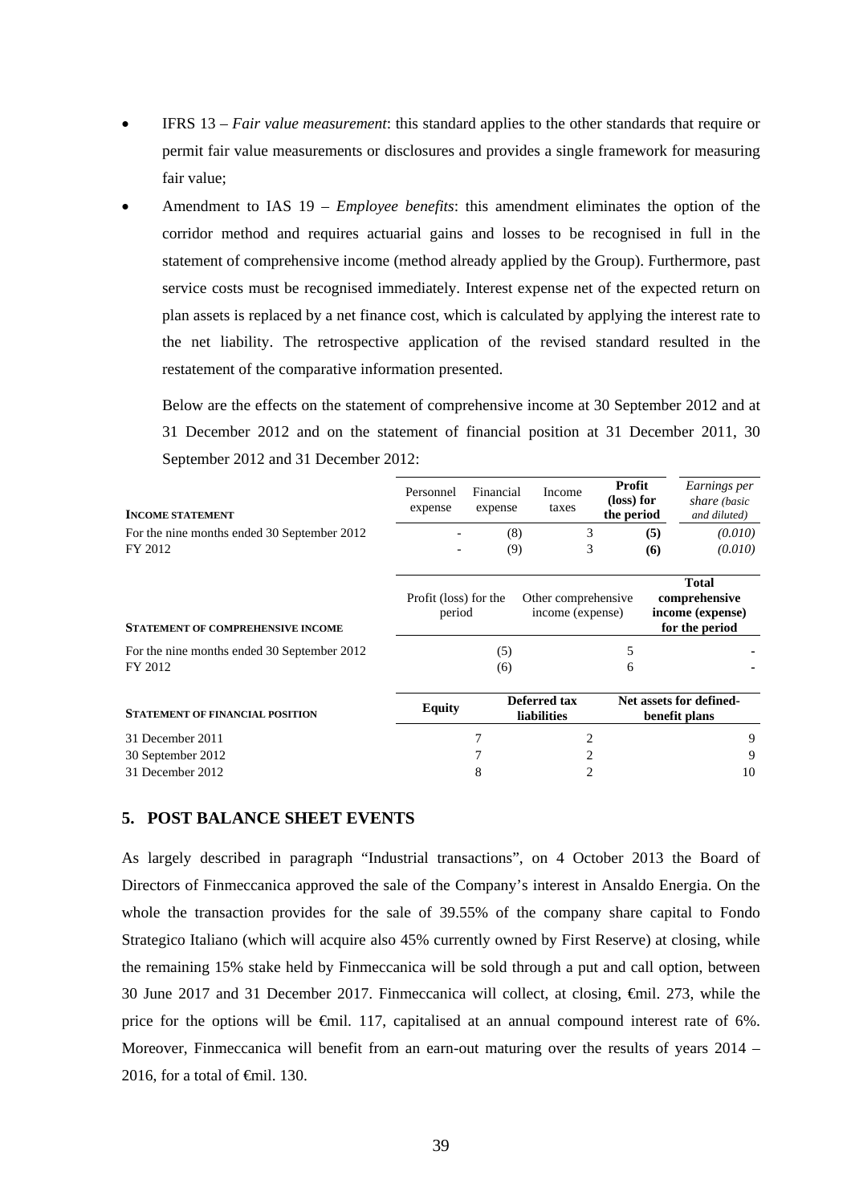- IFRS 13 – *Fair value measurement*: this standard applies to the other standards that require or permit fair value measurements or disclosures and provides a single framework for measuring fair value;
- Amendment to IAS 19 – *Employee benefits*: this amendment eliminates the option of the corridor method and requires actuarial gains and losses to be recognised in full in the statement of comprehensive income (method already applied by the Group). Furthermore, past service costs must be recognised immediately. Interest expense net of the expected return on plan assets is replaced by a net finance cost, which is calculated by applying the interest rate to the net liability. The retrospective application of the revised standard resulted in the restatement of the comparative information presented.

  Below are the effects on the statement of comprehensive income at 30 September 2012 and at 31 December 2012 and on the statement of financial position at 31 December 2011, 30 September 2012 and 31 December 2012:

| INCOME STATEMENT | Personnel expense | Financial expense | Income taxes | **Profit (loss) for the period** | *Earnings per share (basic and diluted)* |
|---|---|---|---|---|---|
| For the nine months ended 30 September 2012 | - | (8) | 3 | **(5)** | *(0.010)* |
| FY 2012 | - | (9) | 3 | **(6)** | *(0.010)* |

| STATEMENT OF COMPREHENSIVE INCOME | Profit (loss) for the period | Other comprehensive income (expense) | **Total comprehensive income (expense) for the period** |
|---|---|---|---|
| For the nine months ended 30 September 2012 | (5) | 5 | - |
| FY 2012 | (6) | 6 | - |

| STATEMENT OF FINANCIAL POSITION | **Equity** | **Deferred tax liabilities** | **Net assets for defined-benefit plans** |
|---|---|---|---|
| 31 December 2011 | 7 | 2 | 9 |
| 30 September 2012 | 7 | 2 | 9 |
| 31 December 2012 | 8 | 2 | 10 |

## 5. POST BALANCE SHEET EVENTS

As largely described in paragraph "Industrial transactions", on 4 October 2013 the Board of Directors of Finmeccanica approved the sale of the Company's interest in Ansaldo Energia. On the whole the transaction provides for the sale of 39.55% of the company share capital to Fondo Strategico Italiano (which will acquire also 45% currently owned by First Reserve) at closing, while the remaining 15% stake held by Finmeccanica will be sold through a put and call option, between 30 June 2017 and 31 December 2017. Finmeccanica will collect, at closing, €mil. 273, while the price for the options will be €mil. 117, capitalised at an annual compound interest rate of 6%. Moreover, Finmeccanica will benefit from an earn-out maturing over the results of years 2014 – 2016, for a total of €mil. 130.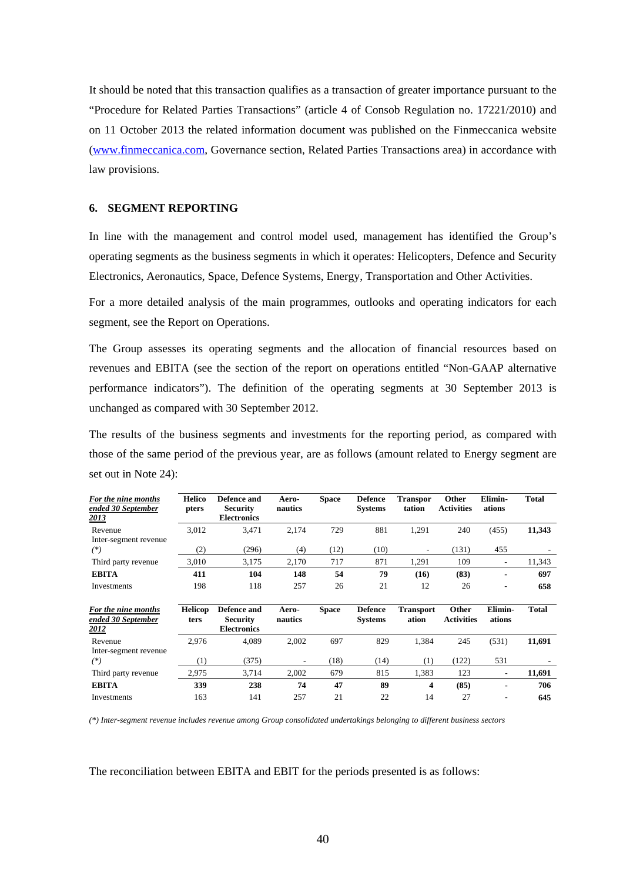It should be noted that this transaction qualifies as a transaction of greater importance pursuant to the "Procedure for Related Parties Transactions" (article 4 of Consob Regulation no. 17221/2010) and on 11 October 2013 the related information document was published on the Finmeccanica website (www.finmeccanica.com, Governance section, Related Parties Transactions area) in accordance with law provisions.

## 6. SEGMENT REPORTING

In line with the management and control model used, management has identified the Group's operating segments as the business segments in which it operates: Helicopters, Defence and Security Electronics, Aeronautics, Space, Defence Systems, Energy, Transportation and Other Activities.

For a more detailed analysis of the main programmes, outlooks and operating indicators for each segment, see the Report on Operations.

The Group assesses its operating segments and the allocation of financial resources based on revenues and EBITA (see the section of the report on operations entitled "Non-GAAP alternative performance indicators"). The definition of the operating segments at 30 September 2013 is unchanged as compared with 30 September 2012.

The results of the business segments and investments for the reporting period, as compared with those of the same period of the previous year, are as follows (amount related to Energy segment are set out in Note 24):

| ***For the nine months ended 30 September 2013*** | **Helicopters** | **Defence and Security Electronics** | **Aero-nautics** | **Space** | **Defence Systems** | **Transportation** | **Other Activities** | **Elimin-ations** | **Total** |
|---|---|---|---|---|---|---|---|---|---|
| Revenue | 3,012 | 3,471 | 2,174 | 729 | 881 | 1,291 | 240 | (455) | **11,343** |
| Inter-segment revenue (*) | (2) | (296) | (4) | (12) | (10) | - | (131) | 455 | - |
| Third party revenue | 3,010 | 3,175 | 2,170 | 717 | 871 | 1,291 | 109 | - | 11,343 |
| **EBITA** | **411** | **104** | **148** | **54** | **79** | **(16)** | **(83)** | **-** | **697** |
| Investments | 198 | 118 | 257 | 26 | 21 | 12 | 26 | - | **658** |

| ***For the nine months ended 30 September 2012*** | **Helicopters** | **Defence and Security Electronics** | **Aero-nautics** | **Space** | **Defence Systems** | **Transportation** | **Other Activities** | **Elimin-ations** | **Total** |
|---|---|---|---|---|---|---|---|---|---|
| Revenue | 2,976 | 4,089 | 2,002 | 697 | 829 | 1,384 | 245 | (531) | **11,691** |
| Inter-segment revenue (*) | (1) | (375) | - | (18) | (14) | (1) | (122) | 531 | - |
| Third party revenue | 2,975 | 3,714 | 2,002 | 679 | 815 | 1,383 | 123 | - | **11,691** |
| **EBITA** | **339** | **238** | **74** | **47** | **89** | **4** | **(85)** | **-** | **706** |
| Investments | 163 | 141 | 257 | 21 | 22 | 14 | 27 | - | **645** |

*(\*) Inter-segment revenue includes revenue among Group consolidated undertakings belonging to different business sectors*

The reconciliation between EBITA and EBIT for the periods presented is as follows: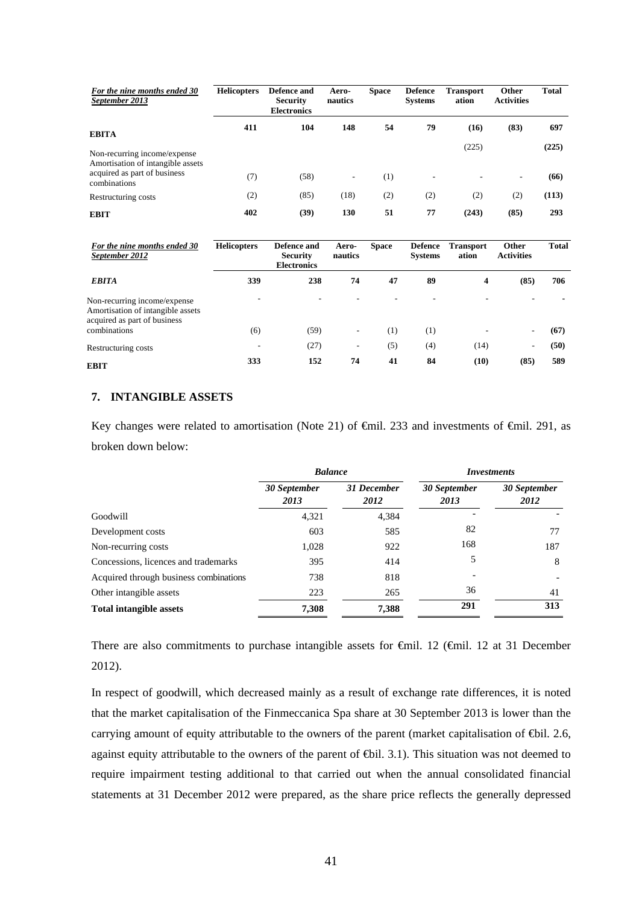| *For the nine months ended 30 September 2013* | Helicopters | Defence and Security Electronics | Aero-nautics | Space | Defence Systems | Transportation | Other Activities | Total |
|---|---|---|---|---|---|---|---|---|
| **EBITA** | **411** | **104** | **148** | **54** | **79** | **(16)** | **(83)** | **697** |
| Non-recurring income/expense | | | | | | (225) | | **(225)** |
| Amortisation of intangible assets acquired as part of business combinations | (7) | (58) | - | (1) | - | - | - | **(66)** |
| Restructuring costs | (2) | (85) | (18) | (2) | (2) | (2) | (2) | **(113)** |
| **EBIT** | **402** | **(39)** | **130** | **51** | **77** | **(243)** | **(85)** | **293** |

| *For the nine months ended 30 September 2012* | Helicopters | Defence and Security Electronics | Aero-nautics | Space | Defence Systems | Transportation | Other Activities | Total |
|---|---|---|---|---|---|---|---|---|
| ***EBITA*** | **339** | **238** | **74** | **47** | **89** | **4** | **(85)** | **706** |
| Non-recurring income/expense | - | - | - | - | - | - | - | **-** |
| Amortisation of intangible assets acquired as part of business combinations | (6) | (59) | - | (1) | (1) | - | - | **(67)** |
| Restructuring costs | - | (27) | - | (5) | (4) | (14) | - | **(50)** |
| **EBIT** | **333** | **152** | **74** | **41** | **84** | **(10)** | **(85)** | **589** |

## 7. INTANGIBLE ASSETS

Key changes were related to amortisation (Note 21) of €mil. 233 and investments of €mil. 291, as broken down below:

| | *Balance* | | *Investments* | |
|---|---|---|---|---|
| | *30 September 2013* | *31 December 2012* | *30 September 2013* | *30 September 2012* |
| Goodwill | 4,321 | 4,384 | - | - |
| Development costs | 603 | 585 | 82 | 77 |
| Non-recurring costs | 1,028 | 922 | 168 | 187 |
| Concessions, licences and trademarks | 395 | 414 | 5 | 8 |
| Acquired through business combinations | 738 | 818 | - | - |
| Other intangible assets | 223 | 265 | 36 | 41 |
| **Total intangible assets** | **7,308** | **7,388** | **291** | **313** |

There are also commitments to purchase intangible assets for €mil. 12 (€mil. 12 at 31 December 2012).

In respect of goodwill, which decreased mainly as a result of exchange rate differences, it is noted that the market capitalisation of the Finmeccanica Spa share at 30 September 2013 is lower than the carrying amount of equity attributable to the owners of the parent (market capitalisation of €bil. 2.6, against equity attributable to the owners of the parent of €bil. 3.1). This situation was not deemed to require impairment testing additional to that carried out when the annual consolidated financial statements at 31 December 2012 were prepared, as the share price reflects the generally depressed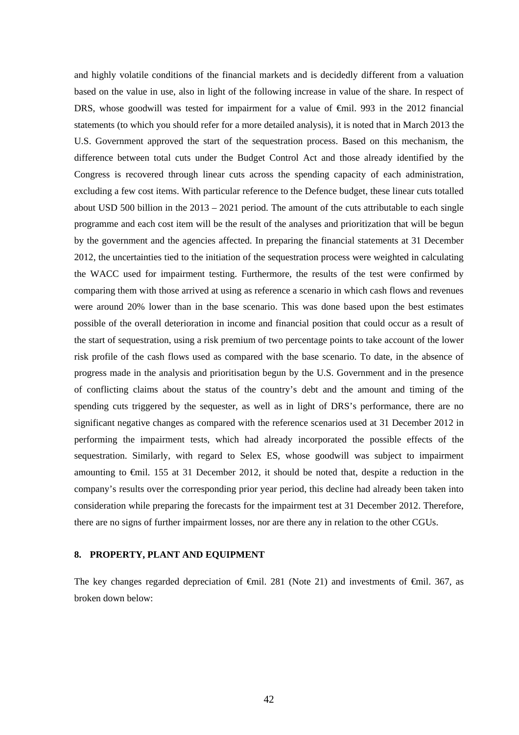and highly volatile conditions of the financial markets and is decidedly different from a valuation based on the value in use, also in light of the following increase in value of the share. In respect of DRS, whose goodwill was tested for impairment for a value of €mil. 993 in the 2012 financial statements (to which you should refer for a more detailed analysis), it is noted that in March 2013 the U.S. Government approved the start of the sequestration process. Based on this mechanism, the difference between total cuts under the Budget Control Act and those already identified by the Congress is recovered through linear cuts across the spending capacity of each administration, excluding a few cost items. With particular reference to the Defence budget, these linear cuts totalled about USD 500 billion in the 2013 – 2021 period. The amount of the cuts attributable to each single programme and each cost item will be the result of the analyses and prioritization that will be begun by the government and the agencies affected. In preparing the financial statements at 31 December 2012, the uncertainties tied to the initiation of the sequestration process were weighted in calculating the WACC used for impairment testing. Furthermore, the results of the test were confirmed by comparing them with those arrived at using as reference a scenario in which cash flows and revenues were around 20% lower than in the base scenario. This was done based upon the best estimates possible of the overall deterioration in income and financial position that could occur as a result of the start of sequestration, using a risk premium of two percentage points to take account of the lower risk profile of the cash flows used as compared with the base scenario. To date, in the absence of progress made in the analysis and prioritisation begun by the U.S. Government and in the presence of conflicting claims about the status of the country's debt and the amount and timing of the spending cuts triggered by the sequester, as well as in light of DRS's performance, there are no significant negative changes as compared with the reference scenarios used at 31 December 2012 in performing the impairment tests, which had already incorporated the possible effects of the sequestration. Similarly, with regard to Selex ES, whose goodwill was subject to impairment amounting to €mil. 155 at 31 December 2012, it should be noted that, despite a reduction in the company's results over the corresponding prior year period, this decline had already been taken into consideration while preparing the forecasts for the impairment test at 31 December 2012. Therefore, there are no signs of further impairment losses, nor are there any in relation to the other CGUs.

## 8. PROPERTY, PLANT AND EQUIPMENT

The key changes regarded depreciation of €mil. 281 (Note 21) and investments of €mil. 367, as broken down below: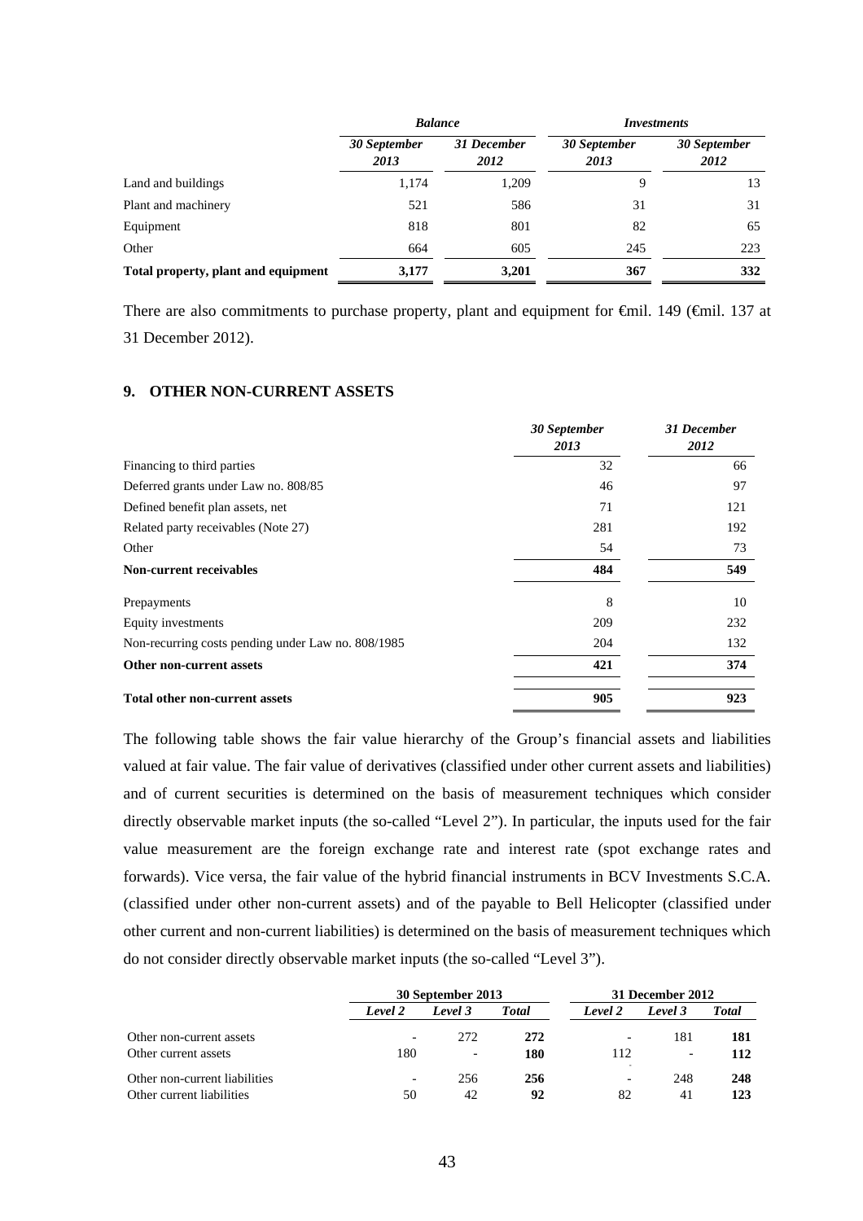| | *Balance* | | *Investments* | |
|---|---|---|---|---|
| | *30 September 2013* | *31 December 2012* | *30 September 2013* | *30 September 2012* |
| Land and buildings | 1,174 | 1,209 | 9 | 13 |
| Plant and machinery | 521 | 586 | 31 | 31 |
| Equipment | 818 | 801 | 82 | 65 |
| Other | 664 | 605 | 245 | 223 |
| **Total property, plant and equipment** | **3,177** | **3,201** | **367** | **332** |

There are also commitments to purchase property, plant and equipment for €mil. 149 (€mil. 137 at 31 December 2012).

## 9. OTHER NON-CURRENT ASSETS

| | *30 September 2013* | *31 December 2012* |
|---|---|---|
| Financing to third parties | 32 | 66 |
| Deferred grants under Law no. 808/85 | 46 | 97 |
| Defined benefit plan assets, net | 71 | 121 |
| Related party receivables (Note 27) | 281 | 192 |
| Other | 54 | 73 |
| **Non-current receivables** | **484** | **549** |
| Prepayments | 8 | 10 |
| Equity investments | 209 | 232 |
| Non-recurring costs pending under Law no. 808/1985 | 204 | 132 |
| **Other non-current assets** | **421** | **374** |
| **Total other non-current assets** | **905** | **923** |

The following table shows the fair value hierarchy of the Group's financial assets and liabilities valued at fair value. The fair value of derivatives (classified under other current assets and liabilities) and of current securities is determined on the basis of measurement techniques which consider directly observable market inputs (the so-called "Level 2"). In particular, the inputs used for the fair value measurement are the foreign exchange rate and interest rate (spot exchange rates and forwards). Vice versa, the fair value of the hybrid financial instruments in BCV Investments S.C.A. (classified under other non-current assets) and of the payable to Bell Helicopter (classified under other current and non-current liabilities) is determined on the basis of measurement techniques which do not consider directly observable market inputs (the so-called "Level 3").

| | **30 September 2013** | | | **31 December 2012** | | |
|---|---|---|---|---|---|---|
| | *Level 2* | *Level 3* | *Total* | *Level 2* | *Level 3* | *Total* |
| Other non-current assets | - | 272 | **272** | - | 181 | **181** |
| Other current assets | 180 | - | **180** | 112 | - | **112** |
| Other non-current liabilities | - | 256 | **256** | - | 248 | **248** |
| Other current liabilities | 50 | 42 | **92** | 82 | 41 | **123** |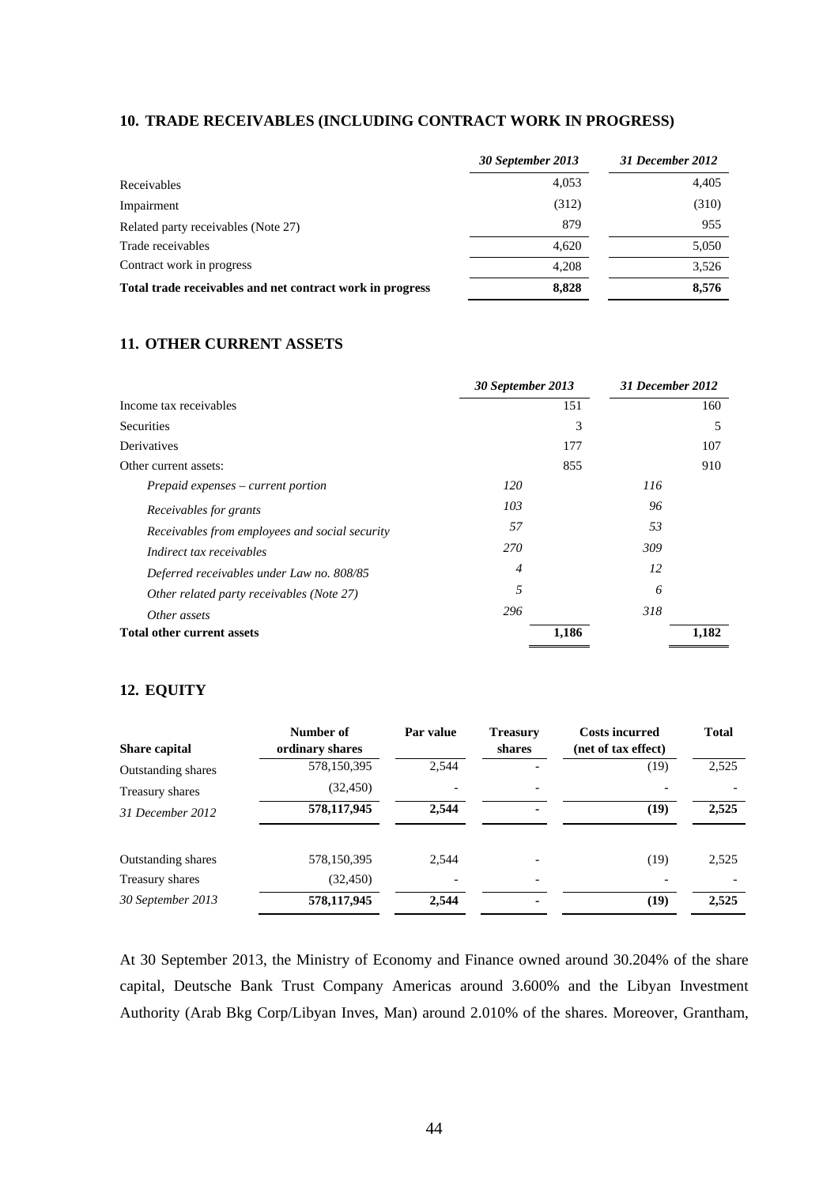## 10. TRADE RECEIVABLES (INCLUDING CONTRACT WORK IN PROGRESS)

| | *30 September 2013* | *31 December 2012* |
|---|---|---|
| Receivables | 4,053 | 4,405 |
| Impairment | (312) | (310) |
| Related party receivables (Note 27) | 879 | 955 |
| Trade receivables | 4,620 | 5,050 |
| Contract work in progress | 4,208 | 3,526 |
| **Total trade receivables and net contract work in progress** | **8,828** | **8,576** |

## 11. OTHER CURRENT ASSETS

| | *30 September 2013* | | *31 December 2012* | |
|---|---|---|---|---|
| Income tax receivables | | 151 | | 160 |
| Securities | | 3 | | 5 |
| Derivatives | | 177 | | 107 |
| Other current assets: | | 855 | | 910 |
| *Prepaid expenses – current portion* | *120* | | *116* | |
| *Receivables for grants* | *103* | | *96* | |
| *Receivables from employees and social security* | *57* | | *53* | |
| *Indirect tax receivables* | *270* | | *309* | |
| *Deferred receivables under Law no. 808/85* | *4* | | *12* | |
| *Other related party receivables (Note 27)* | *5* | | *6* | |
| *Other assets* | *296* | | *318* | |
| **Total other current assets** | | **1,186** | | **1,182** |

## 12. EQUITY

| **Share capital** | **Number of ordinary shares** | **Par value** | **Treasury shares** | **Costs incurred (net of tax effect)** | **Total** |
|---|---|---|---|---|---|
| Outstanding shares | 578,150,395 | 2,544 | - | (19) | 2,525 |
| Treasury shares | (32,450) | - | - | - | - |
| *31 December 2012* | **578,117,945** | **2,544** | **-** | **(19)** | **2,525** |
| | | | | | |
| Outstanding shares | 578,150,395 | 2,544 | - | (19) | 2,525 |
| Treasury shares | (32,450) | - | - | - | - |
| *30 September 2013* | **578,117,945** | **2,544** | **-** | **(19)** | **2,525** |

At 30 September 2013, the Ministry of Economy and Finance owned around 30.204% of the share capital, Deutsche Bank Trust Company Americas around 3.600% and the Libyan Investment Authority (Arab Bkg Corp/Libyan Inves, Man) around 2.010% of the shares. Moreover, Grantham,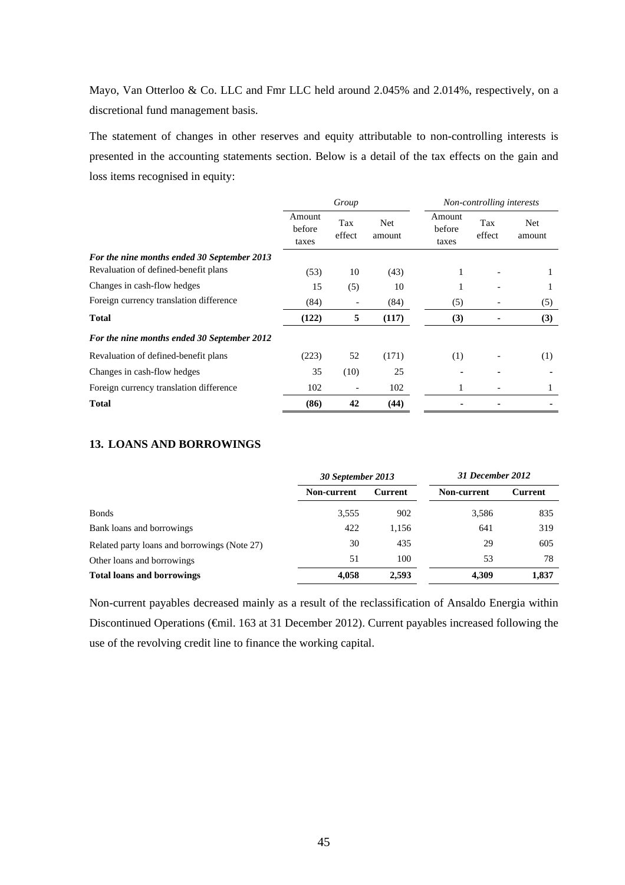Mayo, Van Otterloo & Co. LLC and Fmr LLC held around 2.045% and 2.014%, respectively, on a discretional fund management basis.

The statement of changes in other reserves and equity attributable to non-controlling interests is presented in the accounting statements section. Below is a detail of the tax effects on the gain and loss items recognised in equity:

| | *Group* | | | *Non-controlling interests* | | |
|---|---|---|---|---|---|---|
| | Amount before taxes | Tax effect | Net amount | Amount before taxes | Tax effect | Net amount |
| ***For the nine months ended 30 September 2013*** | | | | | | |
| Revaluation of defined-benefit plans | (53) | 10 | (43) | 1 | - | 1 |
| Changes in cash-flow hedges | 15 | (5) | 10 | 1 | - | 1 |
| Foreign currency translation difference | (84) | - | (84) | (5) | - | (5) |
| **Total** | **(122)** | **5** | **(117)** | **(3)** | **-** | **(3)** |
| ***For the nine months ended 30 September 2012*** | | | | | | |
| Revaluation of defined-benefit plans | (223) | 52 | (171) | (1) | - | (1) |
| Changes in cash-flow hedges | 35 | (10) | 25 | - | - | - |
| Foreign currency translation difference | 102 | - | 102 | 1 | - | 1 |
| **Total** | **(86)** | **42** | **(44)** | **-** | **-** | **-** |

## 13. LOANS AND BORROWINGS

| | ***30 September 2013*** | | ***31 December 2012*** | |
|---|---|---|---|---|
| | **Non-current** | **Current** | **Non-current** | **Current** |
| Bonds | 3,555 | 902 | 3,586 | 835 |
| Bank loans and borrowings | 422 | 1,156 | 641 | 319 |
| Related party loans and borrowings (Note 27) | 30 | 435 | 29 | 605 |
| Other loans and borrowings | 51 | 100 | 53 | 78 |
| **Total loans and borrowings** | **4,058** | **2,593** | **4,309** | **1,837** |

Non-current payables decreased mainly as a result of the reclassification of Ansaldo Energia within Discontinued Operations (€mil. 163 at 31 December 2012). Current payables increased following the use of the revolving credit line to finance the working capital.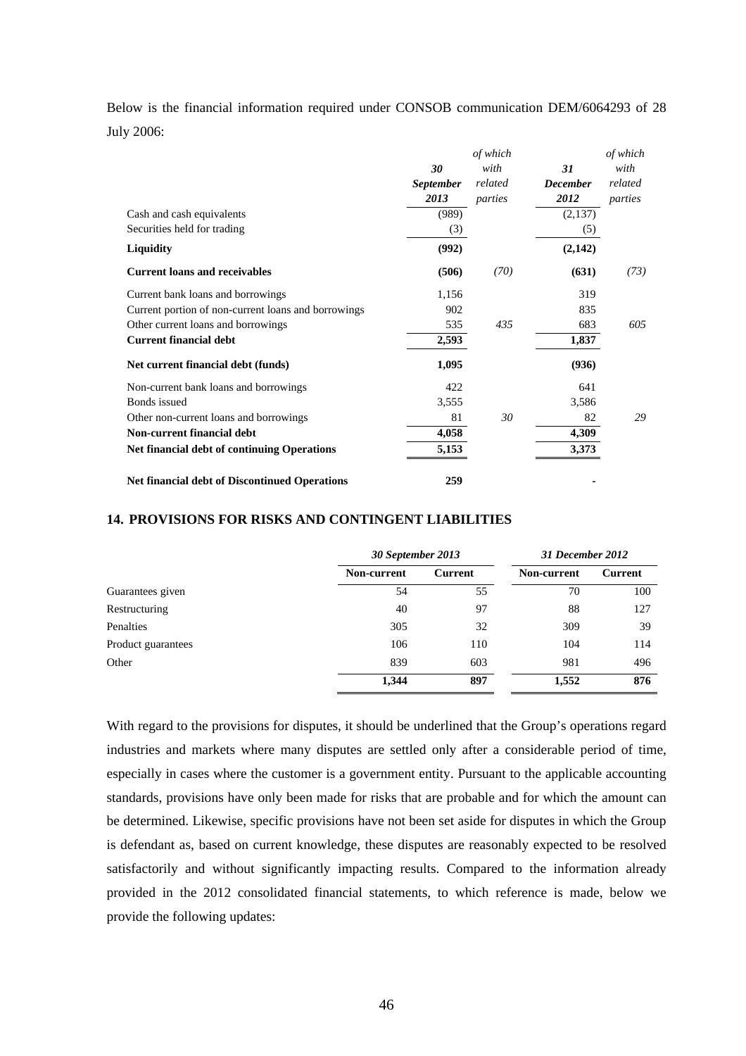Below is the financial information required under CONSOB communication DEM/6064293 of 28 July 2006:

| | *30 September 2013* | *of which with related parties* | *31 December 2012* | *of which with related parties* |
|---|---|---|---|---|
| Cash and cash equivalents | (989) | | (2,137) | |
| Securities held for trading | (3) | | (5) | |
| **Liquidity** | **(992)** | | **(2,142)** | |
| **Current loans and receivables** | **(506)** | *(70)* | **(631)** | *(73)* |
| Current bank loans and borrowings | 1,156 | | 319 | |
| Current portion of non-current loans and borrowings | 902 | | 835 | |
| Other current loans and borrowings | 535 | *435* | 683 | *605* |
| **Current financial debt** | **2,593** | | **1,837** | |
| **Net current financial debt (funds)** | **1,095** | | **(936)** | |
| Non-current bank loans and borrowings | 422 | | 641 | |
| Bonds issued | 3,555 | | 3,586 | |
| Other non-current loans and borrowings | 81 | *30* | 82 | *29* |
| **Non-current financial debt** | **4,058** | | **4,309** | |
| **Net financial debt of continuing Operations** | **5,153** | | **3,373** | |
| **Net financial debt of Discontinued Operations** | **259** | | - | |

## 14. PROVISIONS FOR RISKS AND CONTINGENT LIABILITIES

| | *30 September 2013* | | *31 December 2012* | |
|---|---|---|---|---|
| | **Non-current** | **Current** | **Non-current** | **Current** |
| Guarantees given | 54 | 55 | 70 | 100 |
| Restructuring | 40 | 97 | 88 | 127 |
| Penalties | 305 | 32 | 309 | 39 |
| Product guarantees | 106 | 110 | 104 | 114 |
| Other | 839 | 603 | 981 | 496 |
| | **1,344** | **897** | **1,552** | **876** |

With regard to the provisions for disputes, it should be underlined that the Group's operations regard industries and markets where many disputes are settled only after a considerable period of time, especially in cases where the customer is a government entity. Pursuant to the applicable accounting standards, provisions have only been made for risks that are probable and for which the amount can be determined. Likewise, specific provisions have not been set aside for disputes in which the Group is defendant as, based on current knowledge, these disputes are reasonably expected to be resolved satisfactorily and without significantly impacting results. Compared to the information already provided in the 2012 consolidated financial statements, to which reference is made, below we provide the following updates: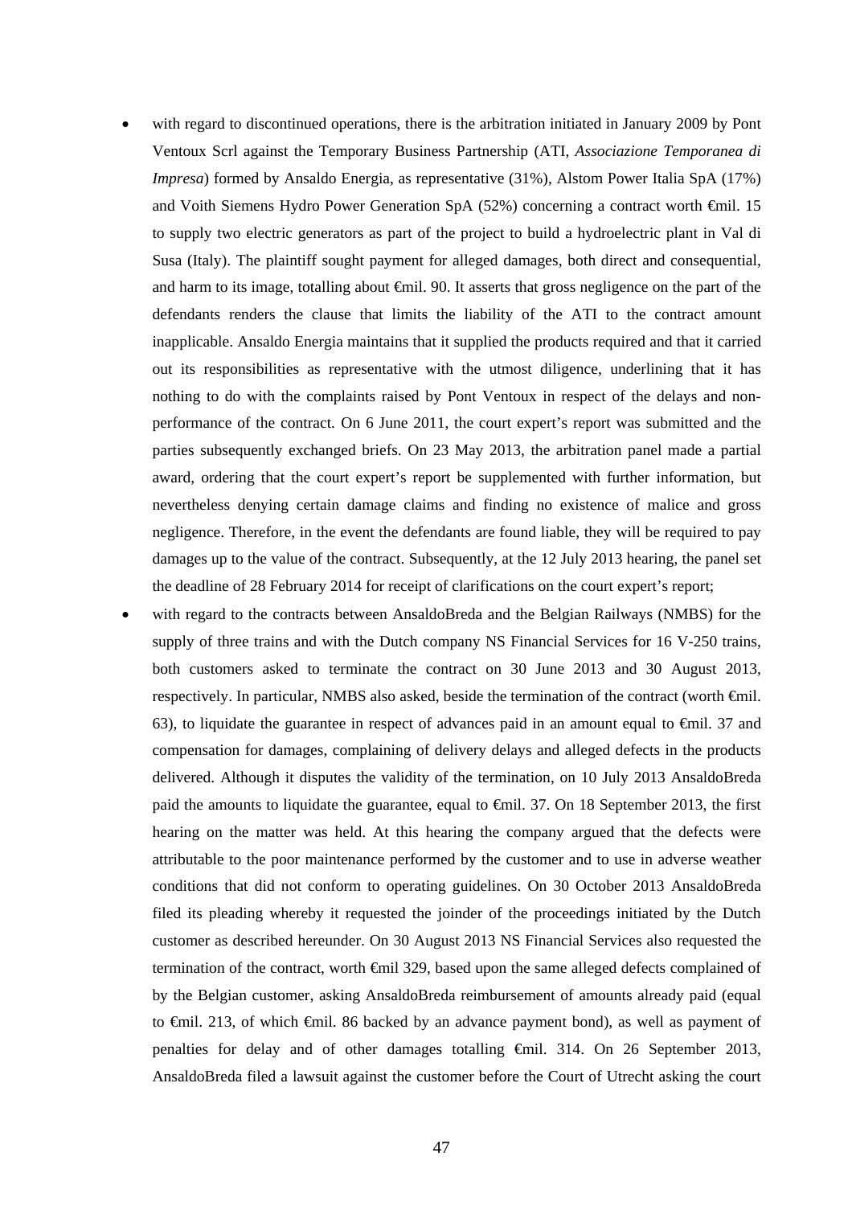- with regard to discontinued operations, there is the arbitration initiated in January 2009 by Pont Ventoux Scrl against the Temporary Business Partnership (ATI, *Associazione Temporanea di Impresa*) formed by Ansaldo Energia, as representative (31%), Alstom Power Italia SpA (17%) and Voith Siemens Hydro Power Generation SpA (52%) concerning a contract worth €mil. 15 to supply two electric generators as part of the project to build a hydroelectric plant in Val di Susa (Italy). The plaintiff sought payment for alleged damages, both direct and consequential, and harm to its image, totalling about €mil. 90. It asserts that gross negligence on the part of the defendants renders the clause that limits the liability of the ATI to the contract amount inapplicable. Ansaldo Energia maintains that it supplied the products required and that it carried out its responsibilities as representative with the utmost diligence, underlining that it has nothing to do with the complaints raised by Pont Ventoux in respect of the delays and non-performance of the contract. On 6 June 2011, the court expert's report was submitted and the parties subsequently exchanged briefs. On 23 May 2013, the arbitration panel made a partial award, ordering that the court expert's report be supplemented with further information, but nevertheless denying certain damage claims and finding no existence of malice and gross negligence. Therefore, in the event the defendants are found liable, they will be required to pay damages up to the value of the contract. Subsequently, at the 12 July 2013 hearing, the panel set the deadline of 28 February 2014 for receipt of clarifications on the court expert's report;
- with regard to the contracts between AnsaldoBreda and the Belgian Railways (NMBS) for the supply of three trains and with the Dutch company NS Financial Services for 16 V-250 trains, both customers asked to terminate the contract on 30 June 2013 and 30 August 2013, respectively. In particular, NMBS also asked, beside the termination of the contract (worth €mil. 63), to liquidate the guarantee in respect of advances paid in an amount equal to €mil. 37 and compensation for damages, complaining of delivery delays and alleged defects in the products delivered. Although it disputes the validity of the termination, on 10 July 2013 AnsaldoBreda paid the amounts to liquidate the guarantee, equal to €mil. 37. On 18 September 2013, the first hearing on the matter was held. At this hearing the company argued that the defects were attributable to the poor maintenance performed by the customer and to use in adverse weather conditions that did not conform to operating guidelines. On 30 October 2013 AnsaldoBreda filed its pleading whereby it requested the joinder of the proceedings initiated by the Dutch customer as described hereunder. On 30 August 2013 NS Financial Services also requested the termination of the contract, worth €mil 329, based upon the same alleged defects complained of by the Belgian customer, asking AnsaldoBreda reimbursement of amounts already paid (equal to €mil. 213, of which €mil. 86 backed by an advance payment bond), as well as payment of penalties for delay and of other damages totalling €mil. 314. On 26 September 2013, AnsaldoBreda filed a lawsuit against the customer before the Court of Utrecht asking the court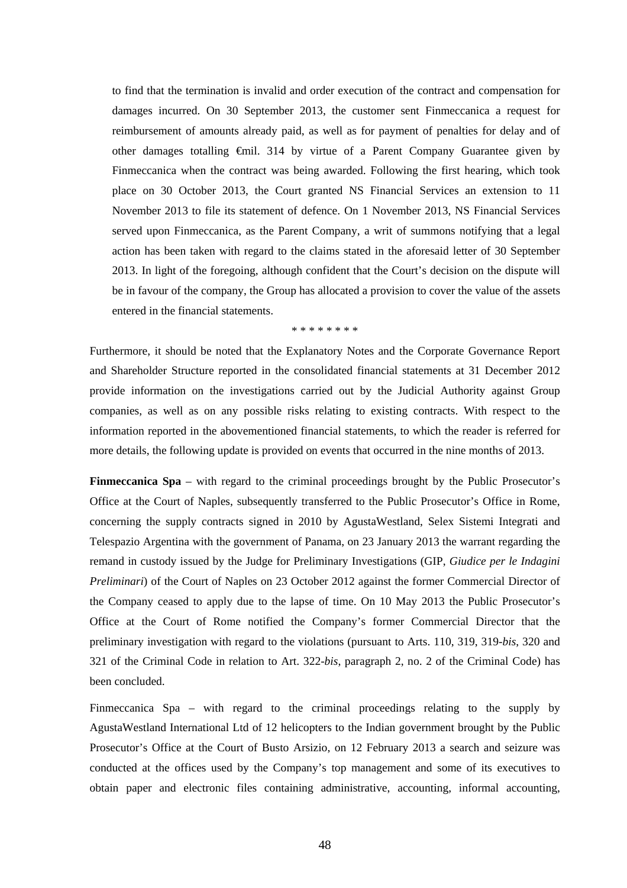to find that the termination is invalid and order execution of the contract and compensation for damages incurred. On 30 September 2013, the customer sent Finmeccanica a request for reimbursement of amounts already paid, as well as for payment of penalties for delay and of other damages totalling €mil. 314 by virtue of a Parent Company Guarantee given by Finmeccanica when the contract was being awarded. Following the first hearing, which took place on 30 October 2013, the Court granted NS Financial Services an extension to 11 November 2013 to file its statement of defence. On 1 November 2013, NS Financial Services served upon Finmeccanica, as the Parent Company, a writ of summons notifying that a legal action has been taken with regard to the claims stated in the aforesaid letter of 30 September 2013. In light of the foregoing, although confident that the Court's decision on the dispute will be in favour of the company, the Group has allocated a provision to cover the value of the assets entered in the financial statements.

* * * * * * * *

Furthermore, it should be noted that the Explanatory Notes and the Corporate Governance Report and Shareholder Structure reported in the consolidated financial statements at 31 December 2012 provide information on the investigations carried out by the Judicial Authority against Group companies, as well as on any possible risks relating to existing contracts. With respect to the information reported in the abovementioned financial statements, to which the reader is referred for more details, the following update is provided on events that occurred in the nine months of 2013.

**Finmeccanica Spa** – with regard to the criminal proceedings brought by the Public Prosecutor's Office at the Court of Naples, subsequently transferred to the Public Prosecutor's Office in Rome, concerning the supply contracts signed in 2010 by AgustaWestland, Selex Sistemi Integrati and Telespazio Argentina with the government of Panama, on 23 January 2013 the warrant regarding the remand in custody issued by the Judge for Preliminary Investigations (GIP, *Giudice per le Indagini Preliminari*) of the Court of Naples on 23 October 2012 against the former Commercial Director of the Company ceased to apply due to the lapse of time. On 10 May 2013 the Public Prosecutor's Office at the Court of Rome notified the Company's former Commercial Director that the preliminary investigation with regard to the violations (pursuant to Arts. 110, 319, 319-*bis*, 320 and 321 of the Criminal Code in relation to Art. 322-*bis*, paragraph 2, no. 2 of the Criminal Code) has been concluded.

Finmeccanica Spa – with regard to the criminal proceedings relating to the supply by AgustaWestland International Ltd of 12 helicopters to the Indian government brought by the Public Prosecutor's Office at the Court of Busto Arsizio, on 12 February 2013 a search and seizure was conducted at the offices used by the Company's top management and some of its executives to obtain paper and electronic files containing administrative, accounting, informal accounting,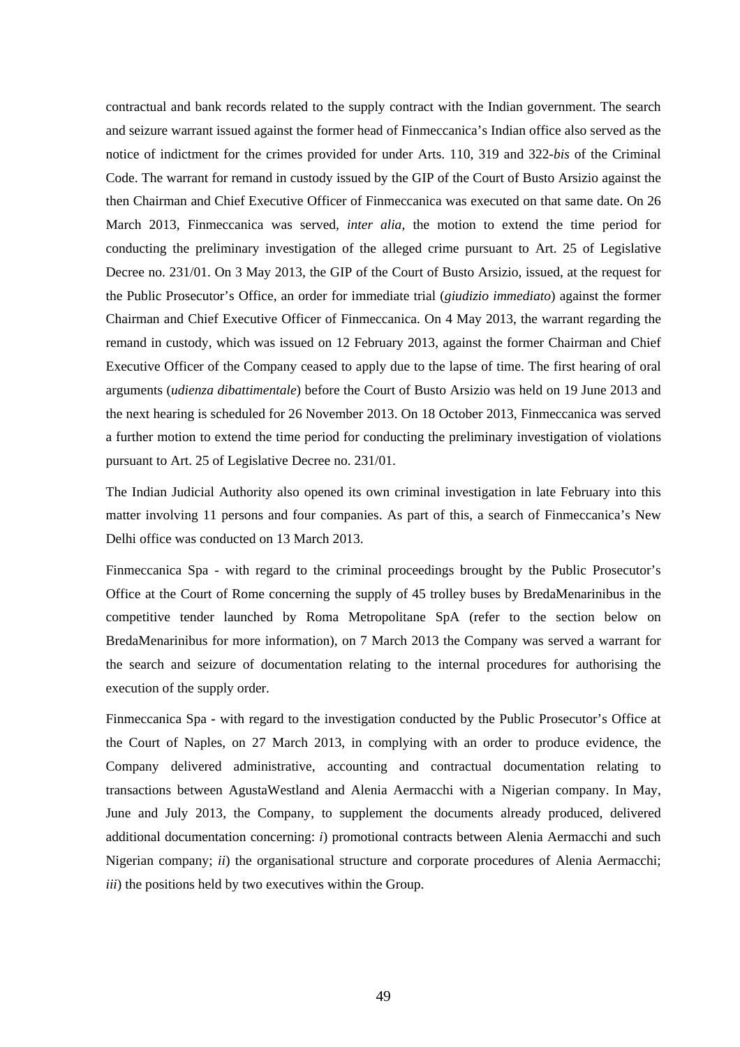contractual and bank records related to the supply contract with the Indian government. The search and seizure warrant issued against the former head of Finmeccanica's Indian office also served as the notice of indictment for the crimes provided for under Arts. 110, 319 and 322-*bis* of the Criminal Code. The warrant for remand in custody issued by the GIP of the Court of Busto Arsizio against the then Chairman and Chief Executive Officer of Finmeccanica was executed on that same date. On 26 March 2013, Finmeccanica was served, *inter alia*, the motion to extend the time period for conducting the preliminary investigation of the alleged crime pursuant to Art. 25 of Legislative Decree no. 231/01. On 3 May 2013, the GIP of the Court of Busto Arsizio, issued, at the request for the Public Prosecutor's Office, an order for immediate trial (*giudizio immediato*) against the former Chairman and Chief Executive Officer of Finmeccanica. On 4 May 2013, the warrant regarding the remand in custody, which was issued on 12 February 2013, against the former Chairman and Chief Executive Officer of the Company ceased to apply due to the lapse of time. The first hearing of oral arguments (*udienza dibattimentale*) before the Court of Busto Arsizio was held on 19 June 2013 and the next hearing is scheduled for 26 November 2013. On 18 October 2013, Finmeccanica was served a further motion to extend the time period for conducting the preliminary investigation of violations pursuant to Art. 25 of Legislative Decree no. 231/01.

The Indian Judicial Authority also opened its own criminal investigation in late February into this matter involving 11 persons and four companies. As part of this, a search of Finmeccanica's New Delhi office was conducted on 13 March 2013.

Finmeccanica Spa - with regard to the criminal proceedings brought by the Public Prosecutor's Office at the Court of Rome concerning the supply of 45 trolley buses by BredaMenarinibus in the competitive tender launched by Roma Metropolitane SpA (refer to the section below on BredaMenarinibus for more information), on 7 March 2013 the Company was served a warrant for the search and seizure of documentation relating to the internal procedures for authorising the execution of the supply order.

Finmeccanica Spa - with regard to the investigation conducted by the Public Prosecutor's Office at the Court of Naples, on 27 March 2013, in complying with an order to produce evidence, the Company delivered administrative, accounting and contractual documentation relating to transactions between AgustaWestland and Alenia Aermacchi with a Nigerian company. In May, June and July 2013, the Company, to supplement the documents already produced, delivered additional documentation concerning: *i*) promotional contracts between Alenia Aermacchi and such Nigerian company; *ii*) the organisational structure and corporate procedures of Alenia Aermacchi; *iii*) the positions held by two executives within the Group.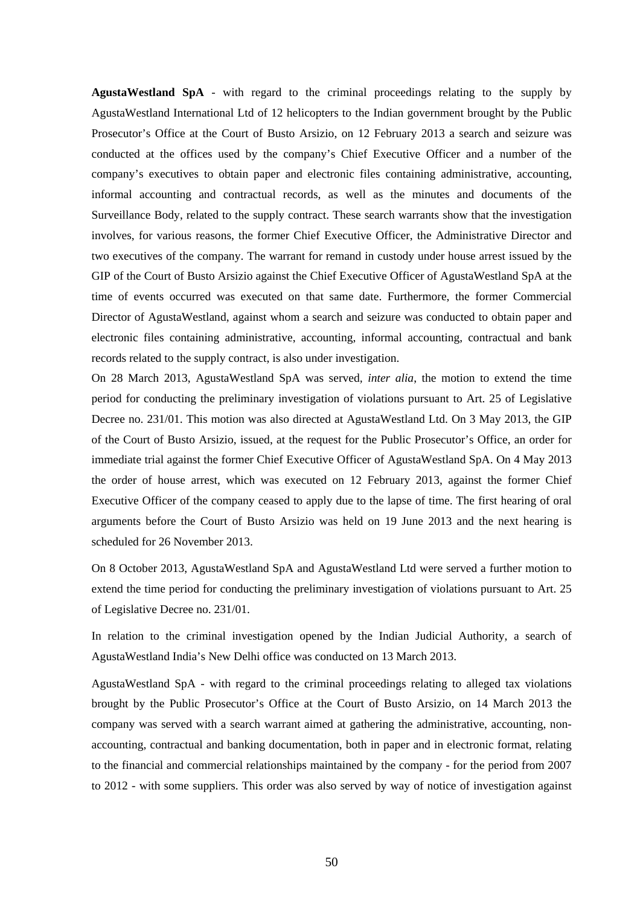**AgustaWestland SpA** - with regard to the criminal proceedings relating to the supply by AgustaWestland International Ltd of 12 helicopters to the Indian government brought by the Public Prosecutor's Office at the Court of Busto Arsizio, on 12 February 2013 a search and seizure was conducted at the offices used by the company's Chief Executive Officer and a number of the company's executives to obtain paper and electronic files containing administrative, accounting, informal accounting and contractual records, as well as the minutes and documents of the Surveillance Body, related to the supply contract. These search warrants show that the investigation involves, for various reasons, the former Chief Executive Officer, the Administrative Director and two executives of the company. The warrant for remand in custody under house arrest issued by the GIP of the Court of Busto Arsizio against the Chief Executive Officer of AgustaWestland SpA at the time of events occurred was executed on that same date. Furthermore, the former Commercial Director of AgustaWestland, against whom a search and seizure was conducted to obtain paper and electronic files containing administrative, accounting, informal accounting, contractual and bank records related to the supply contract, is also under investigation.

On 28 March 2013, AgustaWestland SpA was served, *inter alia*, the motion to extend the time period for conducting the preliminary investigation of violations pursuant to Art. 25 of Legislative Decree no. 231/01. This motion was also directed at AgustaWestland Ltd. On 3 May 2013, the GIP of the Court of Busto Arsizio, issued, at the request for the Public Prosecutor's Office, an order for immediate trial against the former Chief Executive Officer of AgustaWestland SpA. On 4 May 2013 the order of house arrest, which was executed on 12 February 2013, against the former Chief Executive Officer of the company ceased to apply due to the lapse of time. The first hearing of oral arguments before the Court of Busto Arsizio was held on 19 June 2013 and the next hearing is scheduled for 26 November 2013.

On 8 October 2013, AgustaWestland SpA and AgustaWestland Ltd were served a further motion to extend the time period for conducting the preliminary investigation of violations pursuant to Art. 25 of Legislative Decree no. 231/01.

In relation to the criminal investigation opened by the Indian Judicial Authority, a search of AgustaWestland India's New Delhi office was conducted on 13 March 2013.

AgustaWestland SpA - with regard to the criminal proceedings relating to alleged tax violations brought by the Public Prosecutor's Office at the Court of Busto Arsizio, on 14 March 2013 the company was served with a search warrant aimed at gathering the administrative, accounting, non-accounting, contractual and banking documentation, both in paper and in electronic format, relating to the financial and commercial relationships maintained by the company - for the period from 2007 to 2012 - with some suppliers. This order was also served by way of notice of investigation against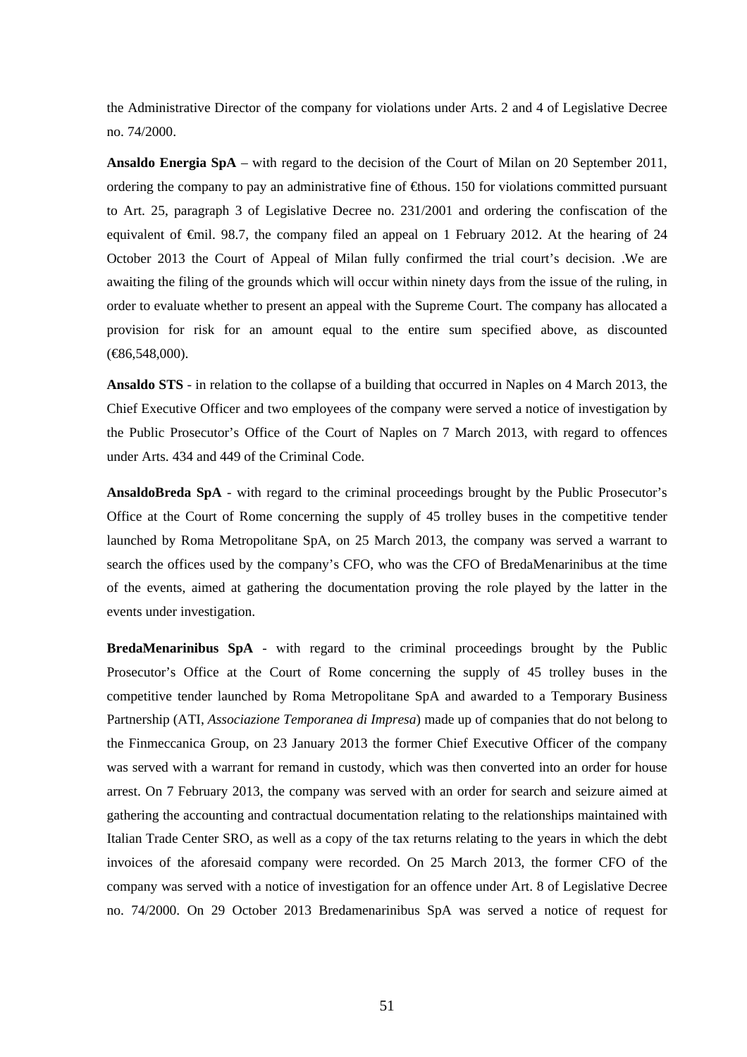the Administrative Director of the company for violations under Arts. 2 and 4 of Legislative Decree no. 74/2000.

**Ansaldo Energia SpA** – with regard to the decision of the Court of Milan on 20 September 2011, ordering the company to pay an administrative fine of €thous. 150 for violations committed pursuant to Art. 25, paragraph 3 of Legislative Decree no. 231/2001 and ordering the confiscation of the equivalent of €mil. 98.7, the company filed an appeal on 1 February 2012. At the hearing of 24 October 2013 the Court of Appeal of Milan fully confirmed the trial court's decision. .We are awaiting the filing of the grounds which will occur within ninety days from the issue of the ruling, in order to evaluate whether to present an appeal with the Supreme Court. The company has allocated a provision for risk for an amount equal to the entire sum specified above, as discounted (€86,548,000).

**Ansaldo STS** - in relation to the collapse of a building that occurred in Naples on 4 March 2013, the Chief Executive Officer and two employees of the company were served a notice of investigation by the Public Prosecutor's Office of the Court of Naples on 7 March 2013, with regard to offences under Arts. 434 and 449 of the Criminal Code.

**AnsaldoBreda SpA** - with regard to the criminal proceedings brought by the Public Prosecutor's Office at the Court of Rome concerning the supply of 45 trolley buses in the competitive tender launched by Roma Metropolitane SpA, on 25 March 2013, the company was served a warrant to search the offices used by the company's CFO, who was the CFO of BredaMenarinibus at the time of the events, aimed at gathering the documentation proving the role played by the latter in the events under investigation.

**BredaMenarinibus SpA** - with regard to the criminal proceedings brought by the Public Prosecutor's Office at the Court of Rome concerning the supply of 45 trolley buses in the competitive tender launched by Roma Metropolitane SpA and awarded to a Temporary Business Partnership (ATI, *Associaziione Temporanea di Impresa*) made up of companies that do not belong to the Finmeccanica Group, on 23 January 2013 the former Chief Executive Officer of the company was served with a warrant for remand in custody, which was then converted into an order for house arrest. On 7 February 2013, the company was served with an order for search and seizure aimed at gathering the accounting and contractual documentation relating to the relationships maintained with Italian Trade Center SRO, as well as a copy of the tax returns relating to the years in which the debt invoices of the aforesaid company were recorded. On 25 March 2013, the former CFO of the company was served with a notice of investigation for an offence under Art. 8 of Legislative Decree no. 74/2000. On 29 October 2013 Bredamenarinibus SpA was served a notice of request for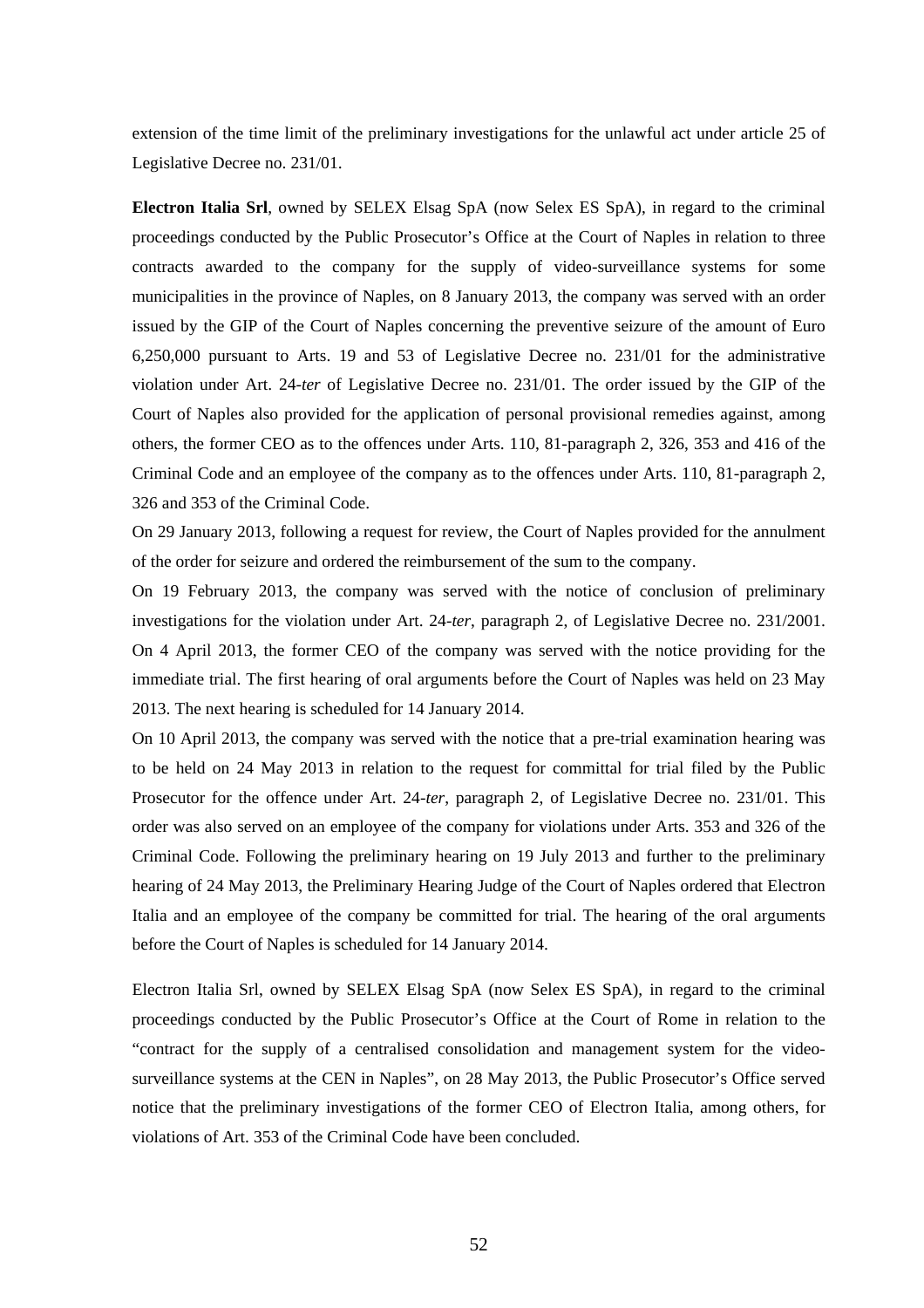extension of the time limit of the preliminary investigations for the unlawful act under article 25 of Legislative Decree no. 231/01.

**Electron Italia Srl**, owned by SELEX Elsag SpA (now Selex ES SpA), in regard to the criminal proceedings conducted by the Public Prosecutor's Office at the Court of Naples in relation to three contracts awarded to the company for the supply of video-surveillance systems for some municipalities in the province of Naples, on 8 January 2013, the company was served with an order issued by the GIP of the Court of Naples concerning the preventive seizure of the amount of Euro 6,250,000 pursuant to Arts. 19 and 53 of Legislative Decree no. 231/01 for the administrative violation under Art. 24-*ter* of Legislative Decree no. 231/01. The order issued by the GIP of the Court of Naples also provided for the application of personal provisional remedies against, among others, the former CEO as to the offences under Arts. 110, 81-paragraph 2, 326, 353 and 416 of the Criminal Code and an employee of the company as to the offences under Arts. 110, 81-paragraph 2, 326 and 353 of the Criminal Code.

On 29 January 2013, following a request for review, the Court of Naples provided for the annulment of the order for seizure and ordered the reimbursement of the sum to the company.

On 19 February 2013, the company was served with the notice of conclusion of preliminary investigations for the violation under Art. 24-*ter*, paragraph 2, of Legislative Decree no. 231/2001. On 4 April 2013, the former CEO of the company was served with the notice providing for the immediate trial. The first hearing of oral arguments before the Court of Naples was held on 23 May 2013. The next hearing is scheduled for 14 January 2014.

On 10 April 2013, the company was served with the notice that a pre-trial examination hearing was to be held on 24 May 2013 in relation to the request for committal for trial filed by the Public Prosecutor for the offence under Art. 24-*ter*, paragraph 2, of Legislative Decree no. 231/01. This order was also served on an employee of the company for violations under Arts. 353 and 326 of the Criminal Code. Following the preliminary hearing on 19 July 2013 and further to the preliminary hearing of 24 May 2013, the Preliminary Hearing Judge of the Court of Naples ordered that Electron Italia and an employee of the company be committed for trial. The hearing of the oral arguments before the Court of Naples is scheduled for 14 January 2014.

Electron Italia Srl, owned by SELEX Elsag SpA (now Selex ES SpA), in regard to the criminal proceedings conducted by the Public Prosecutor's Office at the Court of Rome in relation to the "contract for the supply of a centralised consolidation and management system for the video-surveillance systems at the CEN in Naples", on 28 May 2013, the Public Prosecutor's Office served notice that the preliminary investigations of the former CEO of Electron Italia, among others, for violations of Art. 353 of the Criminal Code have been concluded.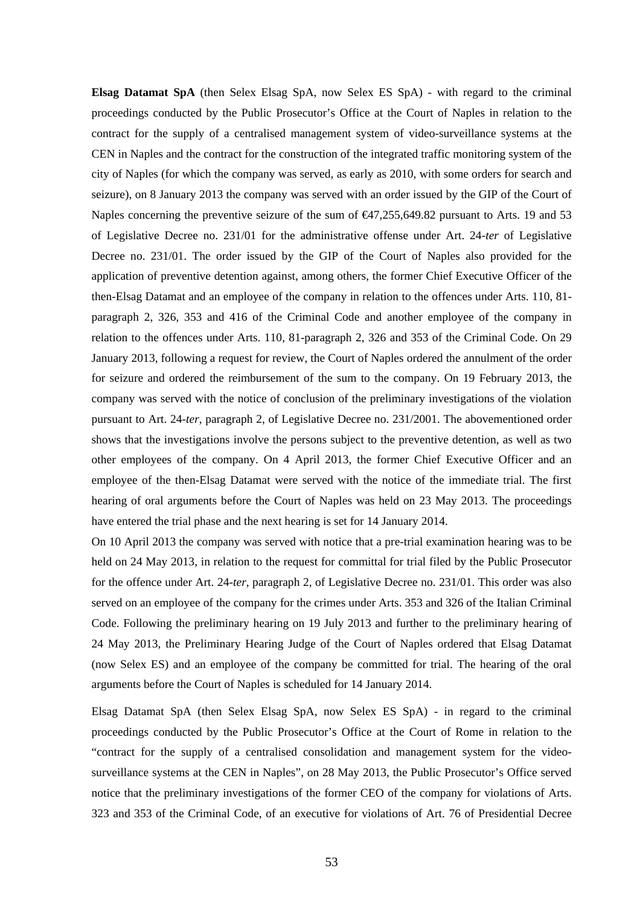**Elsag Datamat SpA** (then Selex Elsag SpA, now Selex ES SpA) - with regard to the criminal proceedings conducted by the Public Prosecutor's Office at the Court of Naples in relation to the contract for the supply of a centralised management system of video-surveillance systems at the CEN in Naples and the contract for the construction of the integrated traffic monitoring system of the city of Naples (for which the company was served, as early as 2010, with some orders for search and seizure), on 8 January 2013 the company was served with an order issued by the GIP of the Court of Naples concerning the preventive seizure of the sum of €47,255,649.82 pursuant to Arts. 19 and 53 of Legislative Decree no. 231/01 for the administrative offense under Art. 24-*ter* of Legislative Decree no. 231/01. The order issued by the GIP of the Court of Naples also provided for the application of preventive detention against, among others, the former Chief Executive Officer of the then-Elsag Datamat and an employee of the company in relation to the offences under Arts. 110, 81-paragraph 2, 326, 353 and 416 of the Criminal Code and another employee of the company in relation to the offences under Arts. 110, 81-paragraph 2, 326 and 353 of the Criminal Code. On 29 January 2013, following a request for review, the Court of Naples ordered the annulment of the order for seizure and ordered the reimbursement of the sum to the company. On 19 February 2013, the company was served with the notice of conclusion of the preliminary investigations of the violation pursuant to Art. 24-*ter*, paragraph 2, of Legislative Decree no. 231/2001. The abovementioned order shows that the investigations involve the persons subject to the preventive detention, as well as two other employees of the company. On 4 April 2013, the former Chief Executive Officer and an employee of the then-Elsag Datamat were served with the notice of the immediate trial. The first hearing of oral arguments before the Court of Naples was held on 23 May 2013. The proceedings have entered the trial phase and the next hearing is set for 14 January 2014.

On 10 April 2013 the company was served with notice that a pre-trial examination hearing was to be held on 24 May 2013, in relation to the request for committal for trial filed by the Public Prosecutor for the offence under Art. 24-*ter*, paragraph 2, of Legislative Decree no. 231/01. This order was also served on an employee of the company for the crimes under Arts. 353 and 326 of the Italian Criminal Code. Following the preliminary hearing on 19 July 2013 and further to the preliminary hearing of 24 May 2013, the Preliminary Hearing Judge of the Court of Naples ordered that Elsag Datamat (now Selex ES) and an employee of the company be committed for trial. The hearing of the oral arguments before the Court of Naples is scheduled for 14 January 2014.

Elsag Datamat SpA (then Selex Elsag SpA, now Selex ES SpA) - in regard to the criminal proceedings conducted by the Public Prosecutor's Office at the Court of Rome in relation to the "contract for the supply of a centralised consolidation and management system for the video-surveillance systems at the CEN in Naples", on 28 May 2013, the Public Prosecutor's Office served notice that the preliminary investigations of the former CEO of the company for violations of Arts. 323 and 353 of the Criminal Code, of an executive for violations of Art. 76 of Presidential Decree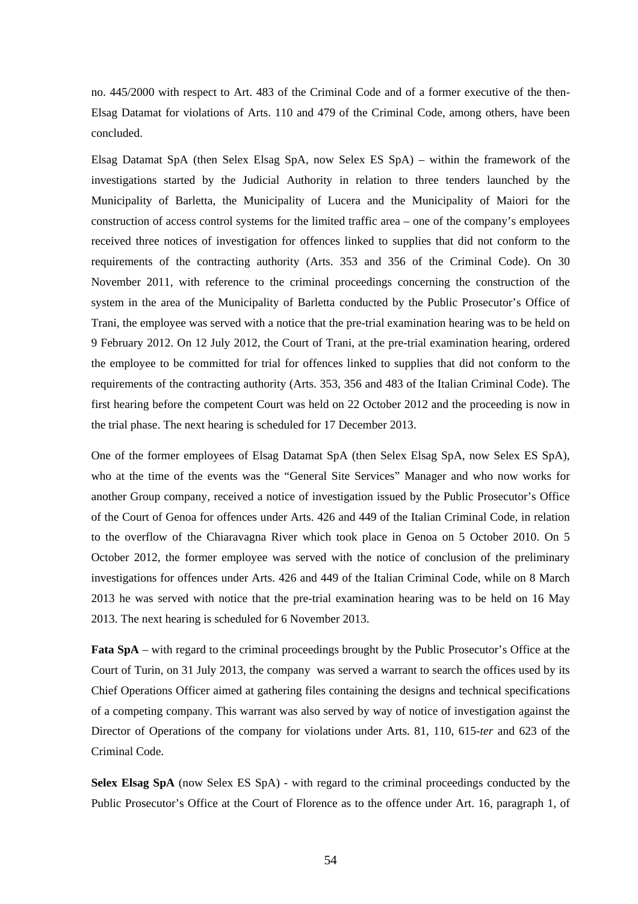no. 445/2000 with respect to Art. 483 of the Criminal Code and of a former executive of the then-Elsag Datamat for violations of Arts. 110 and 479 of the Criminal Code, among others, have been concluded.

Elsag Datamat SpA (then Selex Elsag SpA, now Selex ES SpA) – within the framework of the investigations started by the Judicial Authority in relation to three tenders launched by the Municipality of Barletta, the Municipality of Lucera and the Municipality of Maiori for the construction of access control systems for the limited traffic area – one of the company's employees received three notices of investigation for offences linked to supplies that did not conform to the requirements of the contracting authority (Arts. 353 and 356 of the Criminal Code). On 30 November 2011, with reference to the criminal proceedings concerning the construction of the system in the area of the Municipality of Barletta conducted by the Public Prosecutor's Office of Trani, the employee was served with a notice that the pre-trial examination hearing was to be held on 9 February 2012. On 12 July 2012, the Court of Trani, at the pre-trial examination hearing, ordered the employee to be committed for trial for offences linked to supplies that did not conform to the requirements of the contracting authority (Arts. 353, 356 and 483 of the Italian Criminal Code). The first hearing before the competent Court was held on 22 October 2012 and the proceeding is now in the trial phase. The next hearing is scheduled for 17 December 2013.

One of the former employees of Elsag Datamat SpA (then Selex Elsag SpA, now Selex ES SpA), who at the time of the events was the "General Site Services" Manager and who now works for another Group company, received a notice of investigation issued by the Public Prosecutor's Office of the Court of Genoa for offences under Arts. 426 and 449 of the Italian Criminal Code, in relation to the overflow of the Chiaravagna River which took place in Genoa on 5 October 2010. On 5 October 2012, the former employee was served with the notice of conclusion of the preliminary investigations for offences under Arts. 426 and 449 of the Italian Criminal Code, while on 8 March 2013 he was served with notice that the pre-trial examination hearing was to be held on 16 May 2013. The next hearing is scheduled for 6 November 2013.

**Fata SpA** – with regard to the criminal proceedings brought by the Public Prosecutor's Office at the Court of Turin, on 31 July 2013, the company was served a warrant to search the offices used by its Chief Operations Officer aimed at gathering files containing the designs and technical specifications of a competing company. This warrant was also served by way of notice of investigation against the Director of Operations of the company for violations under Arts. 81, 110, 615-*ter* and 623 of the Criminal Code.

**Selex Elsag SpA** (now Selex ES SpA) - with regard to the criminal proceedings conducted by the Public Prosecutor's Office at the Court of Florence as to the offence under Art. 16, paragraph 1, of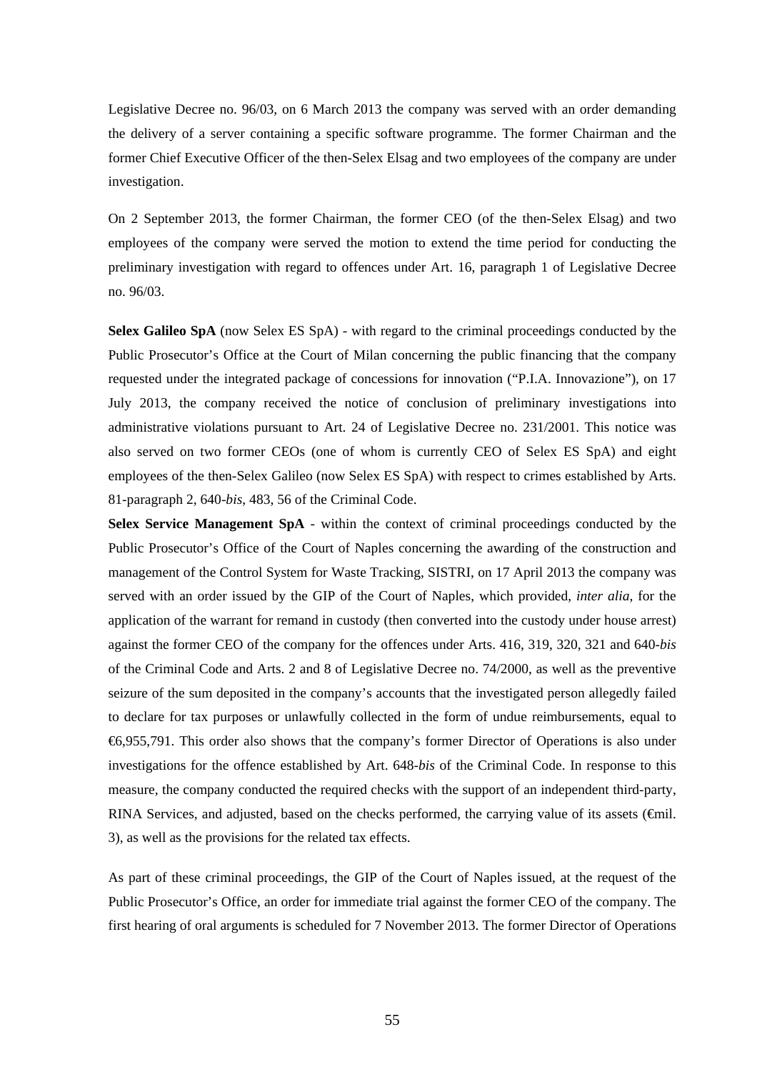Legislative Decree no. 96/03, on 6 March 2013 the company was served with an order demanding the delivery of a server containing a specific software programme. The former Chairman and the former Chief Executive Officer of the then-Selex Elsag and two employees of the company are under investigation.

On 2 September 2013, the former Chairman, the former CEO (of the then-Selex Elsag) and two employees of the company were served the motion to extend the time period for conducting the preliminary investigation with regard to offences under Art. 16, paragraph 1 of Legislative Decree no. 96/03.

**Selex Galileo SpA** (now Selex ES SpA) - with regard to the criminal proceedings conducted by the Public Prosecutor's Office at the Court of Milan concerning the public financing that the company requested under the integrated package of concessions for innovation ("P.I.A. Innovazione"), on 17 July 2013, the company received the notice of conclusion of preliminary investigations into administrative violations pursuant to Art. 24 of Legislative Decree no. 231/2001. This notice was also served on two former CEOs (one of whom is currently CEO of Selex ES SpA) and eight employees of the then-Selex Galileo (now Selex ES SpA) with respect to crimes established by Arts. 81-paragraph 2, 640-*bis*, 483, 56 of the Criminal Code.

**Selex Service Management SpA** - within the context of criminal proceedings conducted by the Public Prosecutor's Office of the Court of Naples concerning the awarding of the construction and management of the Control System for Waste Tracking, SISTRI, on 17 April 2013 the company was served with an order issued by the GIP of the Court of Naples, which provided, *inter alia*, for the application of the warrant for remand in custody (then converted into the custody under house arrest) against the former CEO of the company for the offences under Arts. 416, 319, 320, 321 and 640-*bis* of the Criminal Code and Arts. 2 and 8 of Legislative Decree no. 74/2000, as well as the preventive seizure of the sum deposited in the company's accounts that the investigated person allegedly failed to declare for tax purposes or unlawfully collected in the form of undue reimbursements, equal to €6,955,791. This order also shows that the company's former Director of Operations is also under investigations for the offence established by Art. 648-*bis* of the Criminal Code. In response to this measure, the company conducted the required checks with the support of an independent third-party, RINA Services, and adjusted, based on the checks performed, the carrying value of its assets (€mil. 3), as well as the provisions for the related tax effects.

As part of these criminal proceedings, the GIP of the Court of Naples issued, at the request of the Public Prosecutor's Office, an order for immediate trial against the former CEO of the company. The first hearing of oral arguments is scheduled for 7 November 2013. The former Director of Operations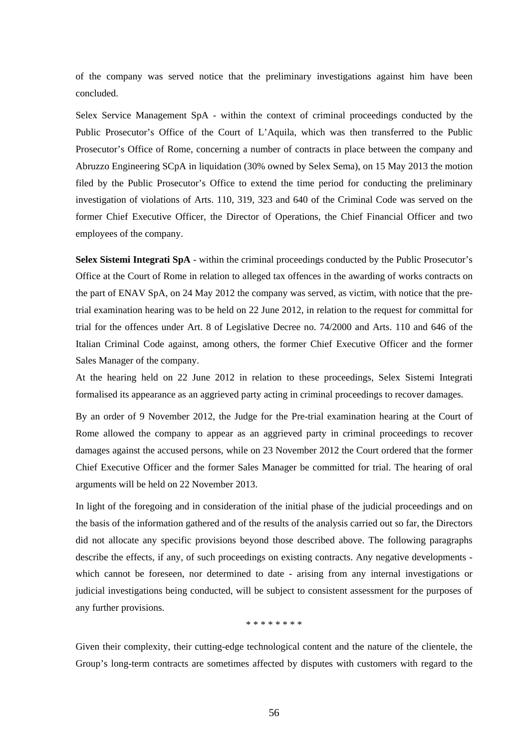of the company was served notice that the preliminary investigations against him have been concluded.

Selex Service Management SpA - within the context of criminal proceedings conducted by the Public Prosecutor's Office of the Court of L'Aquila, which was then transferred to the Public Prosecutor's Office of Rome, concerning a number of contracts in place between the company and Abruzzo Engineering SCpA in liquidation (30% owned by Selex Sema), on 15 May 2013 the motion filed by the Public Prosecutor's Office to extend the time period for conducting the preliminary investigation of violations of Arts. 110, 319, 323 and 640 of the Criminal Code was served on the former Chief Executive Officer, the Director of Operations, the Chief Financial Officer and two employees of the company.

**Selex Sistemi Integrati SpA** - within the criminal proceedings conducted by the Public Prosecutor's Office at the Court of Rome in relation to alleged tax offences in the awarding of works contracts on the part of ENAV SpA, on 24 May 2012 the company was served, as victim, with notice that the pre-trial examination hearing was to be held on 22 June 2012, in relation to the request for committal for trial for the offences under Art. 8 of Legislative Decree no. 74/2000 and Arts. 110 and 646 of the Italian Criminal Code against, among others, the former Chief Executive Officer and the former Sales Manager of the company.
At the hearing held on 22 June 2012 in relation to these proceedings, Selex Sistemi Integrati formalised its appearance as an aggrieved party acting in criminal proceedings to recover damages.

By an order of 9 November 2012, the Judge for the Pre-trial examination hearing at the Court of Rome allowed the company to appear as an aggrieved party in criminal proceedings to recover damages against the accused persons, while on 23 November 2012 the Court ordered that the former Chief Executive Officer and the former Sales Manager be committed for trial. The hearing of oral arguments will be held on 22 November 2013.

In light of the foregoing and in consideration of the initial phase of the judicial proceedings and on the basis of the information gathered and of the results of the analysis carried out so far, the Directors did not allocate any specific provisions beyond those described above. The following paragraphs describe the effects, if any, of such proceedings on existing contracts. Any negative developments - which cannot be foreseen, nor determined to date - arising from any internal investigations or judicial investigations being conducted, will be subject to consistent assessment for the purposes of any further provisions.

\* \* \* \* \* \* \* \*

Given their complexity, their cutting-edge technological content and the nature of the clientele, the Group's long-term contracts are sometimes affected by disputes with customers with regard to the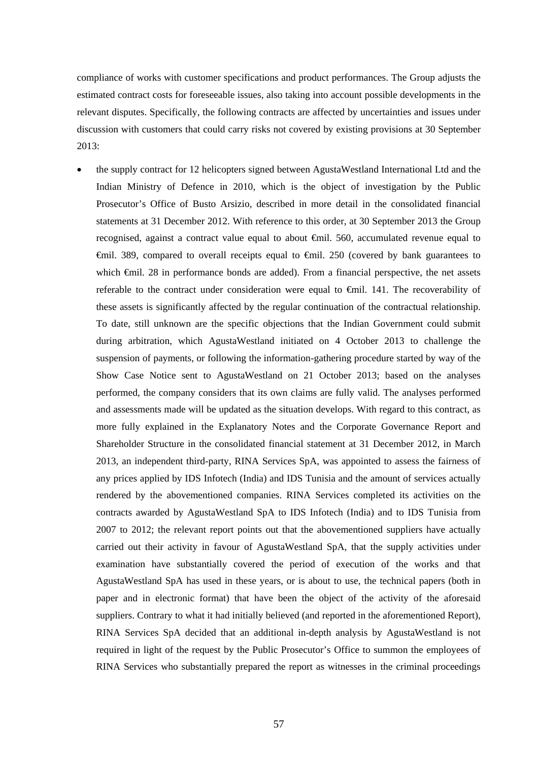compliance of works with customer specifications and product performances. The Group adjusts the estimated contract costs for foreseeable issues, also taking into account possible developments in the relevant disputes. Specifically, the following contracts are affected by uncertainties and issues under discussion with customers that could carry risks not covered by existing provisions at 30 September 2013:

- the supply contract for 12 helicopters signed between AgustaWestland International Ltd and the Indian Ministry of Defence in 2010, which is the object of investigation by the Public Prosecutor's Office of Busto Arsizio, described in more detail in the consolidated financial statements at 31 December 2012. With reference to this order, at 30 September 2013 the Group recognised, against a contract value equal to about €mil. 560, accumulated revenue equal to €mil. 389, compared to overall receipts equal to €mil. 250 (covered by bank guarantees to which €mil. 28 in performance bonds are added). From a financial perspective, the net assets referable to the contract under consideration were equal to €mil. 141. The recoverability of these assets is significantly affected by the regular continuation of the contractual relationship. To date, still unknown are the specific objections that the Indian Government could submit during arbitration, which AgustaWestland initiated on 4 October 2013 to challenge the suspension of payments, or following the information-gathering procedure started by way of the Show Case Notice sent to AgustaWestland on 21 October 2013; based on the analyses performed, the company considers that its own claims are fully valid. The analyses performed and assessments made will be updated as the situation develops. With regard to this contract, as more fully explained in the Explanatory Notes and the Corporate Governance Report and Shareholder Structure in the consolidated financial statement at 31 December 2012, in March 2013, an independent third-party, RINA Services SpA, was appointed to assess the fairness of any prices applied by IDS Infotech (India) and IDS Tunisia and the amount of services actually rendered by the abovementioned companies. RINA Services completed its activities on the contracts awarded by AgustaWestland SpA to IDS Infotech (India) and to IDS Tunisia from 2007 to 2012; the relevant report points out that the abovementioned suppliers have actually carried out their activity in favour of AgustaWestland SpA, that the supply activities under examination have substantially covered the period of execution of the works and that AgustaWestland SpA has used in these years, or is about to use, the technical papers (both in paper and in electronic format) that have been the object of the activity of the aforesaid suppliers. Contrary to what it had initially believed (and reported in the aforementioned Report), RINA Services SpA decided that an additional in-depth analysis by AgustaWestland is not required in light of the request by the Public Prosecutor's Office to summon the employees of RINA Services who substantially prepared the report as witnesses in the criminal proceedings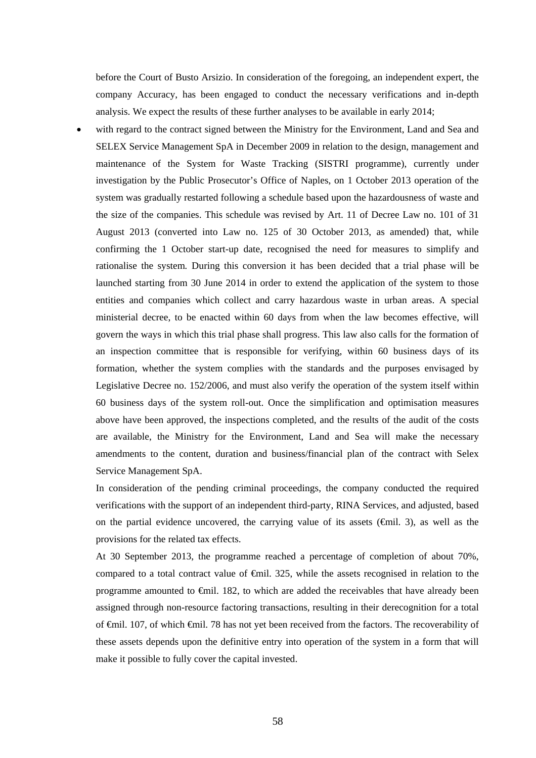before the Court of Busto Arsizio. In consideration of the foregoing, an independent expert, the company Accuracy, has been engaged to conduct the necessary verifications and in-depth analysis. We expect the results of these further analyses to be available in early 2014;

- with regard to the contract signed between the Ministry for the Environment, Land and Sea and SELEX Service Management SpA in December 2009 in relation to the design, management and maintenance of the System for Waste Tracking (SISTRI programme), currently under investigation by the Public Prosecutor's Office of Naples, on 1 October 2013 operation of the system was gradually restarted following a schedule based upon the hazardousness of waste and the size of the companies. This schedule was revised by Art. 11 of Decree Law no. 101 of 31 August 2013 (converted into Law no. 125 of 30 October 2013, as amended) that, while confirming the 1 October start-up date, recognised the need for measures to simplify and rationalise the system*.* During this conversion it has been decided that a trial phase will be launched starting from 30 June 2014 in order to extend the application of the system to those entities and companies which collect and carry hazardous waste in urban areas. A special ministerial decree, to be enacted within 60 days from when the law becomes effective, will govern the ways in which this trial phase shall progress. This law also calls for the formation of an inspection committee that is responsible for verifying, within 60 business days of its formation, whether the system complies with the standards and the purposes envisaged by Legislative Decree no. 152/2006, and must also verify the operation of the system itself within 60 business days of the system roll-out. Once the simplification and optimisation measures above have been approved, the inspections completed, and the results of the audit of the costs are available, the Ministry for the Environment, Land and Sea will make the necessary amendments to the content, duration and business/financial plan of the contract with Selex Service Management SpA.

  In consideration of the pending criminal proceedings, the company conducted the required verifications with the support of an independent third-party, RINA Services, and adjusted, based on the partial evidence uncovered, the carrying value of its assets (€mil. 3), as well as the provisions for the related tax effects.

  At 30 September 2013, the programme reached a percentage of completion of about 70%, compared to a total contract value of €mil. 325, while the assets recognised in relation to the programme amounted to €mil. 182, to which are added the receivables that have already been assigned through non-resource factoring transactions, resulting in their derecognition for a total of €mil. 107, of which €mil. 78 has not yet been received from the factors. The recoverability of these assets depends upon the definitive entry into operation of the system in a form that will make it possible to fully cover the capital invested.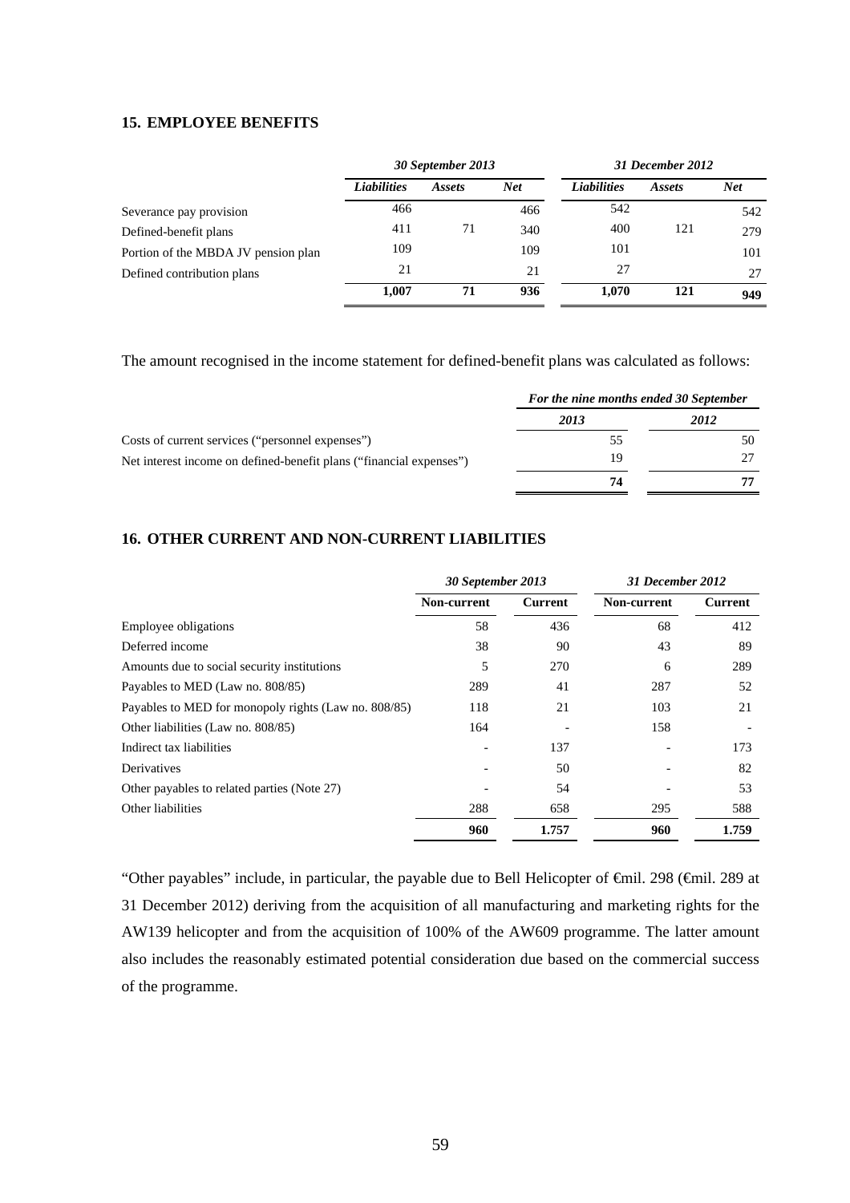## 15. EMPLOYEE BENEFITS

| | *30 September 2013* | | | *31 December 2012* | | |
|---|---|---|---|---|---|---|
| | *Liabilities* | *Assets* | *Net* | *Liabilities* | *Assets* | *Net* |
| Severance pay provision | 466 | | 466 | 542 | | 542 |
| Defined-benefit plans | 411 | 71 | 340 | 400 | 121 | 279 |
| Portion of the MBDA JV pension plan | 109 | | 109 | 101 | | 101 |
| Defined contribution plans | 21 | | 21 | 27 | | 27 |
| | **1,007** | **71** | **936** | **1,070** | **121** | **949** |

The amount recognised in the income statement for defined-benefit plans was calculated as follows:

| | *For the nine months ended 30 September* | |
|---|---|---|
| | *2013* | *2012* |
| Costs of current services ("personnel expenses") | 55 | 50 |
| Net interest income on defined-benefit plans ("financial expenses") | 19 | 27 |
| | **74** | **77** |

## 16. OTHER CURRENT AND NON-CURRENT LIABILITIES

| | *30 September 2013* | | *31 December 2012* | |
|---|---|---|---|---|
| | **Non-current** | **Current** | **Non-current** | **Current** |
| Employee obligations | 58 | 436 | 68 | 412 |
| Deferred income | 38 | 90 | 43 | 89 |
| Amounts due to social security institutions | 5 | 270 | 6 | 289 |
| Payables to MED (Law no. 808/85) | 289 | 41 | 287 | 52 |
| Payables to MED for monopoly rights (Law no. 808/85) | 118 | 21 | 103 | 21 |
| Other liabilities (Law no. 808/85) | 164 | - | 158 | - |
| Indirect tax liabilities | - | 137 | - | 173 |
| Derivatives | - | 50 | - | 82 |
| Other payables to related parties (Note 27) | - | 54 | - | 53 |
| Other liabilities | 288 | 658 | 295 | 588 |
| | **960** | **1.757** | **960** | **1.759** |

"Other payables" include, in particular, the payable due to Bell Helicopter of €mil. 298 (€mil. 289 at 31 December 2012) deriving from the acquisition of all manufacturing and marketing rights for the AW139 helicopter and from the acquisition of 100% of the AW609 programme. The latter amount also includes the reasonably estimated potential consideration due based on the commercial success of the programme.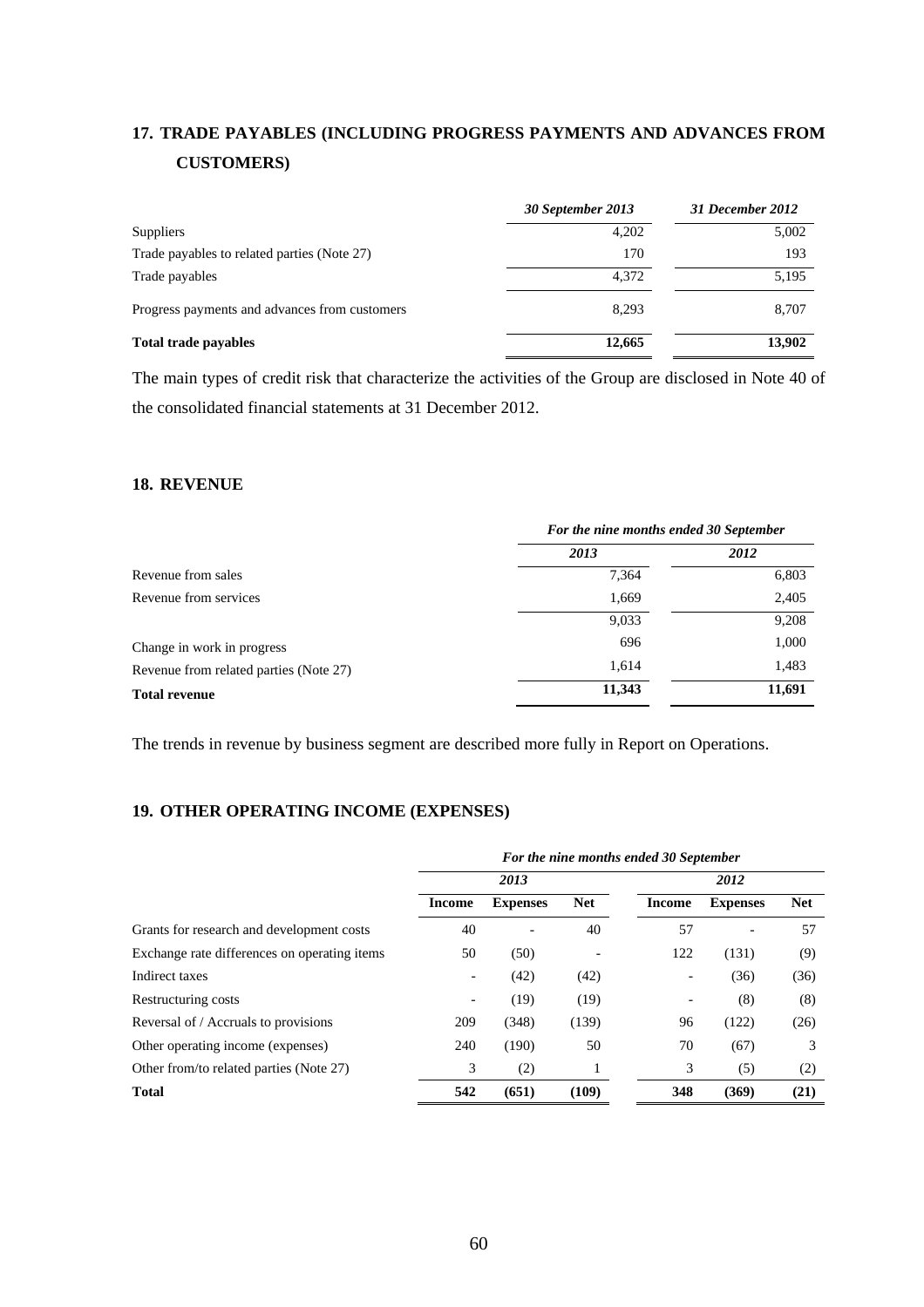## 17. TRADE PAYABLES (INCLUDING PROGRESS PAYMENTS AND ADVANCES FROM CUSTOMERS)

| | *30 September 2013* | *31 December 2012* |
|---|---|---|
| Suppliers | 4,202 | 5,002 |
| Trade payables to related parties (Note 27) | 170 | 193 |
| Trade payables | 4,372 | 5,195 |
| Progress payments and advances from customers | 8,293 | 8,707 |
| **Total trade payables** | **12,665** | **13,902** |

The main types of credit risk that characterize the activities of the Group are disclosed in Note 40 of the consolidated financial statements at 31 December 2012.

## 18. REVENUE

| | ***For the nine months ended 30 September*** | |
|---|---|---|
| | ***2013*** | ***2012*** |
| Revenue from sales | 7,364 | 6,803 |
| Revenue from services | 1,669 | 2,405 |
| | 9,033 | 9,208 |
| Change in work in progress | 696 | 1,000 |
| Revenue from related parties (Note 27) | 1,614 | 1,483 |
| **Total revenue** | **11,343** | **11,691** |

The trends in revenue by business segment are described more fully in Report on Operations.

## 19. OTHER OPERATING INCOME (EXPENSES)

| | ***For the nine months ended 30 September*** | | | | | |
|---|---|---|---|---|---|---|
| | ***2013*** | | | ***2012*** | | |
| | **Income** | **Expenses** | **Net** | **Income** | **Expenses** | **Net** |
| Grants for research and development costs | 40 | - | 40 | 57 | - | 57 |
| Exchange rate differences on operating items | 50 | (50) | - | 122 | (131) | (9) |
| Indirect taxes | - | (42) | (42) | - | (36) | (36) |
| Restructuring costs | - | (19) | (19) | - | (8) | (8) |
| Reversal of / Accruals to provisions | 209 | (348) | (139) | 96 | (122) | (26) |
| Other operating income (expenses) | 240 | (190) | 50 | 70 | (67) | 3 |
| Other from/to related parties (Note 27) | 3 | (2) | 1 | 3 | (5) | (2) |
| **Total** | **542** | **(651)** | **(109)** | **348** | **(369)** | **(21)** |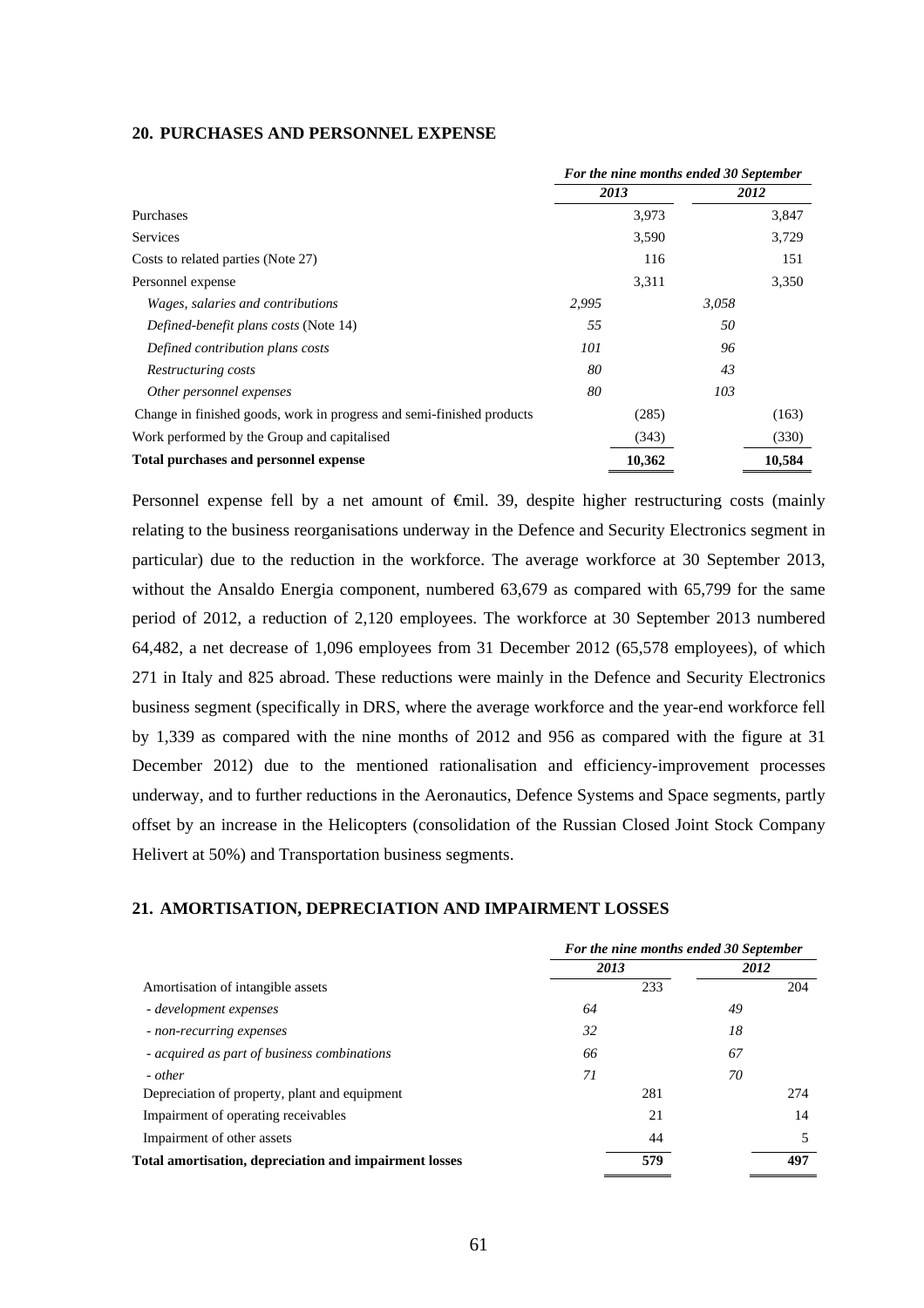## 20. PURCHASES AND PERSONNEL EXPENSE

| | *For the nine months ended 30 September* | | | |
|---|---|---|---|---|
| | *2013* | | *2012* | |
| Purchases | | 3,973 | | 3,847 |
| Services | | 3,590 | | 3,729 |
| Costs to related parties (Note 27) | | 116 | | 151 |
| Personnel expense | | 3,311 | | 3,350 |
| *Wages, salaries and contributions* | *2,995* | | *3,058* | |
| *Defined-benefit plans costs* (Note 14) | *55* | | *50* | |
| *Defined contribution plans costs* | *101* | | *96* | |
| *Restructuring costs* | *80* | | *43* | |
| *Other personnel expenses* | *80* | | *103* | |
| Change in finished goods, work in progress and semi-finished products | | (285) | | (163) |
| Work performed by the Group and capitalised | | (343) | | (330) |
| **Total purchases and personnel expense** | | **10,362** | | **10,584** |

Personnel expense fell by a net amount of €mil. 39, despite higher restructuring costs (mainly relating to the business reorganisations underway in the Defence and Security Electronics segment in particular) due to the reduction in the workforce. The average workforce at 30 September 2013, without the Ansaldo Energia component, numbered 63,679 as compared with 65,799 for the same period of 2012, a reduction of 2,120 employees. The workforce at 30 September 2013 numbered 64,482, a net decrease of 1,096 employees from 31 December 2012 (65,578 employees), of which 271 in Italy and 825 abroad. These reductions were mainly in the Defence and Security Electronics business segment (specifically in DRS, where the average workforce and the year-end workforce fell by 1,339 as compared with the nine months of 2012 and 956 as compared with the figure at 31 December 2012) due to the mentioned rationalisation and efficiency-improvement processes underway, and to further reductions in the Aeronautics, Defence Systems and Space segments, partly offset by an increase in the Helicopters (consolidation of the Russian Closed Joint Stock Company Helivert at 50%) and Transportation business segments.

## 21. AMORTISATION, DEPRECIATION AND IMPAIRMENT LOSSES

| | *For the nine months ended 30 September* | | | |
|---|---|---|---|---|
| | *2013* | | *2012* | |
| Amortisation of intangible assets | | 233 | | 204 |
| *- development expenses* | *64* | | *49* | |
| *- non-recurring expenses* | *32* | | *18* | |
| *- acquired as part of business combinations* | *66* | | *67* | |
| *- other* | *71* | | *70* | |
| Depreciation of property, plant and equipment | | 281 | | 274 |
| Impairment of operating receivables | | 21 | | 14 |
| Impairment of other assets | | 44 | | 5 |
| **Total amortisation, depreciation and impairment losses** | | **579** | | **497** |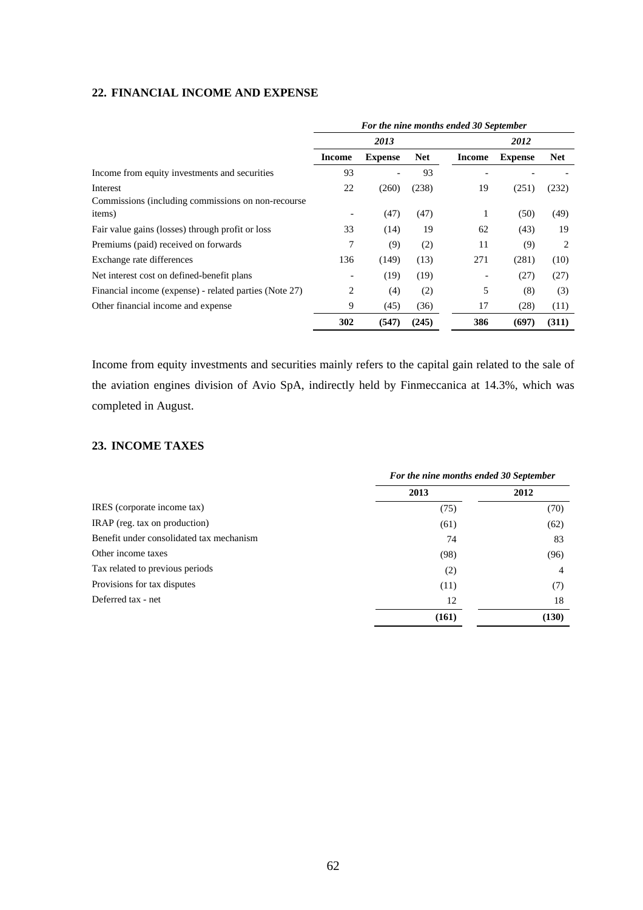## 22. FINANCIAL INCOME AND EXPENSE

| | *For the nine months ended 30 September* | | | | | |
|---|---|---|---|---|---|---|
| | *2013* | | | *2012* | | |
| | **Income** | **Expense** | **Net** | **Income** | **Expense** | **Net** |
| Income from equity investments and securities | 93 | - | 93 | - | - | - |
| Interest | 22 | (260) | (238) | 19 | (251) | (232) |
| Commissions (including commissions on non-recourse items) | - | (47) | (47) | 1 | (50) | (49) |
| Fair value gains (losses) through profit or loss | 33 | (14) | 19 | 62 | (43) | 19 |
| Premiums (paid) received on forwards | 7 | (9) | (2) | 11 | (9) | 2 |
| Exchange rate differences | 136 | (149) | (13) | 271 | (281) | (10) |
| Net interest cost on defined-benefit plans | - | (19) | (19) | - | (27) | (27) |
| Financial income (expense) - related parties (Note 27) | 2 | (4) | (2) | 5 | (8) | (3) |
| Other financial income and expense | 9 | (45) | (36) | 17 | (28) | (11) |
| | **302** | **(547)** | **(245)** | **386** | **(697)** | **(311)** |

Income from equity investments and securities mainly refers to the capital gain related to the sale of the aviation engines division of Avio SpA, indirectly held by Finmeccanica at 14.3%, which was completed in August.

## 23. INCOME TAXES

| | *For the nine months ended 30 September* | |
|---|---|---|
| | **2013** | **2012** |
| IRES (corporate income tax) | (75) | (70) |
| IRAP (reg. tax on production) | (61) | (62) |
| Benefit under consolidated tax mechanism | 74 | 83 |
| Other income taxes | (98) | (96) |
| Tax related to previous periods | (2) | 4 |
| Provisions for tax disputes | (11) | (7) |
| Deferred tax - net | 12 | 18 |
| | **(161)** | **(130)** |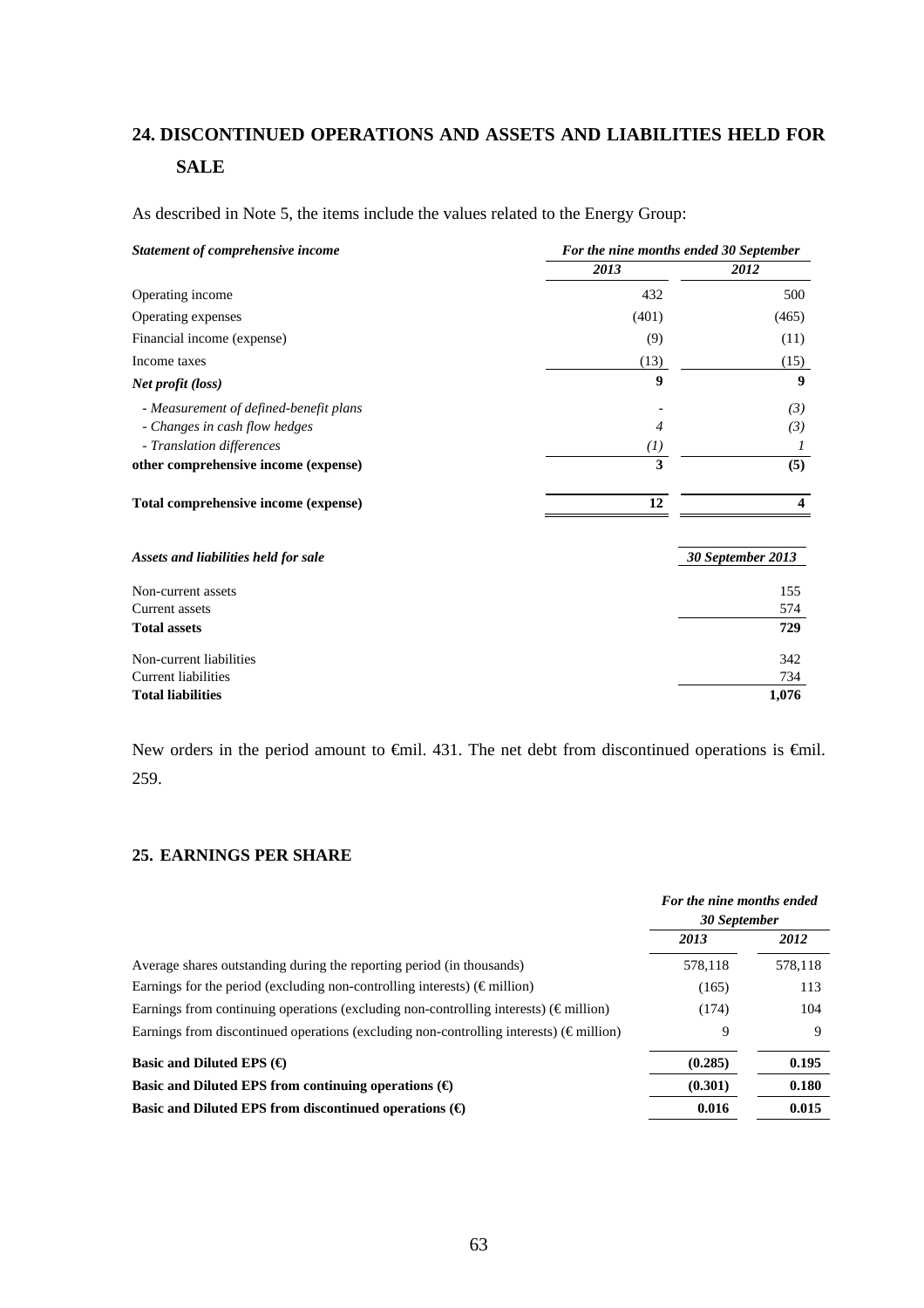## 24. DISCONTINUED OPERATIONS AND ASSETS AND LIABILITIES HELD FOR SALE

As described in Note 5, the items include the values related to the Energy Group:

| *Statement of comprehensive income* | *For the nine months ended 30 September* | |
|---|---|---|
| | *2013* | *2012* |
| Operating income | 432 | 500 |
| Operating expenses | (401) | (465) |
| Financial income (expense) | (9) | (11) |
| Income taxes | (13) | (15) |
| ***Net profit (loss)*** | **9** | **9** |
| *- Measurement of defined-benefit plans* | - | *(3)* |
| *- Changes in cash flow hedges* | *4* | *(3)* |
| *- Translation differences* | *(1)* | *1* |
| **other comprehensive income (expense)** | **3** | **(5)** |
| **Total comprehensive income (expense)** | **12** | **4** |

| *Assets and liabilities held for sale* | *30 September 2013* |
|---|---|
| Non-current assets | 155 |
| Current assets | 574 |
| **Total assets** | **729** |
| Non-current liabilities | 342 |
| Current liabilities | 734 |
| **Total liabilities** | **1,076** |

New orders in the period amount to €mil. 431. The net debt from discontinued operations is €mil. 259.

## 25. EARNINGS PER SHARE

| | *For the nine months ended 30 September* | |
|---|---|---|
| | *2013* | *2012* |
| Average shares outstanding during the reporting period (in thousands) | 578,118 | 578,118 |
| Earnings for the period (excluding non-controlling interests) (€ million) | (165) | 113 |
| Earnings from continuing operations (excluding non-controlling interests) (€ million) | (174) | 104 |
| Earnings from discontinued operations (excluding non-controlling interests) (€ million) | 9 | 9 |
| **Basic and Diluted EPS (€)** | **(0.285)** | **0.195** |
| **Basic and Diluted EPS from continuing operations (€)** | **(0.301)** | **0.180** |
| **Basic and Diluted EPS from discontinued operations (€)** | **0.016** | **0.015** |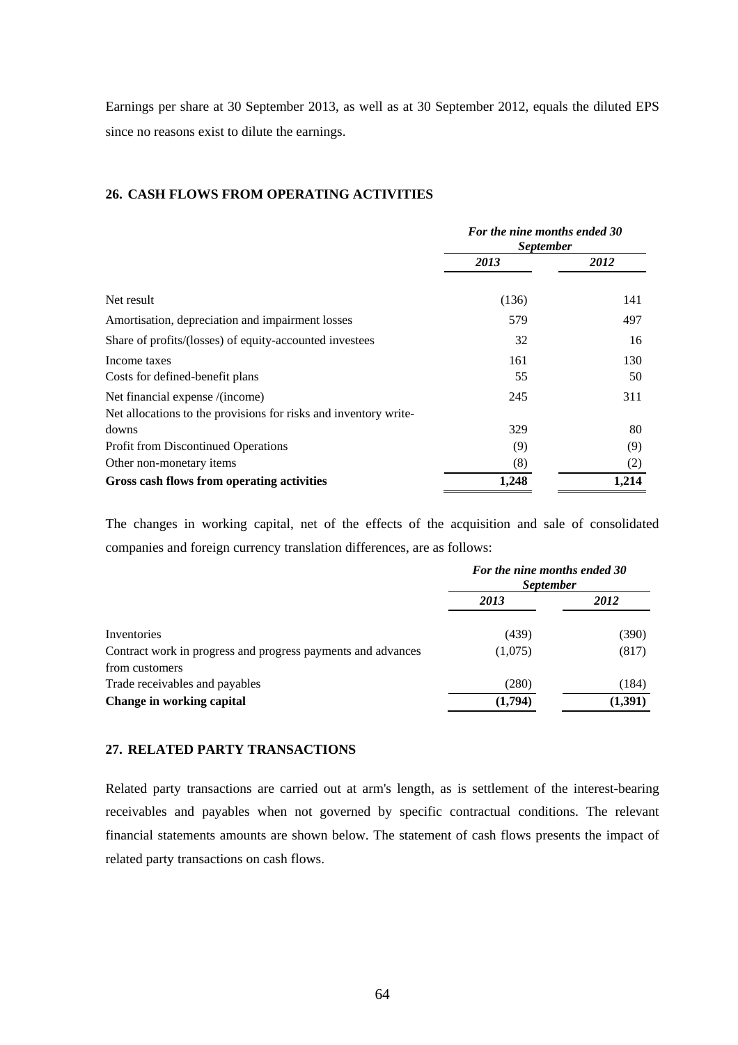Earnings per share at 30 September 2013, as well as at 30 September 2012, equals the diluted EPS since no reasons exist to dilute the earnings.

## 26. CASH FLOWS FROM OPERATING ACTIVITIES

| | *For the nine months ended 30 September* | |
|---|---|---|
| | ***2013*** | ***2012*** |
| Net result | (136) | 141 |
| Amortisation, depreciation and impairment losses | 579 | 497 |
| Share of profits/(losses) of equity-accounted investees | 32 | 16 |
| Income taxes | 161 | 130 |
| Costs for defined-benefit plans | 55 | 50 |
| Net financial expense /(income) | 245 | 311 |
| Net allocations to the provisions for risks and inventory write-downs | 329 | 80 |
| Profit from Discontinued Operations | (9) | (9) |
| Other non-monetary items | (8) | (2) |
| **Gross cash flows from operating activities** | **1,248** | **1,214** |

The changes in working capital, net of the effects of the acquisition and sale of consolidated companies and foreign currency translation differences, are as follows:

| | *For the nine months ended 30 September* | |
|---|---|---|
| | ***2013*** | ***2012*** |
| Inventories | (439) | (390) |
| Contract work in progress and progress payments and advances from customers | (1,075) | (817) |
| Trade receivables and payables | (280) | (184) |
| **Change in working capital** | **(1,794)** | **(1,391)** |

## 27. RELATED PARTY TRANSACTIONS

Related party transactions are carried out at arm's length, as is settlement of the interest-bearing receivables and payables when not governed by specific contractual conditions. The relevant financial statements amounts are shown below. The statement of cash flows presents the impact of related party transactions on cash flows.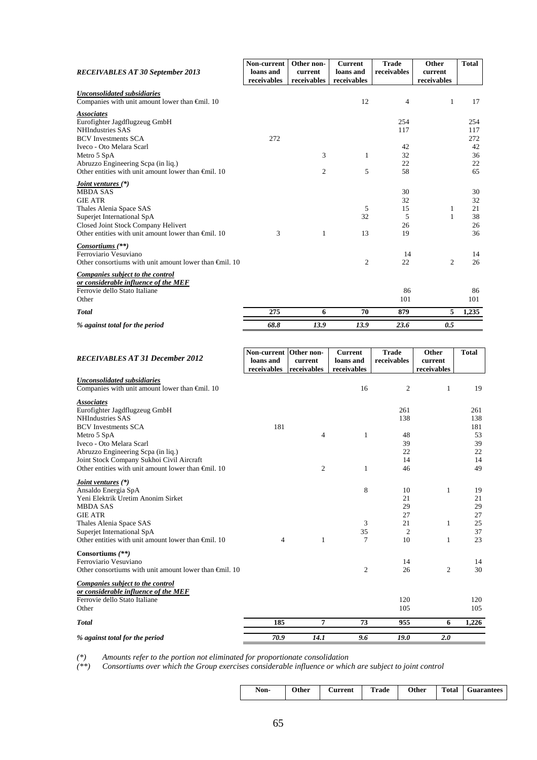| *RECEIVABLES AT 30 September 2013* | Non-current loans and receivables | Other non-current receivables | Current loans and receivables | Trade receivables | Other current receivables | Total |
|---|---|---|---|---|---|---|
| ***Unconsolidated subsidiaries*** | | | | | | |
| Companies with unit amount lower than €mil. 10 | | | 12 | 4 | 1 | 17 |
| ***Associates*** | | | | | | |
| Eurofighter Jagdflugzeug GmbH | | | | 254 | | 254 |
| NHIndustries SAS | | | | 117 | | 117 |
| BCV Investments SCA | 272 | | | | | 272 |
| Iveco - Oto Melara Scarl | | | | 42 | | 42 |
| Metro 5 SpA | | 3 | 1 | 32 | | 36 |
| Abruzzo Engineering Scpa (in liq.) | | | | 22 | | 22 |
| Other entities with unit amount lower than €mil. 10 | | 2 | 5 | 58 | | 65 |
| ***Joint ventures (\*)*** | | | | | | |
| MBDA SAS | | | | 30 | | 30 |
| GIE ATR | | | | 32 | | 32 |
| Thales Alenia Space SAS | | | 5 | 15 | 1 | 21 |
| Superjet International SpA | | | 32 | 5 | 1 | 38 |
| Closed Joint Stock Company Helivert | | | | 26 | | 26 |
| Other entities with unit amount lower than €mil. 10 | 3 | 1 | 13 | 19 | | 36 |
| ***Consortiums (\*\*)*** | | | | | | |
| Ferroviario Vesuviano | | | | 14 | | 14 |
| Other consortiums with unit amount lower than €mil. 10 | | | 2 | 22 | 2 | 26 |
| ***Companies subject to the control or considerable influence of the MEF*** | | | | | | |
| Ferrovie dello Stato Italiane | | | | 86 | | 86 |
| Other | | | | 101 | | 101 |
| ***Total*** | **275** | **6** | **70** | **879** | **5** | **1,235** |
| ***% against total for the period*** | ***68.8*** | ***13.9*** | ***13.9*** | ***23.6*** | ***0.5*** | |

| *RECEIVABLES AT 31 December 2012* | Non-current loans and receivables | Other non-current receivables | Current loans and receivables | Trade receivables | Other current receivables | Total |
|---|---|---|---|---|---|---|
| ***Unconsolidated subsidiaries*** | | | | | | |
| Companies with unit amount lower than €mil. 10 | | | 16 | 2 | 1 | 19 |
| ***Associates*** | | | | | | |
| Eurofighter Jagdflugzeug GmbH | | | | 261 | | 261 |
| NHIndustries SAS | | | | 138 | | 138 |
| BCV Investments SCA | 181 | | | | | 181 |
| Metro 5 SpA | | 4 | 1 | 48 | | 53 |
| Iveco - Oto Melara Scarl | | | | 39 | | 39 |
| Abruzzo Engineering Scpa (in liq.) | | | | 22 | | 22 |
| Joint Stock Company Sukhoi Civil Aircraft | | | | 14 | | 14 |
| Other entities with unit amount lower than €mil. 10 | | 2 | 1 | 46 | | 49 |
| ***Joint ventures (\*)*** | | | | | | |
| Ansaldo Energia SpA | | | 8 | 10 | 1 | 19 |
| Yeni Elektrik Uretim Anonim Sirket | | | | 21 | | 21 |
| MBDA SAS | | | | 29 | | 29 |
| GIE ATR | | | | 27 | | 27 |
| Thales Alenia Space SAS | | | 3 | 21 | 1 | 25 |
| Superjet International SpA | | | 35 | 2 | | 37 |
| Other entities with unit amount lower than €mil. 10 | 4 | 1 | 7 | 10 | 1 | 23 |
| **Consortiums *(\*\*)*** | | | | | | |
| Ferroviario Vesuviano | | | | 14 | | 14 |
| Other consortiums with unit amount lower than €mil. 10 | | | 2 | 26 | 2 | 30 |
| ***Companies subject to the control or considerable influence of the MEF*** | | | | | | |
| Ferrovie dello Stato Italiane | | | | 120 | | 120 |
| Other | | | | 105 | | 105 |
| ***Total*** | **185** | **7** | **73** | **955** | **6** | **1,226** |
| ***% against total for the period*** | ***70.9*** | ***14.1*** | ***9.6*** | ***19.0*** | ***2.0*** | |

*(\*) Amounts refer to the portion not eliminated for proportionate consolidation*

*(\*\*) Consortiums over which the Group exercises considerable influence or which are subject to joint control*

| Non- | Other | Current | Trade | Other | Total | Guarantees |
|---|---|---|---|---|---|---|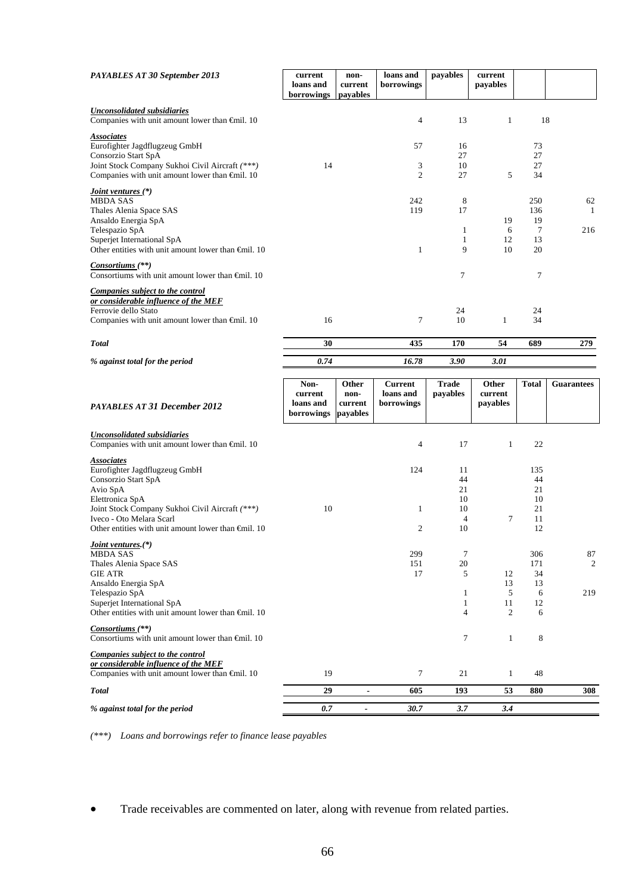| *PAYABLES AT 30 September 2013* | current loans and borrowings | non-current payables | loans and borrowings | payables | current payables | | |
|---|---|---|---|---|---|---|---|
| ***Unconsolidated subsidiaries*** | | | | | | | |
| Companies with unit amount lower than €mil. 10 | | | 4 | 13 | 1 | 18 | |
| ***Associates*** | | | | | | | |
| Eurofighter Jagdflugzeug GmbH | | | 57 | 16 | | 73 | |
| Consorzio Start SpA | | | | 27 | | 27 | |
| Joint Stock Company Sukhoi Civil Aircraft *(\*\*\*)* | 14 | | 3 | 10 | | 27 | |
| Companies with unit amount lower than €mil. 10 | | | 2 | 27 | 5 | 34 | |
| ***Joint ventures (\*)*** | | | | | | | |
| MBDA SAS | | | 242 | 8 | | 250 | 62 |
| Thales Alenia Space SAS | | | 119 | 17 | | 136 | 1 |
| Ansaldo Energia SpA | | | | | 19 | 19 | |
| Telespazio SpA | | | | 1 | 6 | 7 | 216 |
| Superjet International SpA | | | | 1 | 12 | 13 | |
| Other entities with unit amount lower than €mil. 10 | | | 1 | 9 | 10 | 20 | |
| ***Consortiums (\*\*)*** | | | | | | | |
| Consortiums with unit amount lower than €mil. 10 | | | | 7 | | 7 | |
| ***Companies subject to the control or considerable influence of the MEF*** | | | | | | | |
| Ferrovie dello Stato | | | | 24 | | 24 | |
| Companies with unit amount lower than €mil. 10 | 16 | | 7 | 10 | 1 | 34 | |
| ***Total*** | **30** | | **435** | **170** | **54** | **689** | **279** |
| ***% against total for the period*** | ***0.74*** | | ***16.78*** | ***3.90*** | ***3.01*** | | |

| *PAYABLES AT 31 December 2012* | Non-current loans and borrowings | Other non-current payables | Current loans and borrowings | Trade payables | Other current payables | Total | Guarantees |
|---|---|---|---|---|---|---|---|
| ***Unconsolidated subsidiaries*** | | | | | | | |
| Companies with unit amount lower than €mil. 10 | | | 4 | 17 | 1 | 22 | |
| ***Associates*** | | | | | | | |
| Eurofighter Jagdflugzeug GmbH | | | 124 | 11 | | 135 | |
| Consorzio Start SpA | | | | 44 | | 44 | |
| Avio SpA | | | | 21 | | 21 | |
| Elettronica SpA | | | | 10 | | 10 | |
| Joint Stock Company Sukhoi Civil Aircraft *(\*\*\*)* | 10 | | 1 | 10 | | 21 | |
| Iveco - Oto Melara Scarl | | | | 4 | 7 | 11 | |
| Other entities with unit amount lower than €mil. 10 | | | 2 | 10 | | 12 | |
| ***Joint ventures.(\*)*** | | | | | | | |
| MBDA SAS | | | 299 | 7 | | 306 | 87 |
| Thales Alenia Space SAS | | | 151 | 20 | | 171 | 2 |
| GIE ATR | | | 17 | 5 | 12 | 34 | |
| Ansaldo Energia SpA | | | | | 13 | 13 | |
| Telespazio SpA | | | | 1 | 5 | 6 | 219 |
| Superjet International SpA | | | | 1 | 11 | 12 | |
| Other entities with unit amount lower than €mil. 10 | | | | 4 | 2 | 6 | |
| ***Consortiums (\*\*)*** | | | | | | | |
| Consortiums with unit amount lower than €mil. 10 | | | | 7 | 1 | 8 | |
| ***Companies subject to the control or considerable influence of the MEF*** | | | | | | | |
| Companies with unit amount lower than €mil. 10 | 19 | | 7 | 21 | 1 | 48 | |
| ***Total*** | **29** | **-** | **605** | **193** | **53** | **880** | **308** |
| ***% against total for the period*** | ***0.7*** | ***-*** | ***30.7*** | ***3.7*** | ***3.4*** | | |

*(\*\*\*) Loans and borrowings refer to finance lease payables*

- Trade receivables are commented on later, along with revenue from related parties.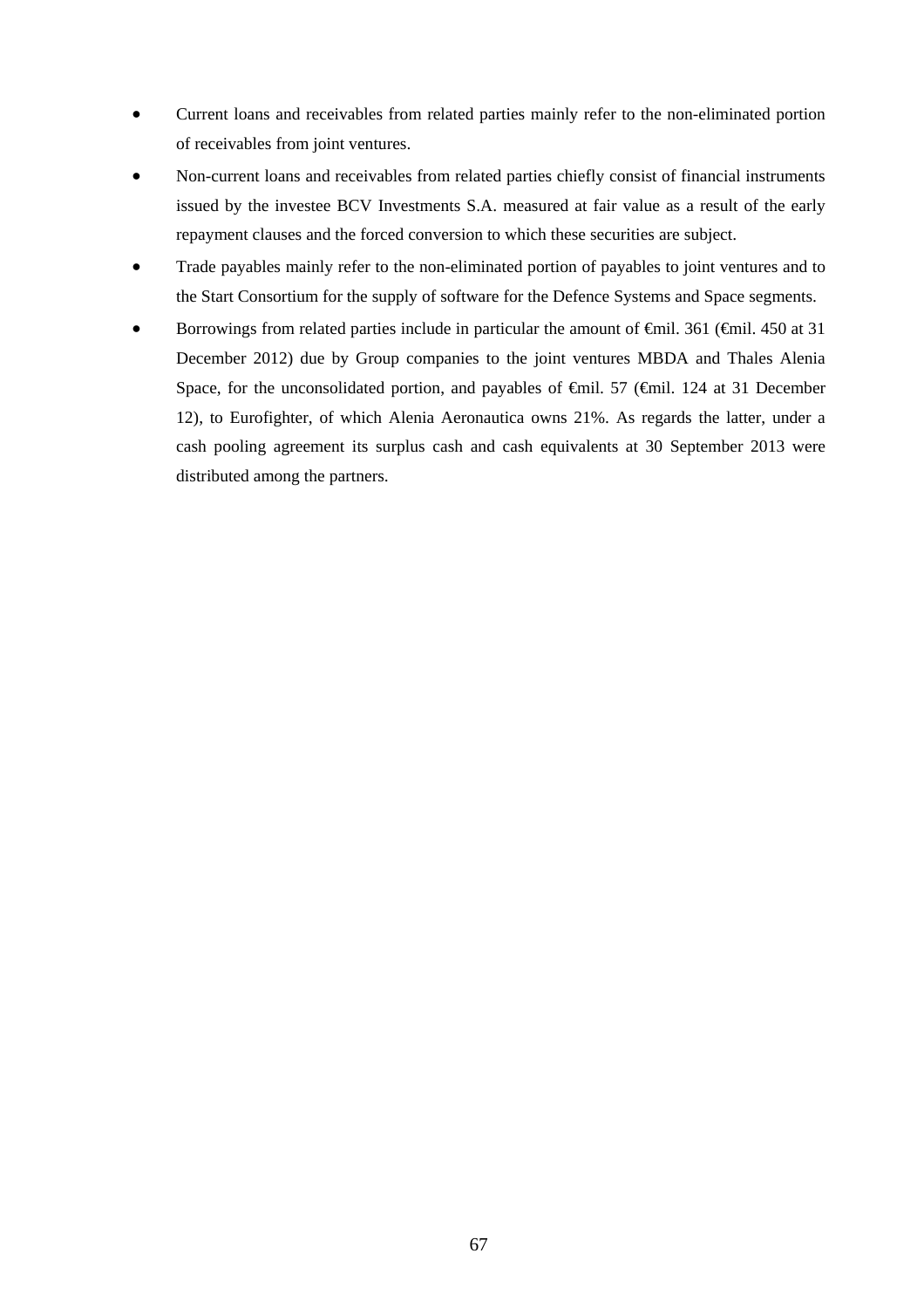- Current loans and receivables from related parties mainly refer to the non-eliminated portion of receivables from joint ventures.
- Non-current loans and receivables from related parties chiefly consist of financial instruments issued by the investee BCV Investments S.A. measured at fair value as a result of the early repayment clauses and the forced conversion to which these securities are subject.
- Trade payables mainly refer to the non-eliminated portion of payables to joint ventures and to the Start Consortium for the supply of software for the Defence Systems and Space segments.
- Borrowings from related parties include in particular the amount of €mil. 361 (€mil. 450 at 31 December 2012) due by Group companies to the joint ventures MBDA and Thales Alenia Space, for the unconsolidated portion, and payables of €mil. 57 (€mil. 124 at 31 December 12), to Eurofighter, of which Alenia Aeronautica owns 21%. As regards the latter, under a cash pooling agreement its surplus cash and cash equivalents at 30 September 2013 were distributed among the partners.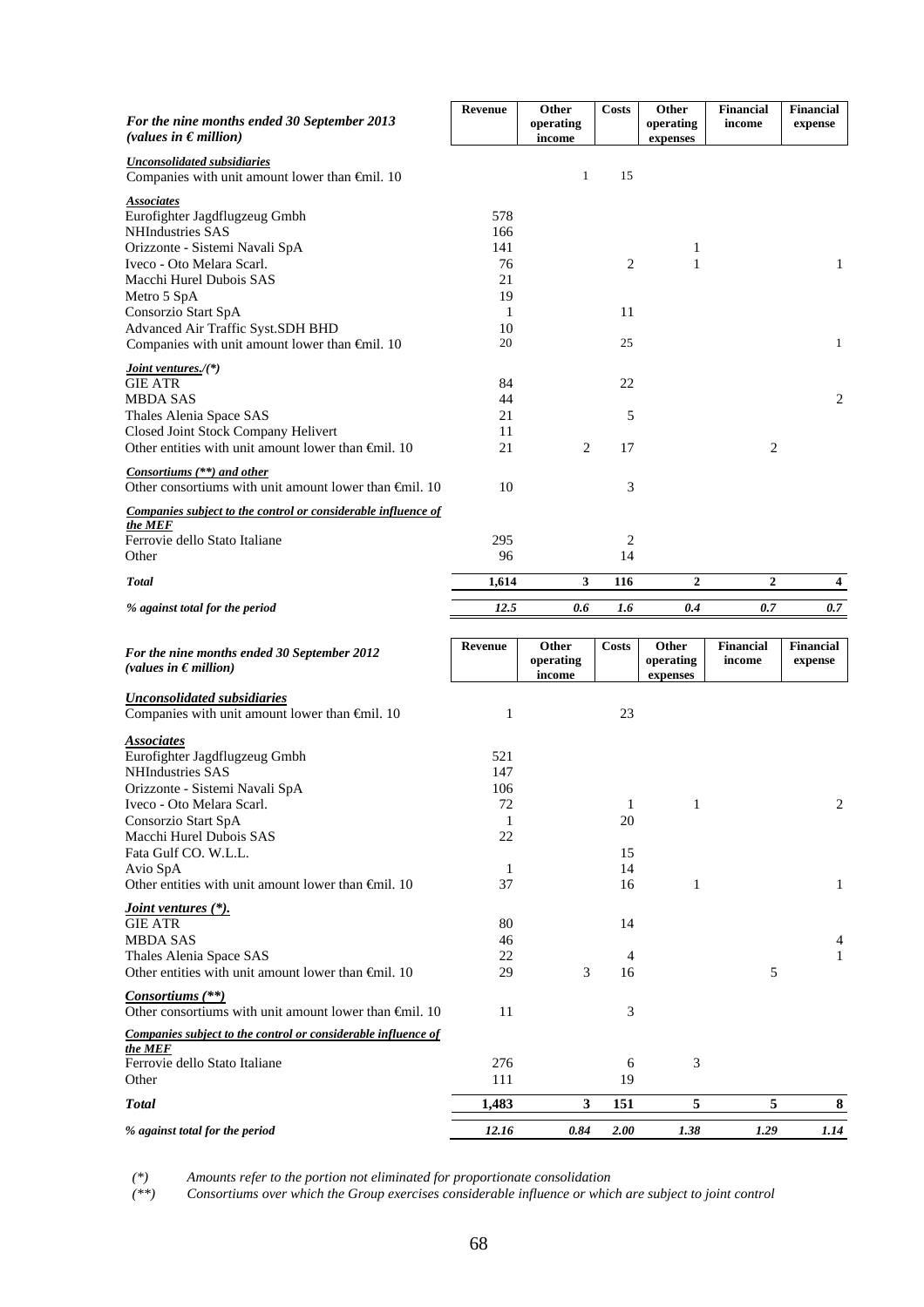| *For the nine months ended 30 September 2013 (values in € million)* | Revenue | Other operating income | Costs | Other operating expenses | Financial income | Financial expense |
|---|---|---|---|---|---|---|
| ***Unconsolidated subsidiaries*** | | | | | | |
| Companies with unit amount lower than €mil. 10 | | 1 | 15 | | | |
| ***Associates*** | | | | | | |
| Eurofighter Jagdflugzeug Gmbh | 578 | | | | | |
| NHIndustries SAS | 166 | | | | | |
| Orizzonte - Sistemi Navali SpA | 141 | | | 1 | | |
| Iveco - Oto Melara Scarl. | 76 | | 2 | 1 | | 1 |
| Macchi Hurel Dubois SAS | 21 | | | | | |
| Metro 5 SpA | 19 | | | | | |
| Consorzio Start SpA | 1 | | 11 | | | |
| Advanced Air Traffic Syst.SDH BHD | 10 | | | | | |
| Companies with unit amount lower than €mil. 10 | 20 | | 25 | | | 1 |
| ***Joint ventures./(\*)*** | | | | | | |
| GIE ATR | 84 | | 22 | | | |
| MBDA SAS | 44 | | | | | 2 |
| Thales Alenia Space SAS | 21 | | 5 | | | |
| Closed Joint Stock Company Helivert | 11 | | | | | |
| Other entities with unit amount lower than €mil. 10 | 21 | 2 | 17 | | 2 | |
| ***Consortiums (\*\*) and other*** | | | | | | |
| Other consortiums with unit amount lower than €mil. 10 | 10 | | 3 | | | |
| ***Companies subject to the control or considerable influence of the MEF*** | | | | | | |
| Ferrovie dello Stato Italiane | 295 | | 2 | | | |
| Other | 96 | | 14 | | | |
| ***Total*** | **1,614** | **3** | **116** | **2** | **2** | **4** |
| ***% against total for the period*** | ***12.5*** | ***0.6*** | ***1.6*** | ***0.4*** | ***0.7*** | ***0.7*** |

| *For the nine months ended 30 September 2012 (values in € million)* | Revenue | Other operating income | Costs | Other operating expenses | Financial income | Financial expense |
|---|---|---|---|---|---|---|
| ***Unconsolidated subsidiaries*** | | | | | | |
| Companies with unit amount lower than €mil. 10 | 1 | | 23 | | | |
| ***Associates*** | | | | | | |
| Eurofighter Jagdflugzeug Gmbh | 521 | | | | | |
| NHIndustries SAS | 147 | | | | | |
| Orizzonte - Sistemi Navali SpA | 106 | | | | | |
| Iveco - Oto Melara Scarl. | 72 | | 1 | 1 | | 2 |
| Consorzio Start SpA | 1 | | 20 | | | |
| Macchi Hurel Dubois SAS | 22 | | | | | |
| Fata Gulf CO. W.L.L. | | | 15 | | | |
| Avio SpA | 1 | | 14 | | | |
| Other entities with unit amount lower than €mil. 10 | 37 | | 16 | 1 | | 1 |
| ***Joint ventures (\*).*** | | | | | | |
| GIE ATR | 80 | | 14 | | | |
| MBDA SAS | 46 | | | | | 4 |
| Thales Alenia Space SAS | 22 | | 4 | | | 1 |
| Other entities with unit amount lower than €mil. 10 | 29 | 3 | 16 | | 5 | |
| ***Consortiums (\*\*)*** | | | | | | |
| Other consortiums with unit amount lower than €mil. 10 | 11 | | 3 | | | |
| ***Companies subject to the control or considerable influence of the MEF*** | | | | | | |
| Ferrovie dello Stato Italiane | 276 | | 6 | 3 | | |
| Other | 111 | | 19 | | | |
| ***Total*** | **1,483** | **3** | **151** | **5** | **5** | **8** |
| ***% against total for the period*** | ***12.16*** | ***0.84*** | ***2.00*** | ***1.38*** | ***1.29*** | ***1.14*** |

*(\*)* *Amounts refer to the portion not eliminated for proportionate consolidation*

*(\*\*)* *Consortiums over which the Group exercises considerable influence or which are subject to joint control*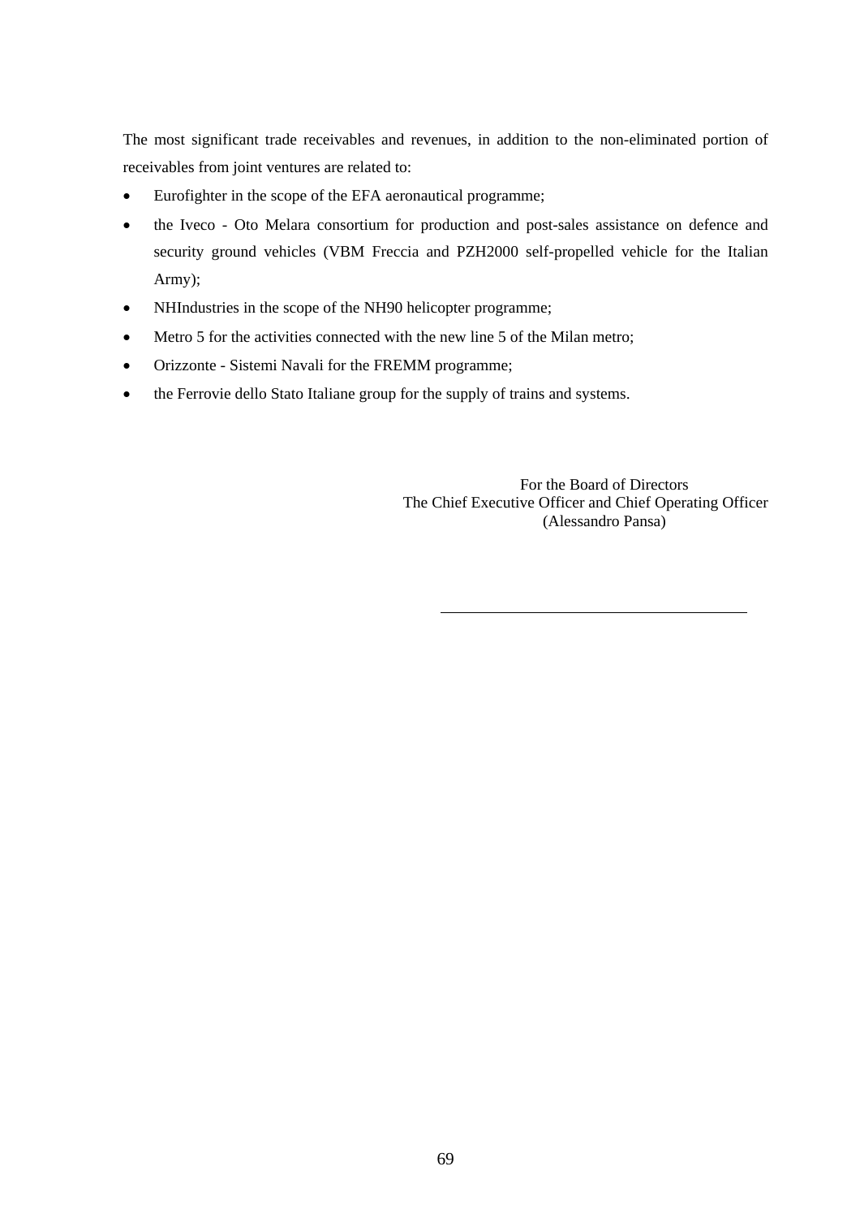The most significant trade receivables and revenues, in addition to the non-eliminated portion of receivables from joint ventures are related to:

- Eurofighter in the scope of the EFA aeronautical programme;
- the Iveco - Oto Melara consortium for production and post-sales assistance on defence and security ground vehicles (VBM Freccia and PZH2000 self-propelled vehicle for the Italian Army);
- NHIndustries in the scope of the NH90 helicopter programme;
- Metro 5 for the activities connected with the new line 5 of the Milan metro;
- Orizzonte - Sistemi Navali for the FREMM programme;
- the Ferrovie dello Stato Italiane group for the supply of trains and systems.

For the Board of Directors
The Chief Executive Officer and Chief Operating Officer
(Alessandro Pansa)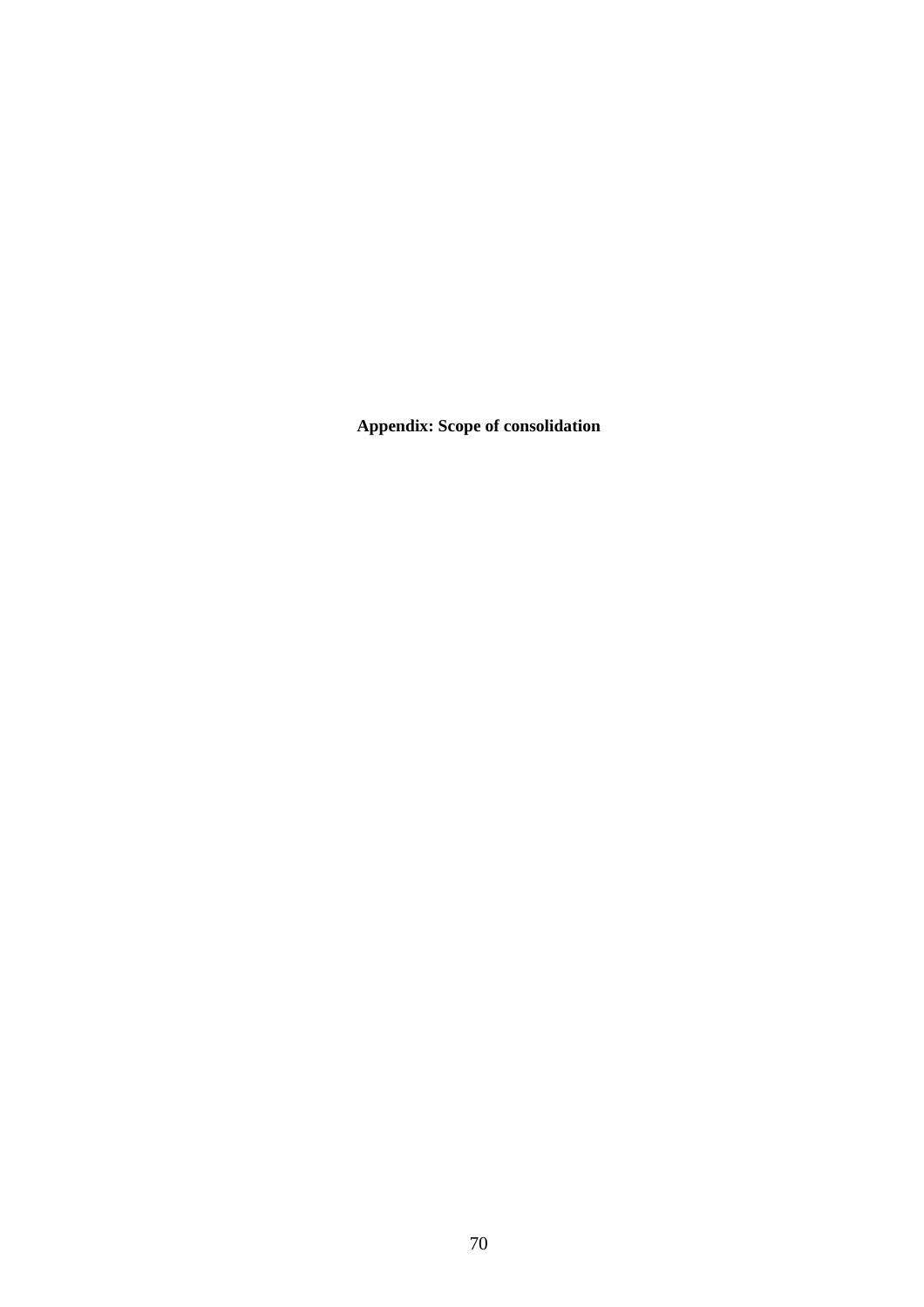**Appendix: Scope of consolidation**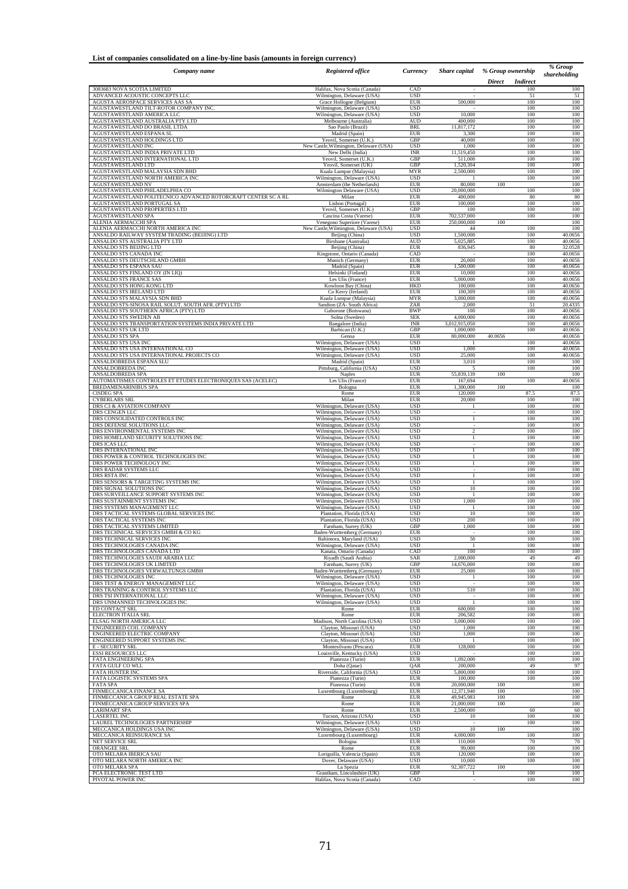**List of companies consolidated on a line-by-line basis (amounts in foreign currency)**

| *Company name* | *Registered office* | *Currency* | *Share capital* | *% Group ownership* | | *% Group shareholding* |
|---|---|---|---|---|---|---|
| | | | | *Direct* | *Indirect* | |
| 3083683 NOVA SCOTIA LIMITED | Halifax, Nova Scotia (Canada) | CAD | - | | 100 | 100 |
| ADVANCED ACOUSTIC CONCEPTS LLC | Wilmington, Delaware (USA) | USD | - | | 51 | 51 |
| AGUSTA AEROSPACE SERVICES AAS SA | Grace Hollogne (Belgium) | EUR | 500,000 | | 100 | 100 |
| AGUSTAWESTLAND TILT-ROTOR COMPANY INC. | Wilmington, Delaware (USA) | USD | - | | 100 | 100 |
| AGUSTAWESTLAND AMERICA LLC | Wilmington, Delaware (USA) | USD | 10,000 | | 100 | 100 |
| AGUSTAWESTLAND AUSTRALIA PTY LTD | Melbourne (Australia) | AUD | 400,000 | | 100 | 100 |
| AGUSTAWESTLAND DO BRASIL LTDA | Sao Paulo (Brazil) | BRL | 11,817,172 | | 100 | 100 |
| AGUSTAWESTLAND ESPANA SL | Madrid (Spain) | EUR | 3,300 | | 100 | 100 |
| AGUSTAWESTLAND HOLDINGS LTD | Yeovil, Somerset (U.K.) | GBP | 40,000 | | 100 | 100 |
| AGUSTAWESTLAND INC | New Castle,Wilmington, Delaware (USA) | USD | 1,000 | | 100 | 100 |
| AGUSTAWESTLAND INDIA PRIVATE LTD | New Delhi (India) | INR | 11,519,450 | | 100 | 100 |
| AGUSTAWESTLAND INTERNATIONAL LTD | Yeovil, Somerset (U.K.) | GBP | 511,000 | | 100 | 100 |
| AGUSTAWESTLAND LTD | Yeovil, Somerset (UK) | GBP | 1,520,304 | | 100 | 100 |
| AGUSTAWESTLAND MALAYSIA SDN BHD | Kuala Lumpur (Malaysia) | MYR | 2,500,000 | | 100 | 100 |
| AGUSTAWESTLAND NORTH AMERICA INC | Wilmington, Delaware (USA) | USD | 1 | | 100 | 100 |
| AGUSTAWESTLAND NV | Amsterdam (the Netherlands) | EUR | 80,000 | 100 | | 100 |
| AGUSTAWESTLAND PHILADELPHIA CO | Wilmington Delaware (USA) | USD | 20,000,000 | | 100 | 100 |
| AGUSTAWESTLAND POLITECNICO ADVANCED ROTORCRAFT CENTER SC A RL | Milan | EUR | 400,000 | | 80 | 80 |
| AGUSTAWESTLAND PORTUGAL SA | Lisbon (Portugal) | EUR | 100,000 | | 100 | 100 |
| AGUSTAWESTLAND PROPERTIES LTD | Yeovil, Somerset (U.K.) | GBP | 100 | | 100 | 100 |
| AGUSTAWESTLAND SPA | Cascina Costa (Varese) | EUR | 702,537,000 | | 100 | 100 |
| ALENIA AERMACCHI SPA | Venegono Superiore (Varese) | EUR | 250,000,000 | 100 | | 100 |
| ALENIA AERMACCHI NORTH AMERICA INC | New Castle,Wilmington, Delaware (USA) | USD | 44 | | 100 | 100 |
| ANSALDO RAILWAY SYSTEM TRADING (BEIJING) LTD | Beijing (China) | USD | 1,500,000 | | 100 | 40.0656 |
| ANSALDO STS AUSTRALIA PTY LTD | Birsbane (Australia) | AUD | 5,025,885 | | 100 | 40.0656 |
| ANSALDO STS BEIJING LTD | Beijing (China) | EUR | 836,945 | | 80 | 32.0528 |
| ANSALDO STS CANADA INC | Kingstone, Ontario (Canada) | CAD | - | | 100 | 40.0656 |
| ANSALDO STS DEUTSCHLAND GMBH | Munich (Germany) | EUR | 26,000 | | 100 | 40.0656 |
| ANSALDO STS ESPANA SAU | Madrid (Spain) | EUR | 1,500,000 | | 100 | 40.0656 |
| ANSALDO STS FINLAND OY (IN LIQ) | Helsinki (Finland) | EUR | 10,000 | | 100 | 40.0656 |
| ANSALDO STS FRANCE SAS | Les Ulis (France) | EUR | 5,000,000 | | 100 | 40.0656 |
| ANSALDO STS HONG KONG LTD | Kowloon Bay (China) | HKD | 100,000 | | 100 | 40.0656 |
| ANSALDO STS IRELAND LTD | Co Kerry (Ireland) | EUR | 100,309 | | 100 | 40.0656 |
| ANSALDO STS MALAYSIA SDN BHD | Kuala Lumpur (Malaysia) | MYR | 3,000,000 | | 100 | 40.0656 |
| ANSALDO STS-SINOSA RAIL SOLUT. SOUTH AFR. (PTY) LTD | Sandton (ZA- South Africa) | ZAR | 2,000 | | 51 | 20.4335 |
| ANSALDO STS SOUTHERN AFRICA (PTY) LTD | Gaborone (Botswana) | BWP | 100 | | 100 | 40.0656 |
| ANSALDO STS SWEDEN AB | Solna (Sweden) | SEK | 4,000,000 | | 100 | 40.0656 |
| ANSALDO STS TRANSPORTATION SYSTEMS INDIA PRIVATE LTD | Bangalore (India) | INR | 3,012,915,050 | | 100 | 40.0656 |
| ANSALDO STS UK LTD | Barbican (U.K.) | GBP | 1,000,000 | | 100 | 40.0656 |
| ANSALDO STS SPA | Genoa | EUR | 80,000,000 | 40.0656 | | 40.0656 |
| ANSALDO STS USA INC | Wilmington, Delaware (USA) | USD | 1 | | 100 | 40.0656 |
| ANSALDO STS USA INTERNATIONAL CO | Wilmington, Delaware (USA) | USD | 1,000 | | 100 | 40.0656 |
| ANSALDO STS USA INTERNATIONAL PROJECTS CO | Wilmington, Delaware (USA) | USD | 25,000 | | 100 | 40.0656 |
| ANSALDOBREDA ESPANA SLU | Madrid (Spain) | EUR | 3,010 | | 100 | 100 |
| ANSALDOBREDA INC | Pittsburg, California (USA) | USD | 5 | | 100 | 100 |
| ANSALDOBREDA SPA | Naples | EUR | 55,839,139 | 100 | | 100 |
| AUTOMATISMES CONTROLES ET ETUDES ELECTRONIQUES SAS (ACELEC) | Les Ulis (France) | EUR | 167,694 | | 100 | 40.0656 |
| BREDAMENARINIBUS SPA | Bologna | EUR | 1,300,000 | 100 | | 100 |
| CISDEG SPA | Rome | EUR | 120,000 | | 87.5 | 87.5 |
| CYBERLABS SRL | Milan | EUR | 20,000 | | 100 | 100 |
| DRS C3 & AVIATION COMPANY | Wilmington, Delaware (USA) | USD | 1 | | 100 | 100 |
| DRS CENGEN LLC | Wilmington, Delaware (USA) | USD | - | | 100 | 100 |
| DRS CONSOLIDATED CONTROLS INC | Wilmington, Delaware (USA) | USD | 1 | | 100 | 100 |
| DRS DEFENSE SOLUTIONS LLC | Wilmington, Delaware (USA) | USD | - | | 100 | 100 |
| DRS ENVIRONMENTAL SYSTEMS INC | Wilmington, Delaware (USA) | USD | 2 | | 100 | 100 |
| DRS HOMELAND SECURITY SOLUTIONS INC | Wilmington, Delaware (USA) | USD | 1 | | 100 | 100 |
| DRS ICAS LLC | Wilmington, Delaware (USA) | USD | - | | 100 | 100 |
| DRS INTERNATIONAL INC | Wilmington, Delaware (USA) | USD | 1 | | 100 | 100 |
| DRS POWER & CONTROL TECHNOLOGIES INC | Wilmington, Delaware (USA) | USD | 1 | | 100 | 100 |
| DRS POWER TECHNOLOGY INC | Wilmington, Delaware (USA) | USD | 1 | | 100 | 100 |
| DRS RADAR SYSTEMS LLC | Wilmington, Delaware (USA) | USD | - | | 100 | 100 |
| DRS RSTA INC | Wilmington, Delaware (USA) | USD | 1 | | 100 | 100 |
| DRS SENSORS & TARGETING SYSTEMS INC | Wilmington, Delaware (USA) | USD | 1 | | 100 | 100 |
| DRS SIGNAL SOLUTIONS INC | Wilmington, Delaware (USA) | USD | 10 | | 100 | 100 |
| DRS SURVEILLANCE SUPPORT SYSTEMS INC | Wilmington, Delaware (USA) | USD | 1 | | 100 | 100 |
| DRS SUSTAINMENT SYSTEMS INC | Wilmington, Delaware (USA) | USD | 1,000 | | 100 | 100 |
| DRS SYSTEMS MANAGEMENT LLC | Wilmington, Delaware (USA) | USD | 1 | | 100 | 100 |
| DRS TACTICAL SYSTEMS GLOBAL SERVICES INC | Plantation, Florida (USA) | USD | 10 | | 100 | 100 |
| DRS TACTICAL SYSTEMS INC | Plantation, Florida (USA) | USD | 200 | | 100 | 100 |
| DRS TACTICAL SYSTEMS LIMITED | Farnham, Surrey (UK) | GBP | 1,000 | | 100 | 100 |
| DRS TECHNICAL SERVICES GMBH & CO KG | Baden-Wurttemberg (Germany) | EUR | - | | 100 | 100 |
| DRS TECHNICAL SERVICES INC | Baltimora, Maryland (USA) | USD | 50 | | 100 | 100 |
| DRS TECHNOLOGIES CANADA INC | Wilmington, Delaware (USA) | USD | 1 | | 100 | 100 |
| DRS TECHNOLOGIES CANADA LTD | Kanata, Ontario (Canada) | CAD | 100 | | 100 | 100 |
| DRS TECHNOLOGIES SAUDI ARABIA LLC | Riyadh (Saudi Arabia) | SAR | 2,000,000 | | 49 | 49 |
| DRS TECHNOLOGIES UK LIMITED | Farnham, Surrey (UK) | GBP | 14,676,000 | | 100 | 100 |
| DRS TECHNOLOGIES VERWALTUNGS GMBH | Baden-Wurttemberg (Germany) | EUR | 25,000 | | 100 | 100 |
| DRS TECHNOLOGIES INC | Wilmington, Delaware (USA) | USD | 1 | | 100 | 100 |
| DRS TEST & ENERGY MANAGEMENT LLC | Wilmington, Delaware (USA) | USD | - | | 100 | 100 |
| DRS TRAINING & CONTROL SYSTEMS LLC | Plantation, Florida (USA) | USD | 510 | | 100 | 100 |
| DRS TSI INTERNATIONAL LLC | Wilmington, Delaware (USA) | USD | - | | 100 | 100 |
| DRS UNMANNED TECHNOLOGIES INC | Wilmington, Delaware (USA) | USD | 1 | | 100 | 100 |
| ED CONTACT SRL | Rome | EUR | 600,000 | | 100 | 100 |
| ELECTRON ITALIA SRL | Rome | EUR | 206,582 | | 100 | 100 |
| ELSAG NORTH AMERICA LLC | Madison, North Carolina (USA) | USD | 3,000,000 | | 100 | 100 |
| ENGINEERED COIL COMPANY | Clayton, Missouri (USA) | USD | 1,000 | | 100 | 100 |
| ENGINEERED ELECTRIC COMPANY | Clayton, Missouri (USA) | USD | 1,000 | | 100 | 100 |
| ENGINEERED SUPPORT SYSTEMS INC | Clayton, Missouri (USA) | USD | 1 | | 100 | 100 |
| E - SECURITY SRL | Montesilvano (Pescara) | EUR | 128,000 | | 100 | 100 |
| ESSI RESOURCES LLC | Louisville, Kentucky (USA) | USD | - | | 100 | 100 |
| FATA ENGINEERING SPA | Pianezza (Turin) | EUR | 1,092,000 | | 100 | 100 |
| FATA GULF CO WLL | Doha (Qatar) | QAR | 200,000 | | 49 | 97 |
| FATA HUNTER INC | Riverside, California (USA) | USD | 5,800,000 | | 100 | 100 |
| FATA LOGISTIC SYSTEMS SPA | Pianezza (Turin) | EUR | 100,000 | | 100 | 100 |
| FATA SPA | Pianezza (Turin) | EUR | 20,000,000 | 100 | | 100 |
| FINMECCANICA FINANCE SA | Luxembourg (Luxembourg) | EUR | 12,371,940 | 100 | | 100 |
| FINMECCANICA GROUP REAL ESTATE SPA | Rome | EUR | 49,945,983 | 100 | | 100 |
| FINMECCANICA GROUP SERVICES SPA | Rome | EUR | 21,000,000 | 100 | | 100 |
| LARIMART SPA | Rome | EUR | 2,500,000 | | 60 | 60 |
| LASERTEL INC | Tucson, Arizona (USA) | USD | 10 | | 100 | 100 |
| LAUREL TECHNOLOGIES PARTNERSHIP | Wilmington, Delaware (USA) | USD | - | | 100 | 100 |
| MECCANICA HOLDINGS USA INC | Wilmington, Delaware (USA) | USD | 10 | 100 | | 100 |
| MECCANICA REINSURANCE SA | Luxembourg (Luxembourg) | EUR | 4,000,000 | | 100 | 100 |
| NET SERVICE SRL | Bologna | EUR | 110,000 | | 70 | 70 |
| ORANGEE SRL | Rome | EUR | 99,000 | | 100 | 100 |
| OTO MELARA IBERICA SAU | Loriguilla, Valencia (Spain) | EUR | 120,000 | | 100 | 100 |
| OTO MELARA NORTH AMERICA INC | Dover, Delaware (USA) | USD | 10,000 | | 100 | 100 |
| OTO MELARA SPA | La Spezia | EUR | 92,307,722 | 100 | | 100 |
| PCA ELECTRONIC TEST LTD | Grantham, Lincolnshire (UK) | GBP | 1 | | 100 | 100 |
| PIVOTAL POWER INC | Halifax, Nova Scotia (Canada) | CAD | - | | 100 | 100 |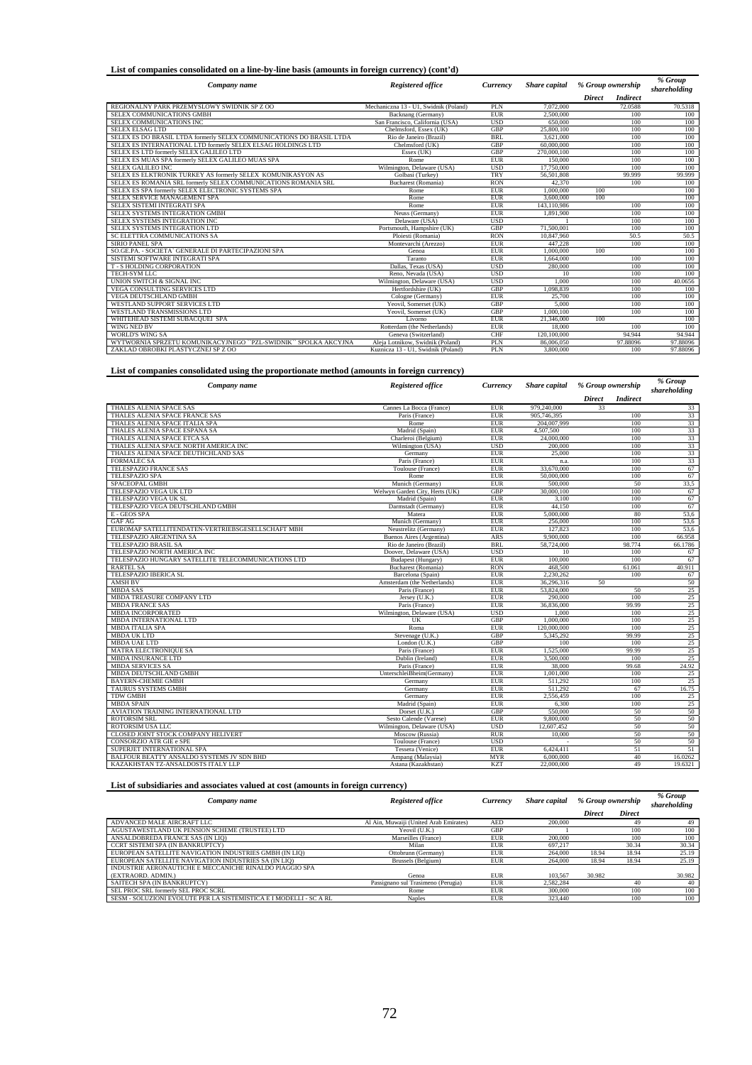**List of companies consolidated on a line-by-line basis (amounts in foreign currency) (cont'd)**

| Company name | Registered office | Currency | Share capital | % Group ownership | | % Group shareholding |
|---|---|---|---|---|---|---|
| | | | | Direct | Indirect | |
| REGIONALNY PARK PRZEMYSLOWY SWIDNIK SP Z OO | Mechaniczna 13 - U1, Swidnik (Poland) | PLN | 7,072,000 | | 72.0588 | 70.5318 |
| SELEX COMMUNICATIONS GMBH | Backnang (Germany) | EUR | 2,500,000 | | 100 | 100 |
| SELEX COMMUNICATIONS INC | San Francisco, California (USA) | USD | 650,000 | | 100 | 100 |
| SELEX ELSAG LTD | Chelmsford, Essex (UK) | GBP | 25,800,100 | | 100 | 100 |
| SELEX ES DO BRASIL LTDA formerly SELEX COMMUNICATIONS DO BRASIL LTDA | Rio de Janeiro (Brazil) | BRL | 3,621,000 | | 100 | 100 |
| SELEX ES INTERNATIONAL LTD formerly SELEX ELSAG HOLDINGS LTD | Chelmsford (UK) | GBP | 60,000,000 | | 100 | 100 |
| SELEX ES LTD formerly SELEX GALILEO LTD | Essex (UK) | GBP | 270,000,100 | | 100 | 100 |
| SELEX ES MUAS SPA formerly SELEX GALILEO MUAS SPA | Rome | EUR | 150,000 | | 100 | 100 |
| SELEX GALILEO INC | Wilmington, Delaware (USA) | USD | 17,750,000 | | 100 | 100 |
| SELEX ES ELKTRONIK TURKEY AS formerly SELEX KOMUNIKASYON AS | Golbasi (Turkey) | TRY | 56,501,808 | | 99.999 | 99.999 |
| SELEX ES ROMANIA SRL formerly SELEX COMMUNICATIONS ROMANIA SRL | Bucharest (Romania) | RON | 42,370 | | 100 | 100 |
| SELEX ES SPA formerly SELEX ELECTRONIC SYSTEMS SPA | Rome | EUR | 1,000,000 | 100 | | 100 |
| SELEX SERVICE MANAGEMENT SPA | Rome | EUR | 3,600,000 | 100 | | 100 |
| SELEX SISTEMI INTEGRATI SPA | Rome | EUR | 143,110,986 | | 100 | 100 |
| SELEX SYSTEMS INTEGRATION GMBH | Neuss (Germany) | EUR | 1,891,900 | | 100 | 100 |
| SELEX SYSTEMS INTEGRATION INC | Delaware (USA) | USD | 1 | | 100 | 100 |
| SELEX SYSTEMS INTEGRATION LTD | Portsmouth, Hampshire (UK) | GBP | 71,500,001 | | 100 | 100 |
| SC ELETTRA COMMUNICATIONS SA | Ploiesti (Romania) | RON | 10,847,960 | | 50.5 | 50.5 |
| SIRIO PANEL SPA | Montevarchi (Arezzo) | EUR | 447,228 | | 100 | 100 |
| SO.GE.PA. - SOCIETA' GENERALE DI PARTECIPAZIONI SPA | Genoa | EUR | 1,000,000 | 100 | | 100 |
| SISTEMI SOFTWARE INTEGRATI SPA | Taranto | EUR | 1,664,000 | | 100 | 100 |
| T - S HOLDING CORPORATION | Dallas, Texas (USA) | USD | 280,000 | | 100 | 100 |
| TECH-SYM LLC | Reno, Nevada (USA) | USD | 10 | | 100 | 100 |
| UNION SWITCH & SIGNAL INC | Wilmington, Delaware (USA) | USD | 1,000 | | 100 | 40.0656 |
| VEGA CONSULTING SERVICES LTD | Hertfordshire (UK) | GBP | 1,098,839 | | 100 | 100 |
| VEGA DEUTSCHLAND GMBH | Cologne (Germany) | EUR | 25,700 | | 100 | 100 |
| WESTLAND SUPPORT SERVICES LTD | Yeovil, Somerset (UK) | GBP | 5,000 | | 100 | 100 |
| WESTLAND TRANSMISSIONS LTD | Yeovil, Somerset (UK) | GBP | 1,000,100 | | 100 | 100 |
| WHITEHEAD SISTEMI SUBACQUEI SPA | Livorno | EUR | 21,346,000 | 100 | | 100 |
| WING NED BV | Rotterdam (the Netherlands) | EUR | 18,000 | | 100 | 100 |
| WORLD'S WING SA | Geneva (Switzerland) | CHF | 120,100,000 | | 94.944 | 94.944 |
| WYTWORNIA SPRZETU KOMUNIKACYJNEGO ``PZL-SWIDNIK`` SPOLKA AKCYJNA | Aleja Lotnikow, Swidnik (Poland) | PLN | 86,006,050 | | 97.88096 | 97.88096 |
| ZAKLAD OBROBKI PLASTYCZNEJ SP Z OO | Kuznicza 13 - U1, Swidnik (Poland) | PLN | 3,800,000 | | 100 | 97.88096 |

**List of companies consolidated using the proportionate method (amounts in foreign currency)**

| Company name | Registered office | Currency | Share capital | % Group ownership | | % Group shareholding |
|---|---|---|---|---|---|---|
| | | | | Direct | Indirect | |
| THALES ALENIA SPACE SAS | Cannes La Bocca (France) | EUR | 979,240,000 | 33 | | 33 |
| THALES ALENIA SPACE FRANCE SAS | Paris (France) | EUR | 905,746,395 | | 100 | 33 |
| THALES ALENIA SPACE ITALIA SPA | Rome | EUR | 204,007,999 | | 100 | 33 |
| THALES ALENIA SPACE ESPANA SA | Madrid (Spain) | EUR | 4,507,500 | | 100 | 33 |
| THALES ALENIA SPACE ETCA SA | Charleroi (Belgium) | EUR | 24,000,000 | | 100 | 33 |
| THALES ALENIA SPACE NORTH AMERICA INC | Wilmington (USA) | USD | 200,000 | | 100 | 33 |
| THALES ALENIA SPACE DEUTHCHLAND SAS | Germany | EUR | 25,000 | | 100 | 33 |
| FORMALEC SA | Paris (France) | EUR | n.a. | | 100 | 33 |
| TELESPAZIO FRANCE SAS | Toulouse (France) | EUR | 33,670,000 | | 100 | 67 |
| TELESPAZIO SPA | Rome | EUR | 50,000,000 | | 100 | 67 |
| SPACEOPAL GMBH | Munich (Germany) | EUR | 500,000 | | 50 | 33,5 |
| TELESPAZIO VEGA UK LTD | Welwyn Garden City, Herts (UK) | GBP | 30,000,100 | | 100 | 67 |
| TELESPAZIO VEGA UK SL | Madrid (Spain) | EUR | 3,100 | | 100 | 67 |
| TELESPAZIO VEGA DEUTSCHLAND GMBH | Darmstadt (Germany) | EUR | 44,150 | | 100 | 67 |
| E - GEOS SPA | Matera | EUR | 5,000,000 | | 80 | 53,6 |
| GAF AG | Munich (Germany) | EUR | 256,000 | | 100 | 53,6 |
| EUROMAP SATELLITENDATEN-VERTRIEBSGESELLSCHAFT MBH | Neustrelitz (Germany) | EUR | 127,823 | | 100 | 53,6 |
| TELESPAZIO ARGENTINA SA | Buenos Aires (Argentina) | ARS | 9,900,000 | | 100 | 66.958 |
| TELESPAZIO BRASIL SA | Rio de Janeiro (Brazil) | BRL | 58,724,000 | | 98.774 | 66.1786 |
| TELESPAZIO NORTH AMERICA INC | Doover, Delaware (USA) | USD | 10 | | 100 | 67 |
| TELESPAZIO HUNGARY SATELLITE TELECOMMUNICATIONS LTD | Budapest (Hungary) | EUR | 100,000 | | 100 | 67 |
| RARTEL SA | Bucharest (Romania) | RON | 468,500 | | 61.061 | 40.911 |
| TELESPAZIO IBERICA SL | Barcelona (Spain) | EUR | 2,230,262 | | 100 | 67 |
| AMSH BV | Amsterdam (the Netherlands) | EUR | 36,296,316 | 50 | | 50 |
| MBDA SAS | Paris (France) | EUR | 53,824,000 | | 50 | 25 |
| MBDA TREASURE COMPANY LTD | Jersey (U.K.) | EUR | 290,000 | | 100 | 25 |
| MBDA FRANCE SAS | Paris (France) | EUR | 36,836,000 | | 99.99 | 25 |
| MBDA INCORPORATED | Wilmington, Delaware (USA) | USD | 1,000 | | 100 | 25 |
| MBDA INTERNATIONAL LTD | UK | GBP | 1,000,000 | | 100 | 25 |
| MBDA ITALIA SPA | Roma | EUR | 120,000,000 | | 100 | 25 |
| MBDA UK LTD | Stevenage (U.K.) | GBP | 5,345,292 | | 99.99 | 25 |
| MBDA UAE LTD | London (U.K.) | GBP | 100 | | 100 | 25 |
| MATRA ELECTRONIQUE SA | Paris (France) | EUR | 1,525,000 | | 99.99 | 25 |
| MBDA INSURANCE LTD | Dublin (Ireland) | EUR | 3,500,000 | | 100 | 25 |
| MBDA SERVICES SA | Paris (France) | EUR | 38,000 | | 99.68 | 24.92 |
| MBDA DEUTSCHLAND GMBH | UnterschleiBheim(Germany) | EUR | 1,001,000 | | 100 | 25 |
| BAYERN-CHEMIE GMBH | Germany | EUR | 511,292 | | 100 | 25 |
| TAURUS SYSTEMS GMBH | Germany | EUR | 511,292 | | 67 | 16.75 |
| TDW GMBH | Germany | EUR | 2,556,459 | | 100 | 25 |
| MBDA SPAIN | Madrid (Spain) | EUR | 6,300 | | 100 | 25 |
| AVIATION TRAINING INTERNATIONAL LTD | Dorset (U.K.) | GBP | 550,000 | | 50 | 50 |
| ROTORSIM SRL | Sesto Calende (Varese) | EUR | 9,800,000 | | 50 | 50 |
| ROTORSIM USA LLC | Wilmington, Delaware (USA) | USD | 12,607,452 | | 50 | 50 |
| CLOSED JOINT STOCK COMPANY HELIVERT | Moscow (Russia) | RUR | 10,000 | | 50 | 50 |
| CONSORZIO ATR GIE e SPE | Toulouse (France) | USD | - | | 50 | 50 |
| SUPERJET INTERNATIONAL SPA | Tessera (Venice) | EUR | 6,424,411 | | 51 | 51 |
| BALFOUR BEATTY ANSALDO SYSTEMS JV SDN BHD | Ampang (Malaysia) | MYR | 6,000,000 | | 40 | 16.0262 |
| KAZAKHSTAN TZ-ANSALDOSTS ITALY LLP | Astana (Kazakhstan) | KZT | 22,000,000 | | 49 | 19.6321 |

**List of subsidiaries and associates valued at cost (amounts in foreign currency)**

| Company name | Registered office | Currency | Share capital | % Group ownership | | % Group shareholding |
|---|---|---|---|---|---|---|
| | | | | Direct | Direct | |
| ADVANCED MALE AIRCRAFT LLC | Al Ain, Muwaiji (United Arab Emirates) | AED | 200,000 | | 49 | 49 |
| AGUSTAWESTLAND UK PENSION SCHEME (TRUSTEE) LTD | Yeovil (U.K.) | GBP | 1 | | 100 | 100 |
| ANSALDOBREDA FRANCE SAS (IN LIQ) | Marseilles (France) | EUR | 200,000 | | 100 | 100 |
| CCRT SISTEMI SPA (IN BANKRUPTCY) | Milan | EUR | 697,217 | | 30.34 | 30.34 |
| EUROPEAN SATELLITE NAVIGATION INDUSTRIES GMBH (IN LIQ) | Ottobrunn (Germany) | EUR | 264,000 | 18.94 | 18.94 | 25.19 |
| EUROPEAN SATELLITE NAVIGATION INDUSTRIES SA (IN LIQ) | Brussels (Belgium) | EUR | 264,000 | 18.94 | 18.94 | 25.19 |
| INDUSTRIE AERONAUTICHE E MECCANICHE RINALDO PIAGGIO SPA (EXTRAORD. ADMIN.) | Genoa | EUR | 103,567 | 30.982 | | 30.982 |
| SAITECH SPA (IN BANKRUPTCY) | Passignano sul Trasimeno (Perugia) | EUR | 2,582,284 | | 40 | 40 |
| SEL PROC SRL formerly SEL PROC SCRL | Rome | EUR | 300,000 | | 100 | 100 |
| SESM - SOLUZIONI EVOLUTE PER LA SISTEMISTICA E I MODELLI - SC A RL | Naples | EUR | 323,440 | | 100 | 100 |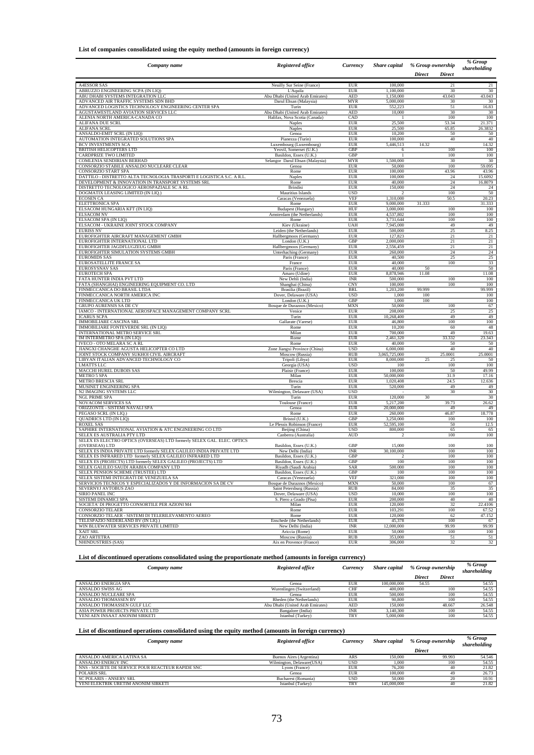**List of companies consolidated using the equity method (amounts in foreign currency)**

| *Company name* | *Registered office* | *Currency* | *Share capital* | *% Group ownership* | | *% Group shareholding* |
|---|---|---|---|---|---|---|
| | | | | *Direct* | *Direct* | |
| A4ESSOR SAS | Neuilly Sur Seine (France) | EUR | 100,000 | | 21 | 21 |
| ABRUZZO ENGINEERING SCPA (IN LIQ) | L'Aquila | EUR | 1,100,000 | | 30 | 30 |
| ABU DHABI SYSTEMS INTEGRATION LLC | Abu Dhabi (United Arab Emirates) | AED | 1,150,000 | | 43.043 | 43.043 |
| ADVANCED AIR TRAFFIC SYSTEMS SDN BHD | Darul Ehsan (Malaysia) | MYR | 5,000,000 | | 30 | 30 |
| ADVANCED LOGISTICS TECHNOLOGY ENGINEERING CENTER SPA | Turin | EUR | 552,223 | | 51 | 16.83 |
| AGUSTAWESTLAND AVIATION SERVICES LLC | Abu Dhabi (United Arab Emirates) | AED | 10,000 | | 30 | 30 |
| ALENIA NORTH AMERICA-CANADA CO | Halifax, Nova Scotia (Canada) | CAD | 1 | | 100 | 100 |
| ALIFANA DUE SCRL | Naples | EUR | 25,500 | | 53.34 | 21.371 |
| ALIFANA SCRL | Naples | EUR | 25,500 | | 65.85 | 26.3832 |
| ANSALDO-EMIT SCRL (IN LIQ) | Genoa | EUR | 10,200 | | 50 | 50 |
| AUTOMATION INTEGRATED SOLUTIONS SPA | Pianezza (Turin) | EUR | 100,000 | | 40 | 40 |
| BCV INVESTMENTS SCA | Luxembourg (Luxembourg) | EUR | 5,446,513 | 14.32 | | 14.32 |
| BRITISH HELICOPTERS LTD | Yeovil, Somerset (U.K.) | GBP | 6 | | 100 | 100 |
| CARDPRIZE TWO LIMITED | Basildon, Essex (U.K.) | GBP | 1 | | 100 | 100 |
| COMLENIA SENDIRIAN BERHAD | Selangor Darul Ehsan (Malaysia) | MYR | 1,500,000 | | 30 | 30 |
| CONSORZIO STABILE ANSALDO NUCLEARE CLEAR | Genoa | EUR | 50,000 | | 100 | 59.095 |
| CONSORZIO START SPA | Rome | EUR | 100,000 | | 43.96 | 43.96 |
| DATTILO - DISTRETTO ALTA TECNOLOGIA TRASPORTI E LOGISTICA S.C. A R.L. | Naples | EUR | 100,000 | | 24 | 15.6092 |
| DEVELOPMENT & INNOVATION IN TRANSPORT SYSTEMS SRL | Rome | EUR | 40,000 | | 24 | 16.8079 |
| DISTRETTO TECNOLOGICO AEROSPAZIALE SC A RL | Brindisi | EUR | 150,000 | | 24 | 24 |
| DOGMATIX LEASING LIMITED (IN LIQ.) | Mauritius Islands | USD | 2 | | 100 | 50 |
| ECOSEN CA | Caracas (Venezuela) | VEF | 1,310,000 | | 50.5 | 20.23 |
| ELETTRONICA SPA | Rome | EUR | 9,000,000 | 31.333 | | 31.333 |
| ELSACOM HUNGARIA KFT (IN LIQ) | Budapest (Hungary) | HUF | 3,000,000 | | 100 | 100 |
| ELSACOM NV | Amsterdam (the Netherlands) | EUR | 4,537,802 | | 100 | 100 |
| ELSACOM SPA (IN LIQ) | Rome | EUR | 3,731,644 | | 100 | 100 |
| ELSACOM - UKRAINE JOINT STOCK COMPANY | Kiev (Ukraine) | UAH | 7,945,000 | | 49 | 49 |
| EURISS NV | Leiden (the Netherlands) | EUR | 500,000 | | 25 | 8.25 |
| EUROFIGHTER AIRCRAFT MANAGEMENT GMBH | Hallbergmoos (Germany) | EUR | 127,823 | | 21 | 21 |
| EUROFIGHTER INTERNATIONAL LTD | London (U.K.) | GBP | 2,000,000 | | 21 | 21 |
| EUROFIGHTER JAGDFLUGZEUG GMBH | Hallbergmoos (Germany) | EUR | 2,556,459 | | 21 | 21 |
| EUROFIGHTER SIMULATION SYSTEMS GMBH | Unterhaching (Germany) | EUR | 260,000 | | 24 | 24 |
| EUROMIDS SAS | Paris (France) | EUR | 40,500 | | 25 | 25 |
| EUROSATELLITE FRANCE SA | France | EUR | 40,000 | | 100 | 33 |
| EUROSYSNAV SAS | Paris (France) | EUR | 40,000 | 50 | | 50 |
| EUROTECH SPA | Amaro (Udine) | EUR | 8,878,946 | 11.08 | | 11.08 |
| FATA HUNTER INDIA PVT LTD | New Dehli (India) | INR | 500,000 | | 100 | 100 |
| FATA (SHANGHAI) ENGINEERING EQUIPMENT CO. LTD | Shanghai (China) | CNY | 100,000 | | 100 | 100 |
| FINMECCANICA DO BRASIL LTDA | Brasilia (Brazil) | BRL | 1,203,200 | 99.999 | | 99.999 |
| FINMECCANICA NORTH AMERICA INC | Dover, Delaware (USA) | USD | 1,000 | 100 | | 100 |
| FINMECCANICA UK LTD | London (U.K.) | GBP | 1,000 | 100 | | 100 |
| GRUPO AURENSIS SA DE CV | Bosque de Duraznos (Mexico) | MXN | 50,000 | | 100 | 67 |
| IAMCO - INTERNATIONAL AEROSPACE MANAGEMENT COMPANY SCRL | Venice | EUR | 208,000 | | 25 | 25 |
| ICARUS SCPA | Turin | EUR | 10,268,400 | | 49 | 49 |
| IMMOBILIARE CASCINA SRL | Gallarate (Varese) | EUR | 46,800 | | 100 | 100 |
| IMMOBILIARE FONTEVERDE SRL (IN LIQ) | Rome | EUR | 10,200 | | 60 | 48 |
| INTERNATIONAL METRO SERVICE SRL | Milan | EUR | 700,000 | | 49 | 19.63 |
| IM INTERMETRO SPA (IN LIQ) | Rome | EUR | 2,461,320 | | 33.332 | 23.343 |
| IVECO - OTO MELARA SC A RL | Rome | EUR | 40,000 | | 50 | 50 |
| JIANGXI CHANGHE AGUSTA HELICOPTER CO LTD | Zone Jiangxi Province (China) | USD | 6,000,000 | | 40 | 40 |
| JOINT STOCK COMPANY SUKHOI CIVIL AIRCRAFT | Moscow (Russia) | RUB | 3,065,725,000 | | 25.0001 | 25.0001 |
| LIBYAN ITALIAN ADVANCED TECHNOLOGY CO | Tripoli (Libya) | EUR | 8,000,000 | 25 | 25 | 50 |
| LMATTS LLC | Georgia (USA) | USD | 100 | | 100 | 100 |
| MACCHI HUREL DUBOIS SAS | Plaisir (France) | EUR | 100,000 | | 50 | 49.99 |
| METRO 5 SPA | Milan | EUR | 50,000,000 | | 31.9 | 17.16 |
| METRO BRESCIA SRL | Brescia | EUR | 1,020,408 | | 24.5 | 12.636 |
| MUSINET ENGINEERING SPA | Turin | EUR | 520,000 | | 49 | 49 |
| N2 IMAGING SYSTEMS LLC | Wilmington, Delaware (USA) | USD | - | | 30 | 30 |
| NGL PRIME SPA | Turin | EUR | 120,000 | 30 | | 30 |
| NOVACOM SERVICES SA | Toulouse (France) | EUR | 5,217,200 | | 39.73 | 26.62 |
| ORIZZONTE - SISTEMI NAVALI SPA | Genoa | EUR | 20,000,000 | | 49 | 49 |
| PEGASO SCRL (IN LIQ.) | Rome | EUR | 260,000 | | 46.87 | 18.778 |
| QUADRICS LTD (IN LIQ) | Bristol (U.K.) | GBP | 3,250,000 | | 100 | 100 |
| ROXEL SAS | Le Plessis Robinson (France) | EUR | 52,595,100 | | 50 | 12.5 |
| SAPHIRE INTERNATIONAL AVIATION & ATC ENGINEERING CO LTD | Beijing (China) | USD | 800,000 | | 65 | 65 |
| SELEX ES AUSTRALIA PTY LTD | Canberra (Australia) | AUD | 2 | | 100 | 100 |
| SELEX ES ELECTRO OPTICS (OVERSEAS) LTD formerly SELEX GAL. ELEC. OPTICS (OVERSEAS) LTD | Basildon, Essex (U.K.) | GBP | 15,000 | | 100 | 100 |
| SELEX ES INDIA PRIVATE LTD formerly SELEX GALILEO INDIA PRIVATE LTD | New Delhi (India) | INR | 30,100,000 | | 100 | 100 |
| SELEX ES INFRARED LTD formerly SELEX GALILEO INFRARED LTD | Basildon, Essex (U.K.) | GBP | 2 | | 100 | 100 |
| SELEX ES (PROJECTS) LTD formerly SELEX GALILEO (PROJECTS) LTD | Basildon, Essex (U.K.) | GBP | 100 | | 100 | 100 |
| SELEX GALILEO SAUDI ARABIA COMPANY LTD | Riyadh (Saudi Arabia) | SAR | 500,000 | | 100 | 100 |
| SELEX PENSION SCHEME (TRUSTEE) LTD | Basildon, Essex (U.K.) | GBP | 100 | | 100 | 100 |
| SELEX SISTEMI INTEGRATI DE VENEZUELA SA | Caracas (Venezuela) | VEF | 321,000 | | 100 | 100 |
| SERVICIOS TECNICOS Y ESPECIALIZADOS DE INFORMACION SA DE CV | Bosque de Duraznos (Mexico) | MXN | 50,000 | | 100 | 67 |
| SEVERNYJ AVTOBUS ZAO | Saint Petersburg (Russia) | RUB | 84,000 | | 35 | 35 |
| SIRIO PANEL INC | Dover, Delaware (USA) | USD | 10,000 | | 100 | 100 |
| SISTEMI DINAMICI SPA | S. Piero a Grado (Pisa) | EUR | 200,000 | | 40 | 40 |
| SOCIETA' DI PROGETTO CONSORTILE PER AZIONI M4 | Milan | EUR | 120,000 | | 32 | 22.4106 |
| CONSORZIO TELAER | Rome | EUR | 103,291 | | 100 | 67.52 |
| CONSORZIO TELAER - SISTEMI DI TELERILEVAMENTO AEREO | Rome | EUR | 120,000 | | 62 | 47.152 |
| TELESPAZIO NEDERLAND BV (IN LIQ.) | Enschede (the Netherlands) | EUR | 45,378 | | 100 | 67 |
| WIN BLUEWATER SERVICES PRIVATE LIMITED | New Delhi (India) | INR | 12,000,000 | | 99.99 | 99.99 |
| XAIT SRL | Ariccia (Rome) | EUR | 50,000 | | 100 | 100 |
| ZAO ARTETRA | Moscow (Russia) | RUB | 353,000 | | 51 | 51 |
| NHINDUSTRIES (SAS) | Aix en Provence (France) | EUR | 306,000 | | 32 | 32 |

**List of discontinued operations consolidated using the proportionate method (amounts in foreign currency)**

| *Company name* | *Registered office* | *Currency* | *Share capital* | *% Group ownership* | | *% Group shareholding* |
|---|---|---|---|---|---|---|
| | | | | *Direct* | *Direct* | |
| ANSALDO ENERGIA SPA | Genoa | EUR | 100,000,000 | 54.55 | | 54.55 |
| ANSALDO SWISS AG | Wurenlingen (Switzerland) | CHF | 400,000 | | 100 | 54.55 |
| ANSALDO NUCLEARE SPA | Genoa | EUR | 500,000 | | 100 | 54.55 |
| ANSALDO THOMASSEN BV | Rheden (the Netherlands) | EUR | 90,800 | | 100 | 54.55 |
| ANSALDO THOMASSEN GULF LLC | Abu Dhabi (United Arab Emirates) | AED | 150,000 | | 48.667 | 26.548 |
| ASIA POWER PROJECTS PRIVATE LTD | Bangalore (India) | INR | 3,140,300 | | 100 | 54.55 |
| YENI AEN INSAAT ANONIM SIRKETI | Istanbul (Turkey) | TRY | 5,000,000 | | 100 | 54.55 |

**List of discontinued operations consolidated using the equity method (amounts in foreign currency)**

| *Company name* | *Registered office* | *Currency* | *Share capital* | *% Group ownership* | | *% Group shareholding* |
|---|---|---|---|---|---|---|
| | | | | *Direct* | | |
| ANSALDO AMERICA LATINA SA | Buenos Aires (Argentina) | ARS | 150,000 | | 99.993 | 54.546 |
| ANSALDO ENERGY INC | Wilmington, Delaware(USA) | USD | 1,000 | | 100 | 54.55 |
| NNS - SOCIETE DE SERVICE POUR REACTEUR RAPIDE SNC | Lyons (France) | EUR | 76,200 | | 40 | 21.82 |
| POLARIS SRL | Genoa | EUR | 100,000 | | 49 | 26.73 |
| SC POLARIS - ANSERV SRL | Bucharest (Romania) | USD | 50,000 | | 20 | 10.91 |
| YENI ELEKTRIK URETIM ANONIM SIRKETI | Istanbul (Turkey) | TRY | 145,000,000 | | 40 | 21.82 |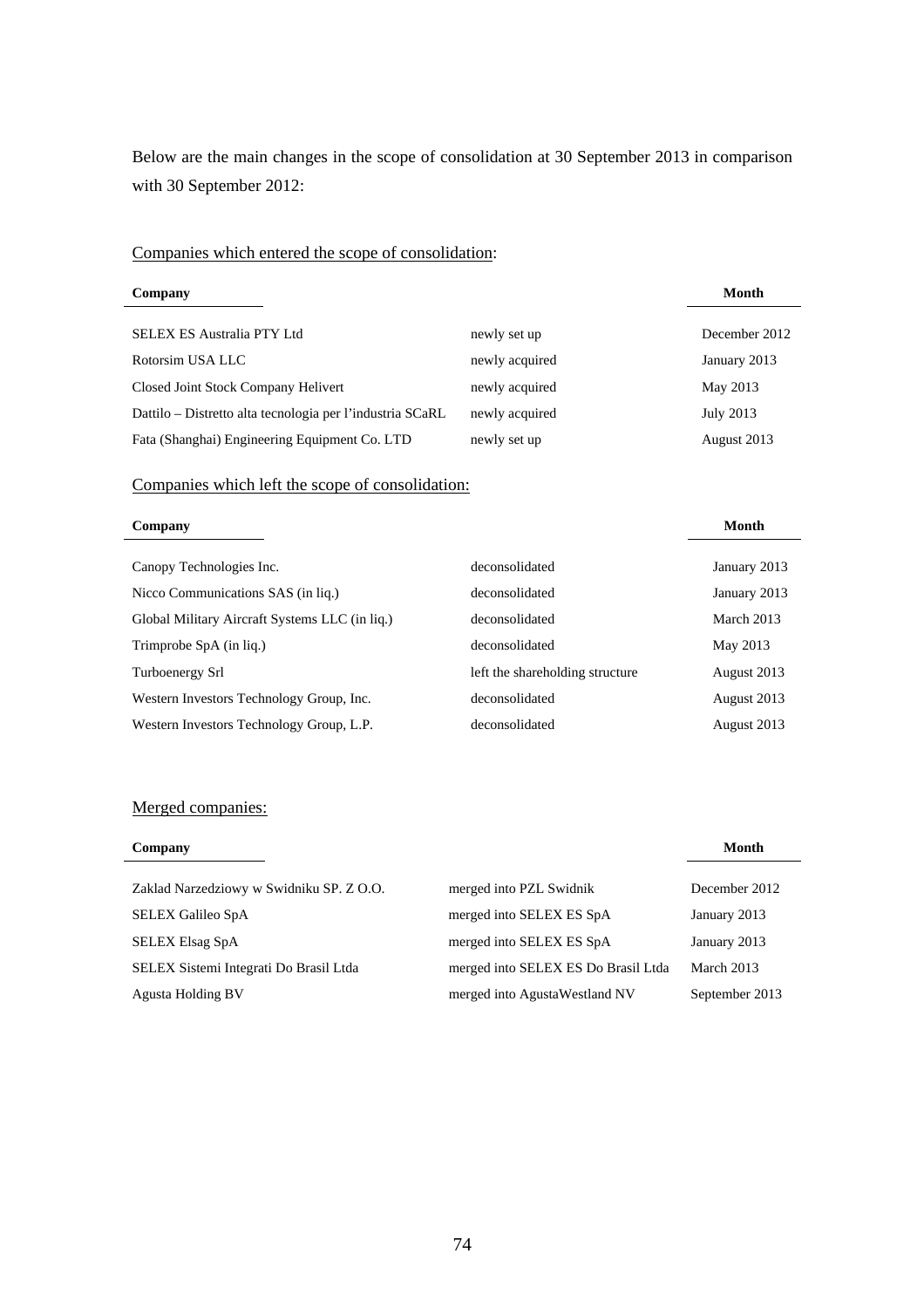Below are the main changes in the scope of consolidation at 30 September 2013 in comparison with 30 September 2012:

Companies which entered the scope of consolidation:

| Company | | Month |
|---|---|---|
| SELEX ES Australia PTY Ltd | newly set up | December 2012 |
| Rotorsim USA LLC | newly acquired | January 2013 |
| Closed Joint Stock Company Helivert | newly acquired | May 2013 |
| Dattilo – Distretto alta tecnologia per l'industria SCaRL | newly acquired | July 2013 |
| Fata (Shanghai) Engineering Equipment Co. LTD | newly set up | August 2013 |

Companies which left the scope of consolidation:

| Company | | Month |
|---|---|---|
| Canopy Technologies Inc. | deconsolidated | January 2013 |
| Nicco Communications SAS (in liq.) | deconsolidated | January 2013 |
| Global Military Aircraft Systems LLC (in liq.) | deconsolidated | March 2013 |
| Trimprobe SpA (in liq.) | deconsolidated | May 2013 |
| Turboenergy Srl | left the shareholding structure | August 2013 |
| Western Investors Technology Group, Inc. | deconsolidated | August 2013 |
| Western Investors Technology Group, L.P. | deconsolidated | August 2013 |

Merged companies:

| Company | | Month |
|---|---|---|
| Zaklad Narzedziowy w Swidniku SP. Z O.O. | merged into PZL Swidnik | December 2012 |
| SELEX Galileo SpA | merged into SELEX ES SpA | January 2013 |
| SELEX Elsag SpA | merged into SELEX ES SpA | January 2013 |
| SELEX Sistemi Integrati Do Brasil Ltda | merged into SELEX ES Do Brasil Ltda | March 2013 |
| Agusta Holding BV | merged into AgustaWestland NV | September 2013 |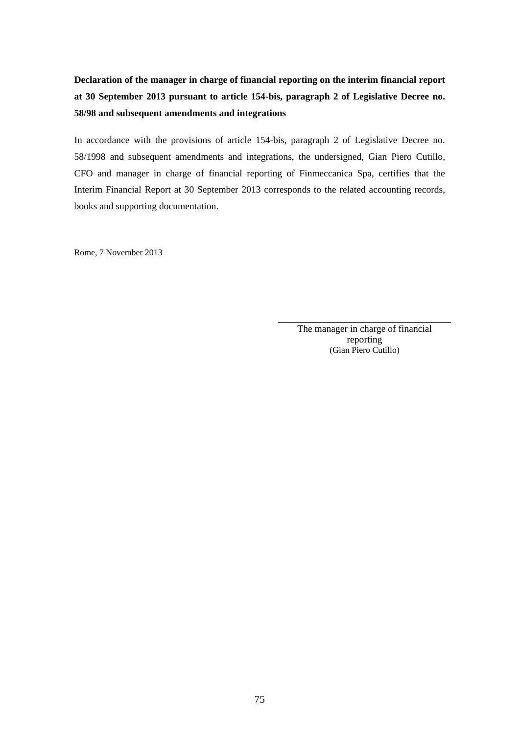**Declaration of the manager in charge of financial reporting on the interim financial report at 30 September 2013 pursuant to article 154-bis, paragraph 2 of Legislative Decree no. 58/98 and subsequent amendments and integrations**

In accordance with the provisions of article 154-bis, paragraph 2 of Legislative Decree no. 58/1998 and subsequent amendments and integrations, the undersigned, Gian Piero Cutillo, CFO and manager in charge of financial reporting of Finmeccanica Spa, certifies that the Interim Financial Report at 30 September 2013 corresponds to the related accounting records, books and supporting documentation.

Rome, 7 November 2013

The manager in charge of financial reporting
(Gian Piero Cutillo)